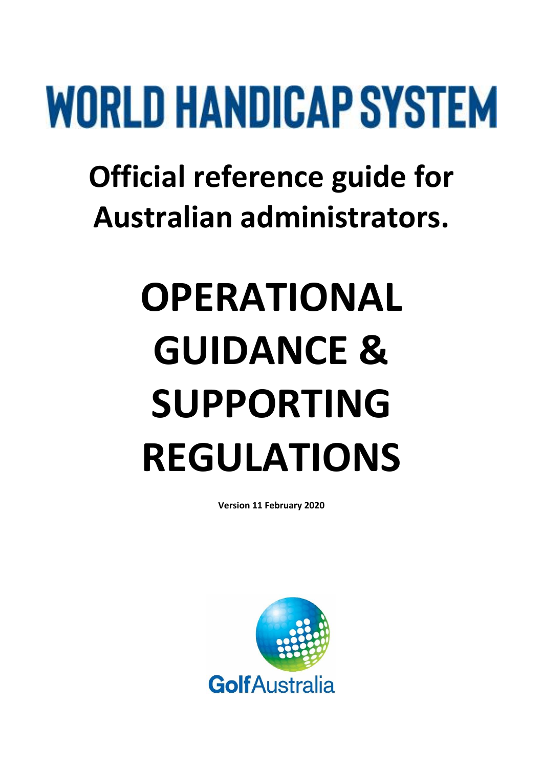# WORLD HANDICAP SYSTEM

## Official reference guide for Australian administrators.

# OPERATIONAL GUIDANCE & SUPPORTING REGULATIONS

**Version 11 February 2020**

GolfAustralia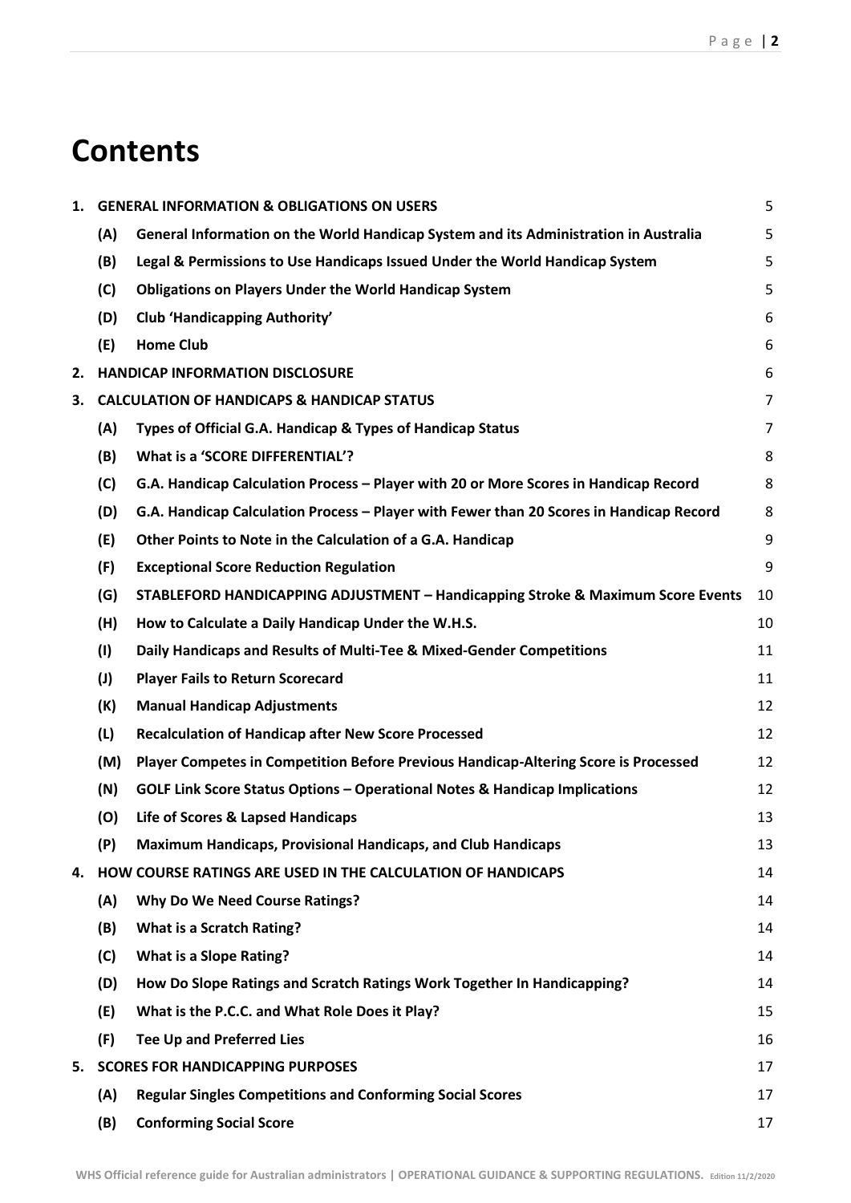# Contents

| | | | |
|---|---|---|---|
| **1.** | **GENERAL INFORMATION & OBLIGATIONS ON USERS** | | 5 |
| | **(A)** | **General Information on the World Handicap System and its Administration in Australia** | 5 |
| | **(B)** | **Legal & Permissions to Use Handicaps Issued Under the World Handicap System** | 5 |
| | **(C)** | **Obligations on Players Under the World Handicap System** | 5 |
| | **(D)** | **Club 'Handicapping Authority'** | 6 |
| | **(E)** | **Home Club** | 6 |
| **2.** | **HANDICAP INFORMATION DISCLOSURE** | | 6 |
| **3.** | **CALCULATION OF HANDICAPS & HANDICAP STATUS** | | 7 |
| | **(A)** | **Types of Official G.A. Handicap & Types of Handicap Status** | 7 |
| | **(B)** | **What is a 'SCORE DIFFERENTIAL'?** | 8 |
| | **(C)** | **G.A. Handicap Calculation Process – Player with 20 or More Scores in Handicap Record** | 8 |
| | **(D)** | **G.A. Handicap Calculation Process – Player with Fewer than 20 Scores in Handicap Record** | 8 |
| | **(E)** | **Other Points to Note in the Calculation of a G.A. Handicap** | 9 |
| | **(F)** | **Exceptional Score Reduction Regulation** | 9 |
| | **(G)** | **STABLEFORD HANDICAPPING ADJUSTMENT – Handicapping Stroke & Maximum Score Events** | 10 |
| | **(H)** | **How to Calculate a Daily Handicap Under the W.H.S.** | 10 |
| | **(I)** | **Daily Handicaps and Results of Multi-Tee & Mixed-Gender Competitions** | 11 |
| | **(J)** | **Player Fails to Return Scorecard** | 11 |
| | **(K)** | **Manual Handicap Adjustments** | 12 |
| | **(L)** | **Recalculation of Handicap after New Score Processed** | 12 |
| | **(M)** | **Player Competes in Competition Before Previous Handicap-Altering Score is Processed** | 12 |
| | **(N)** | **GOLF Link Score Status Options – Operational Notes & Handicap Implications** | 12 |
| | **(O)** | **Life of Scores & Lapsed Handicaps** | 13 |
| | **(P)** | **Maximum Handicaps, Provisional Handicaps, and Club Handicaps** | 13 |
| **4.** | **HOW COURSE RATINGS ARE USED IN THE CALCULATION OF HANDICAPS** | | 14 |
| | **(A)** | **Why Do We Need Course Ratings?** | 14 |
| | **(B)** | **What is a Scratch Rating?** | 14 |
| | **(C)** | **What is a Slope Rating?** | 14 |
| | **(D)** | **How Do Slope Ratings and Scratch Ratings Work Together In Handicapping?** | 14 |
| | **(E)** | **What is the P.C.C. and What Role Does it Play?** | 15 |
| | **(F)** | **Tee Up and Preferred Lies** | 16 |
| **5.** | **SCORES FOR HANDICAPPING PURPOSES** | | 17 |
| | **(A)** | **Regular Singles Competitions and Conforming Social Scores** | 17 |
| | **(B)** | **Conforming Social Score** | 17 |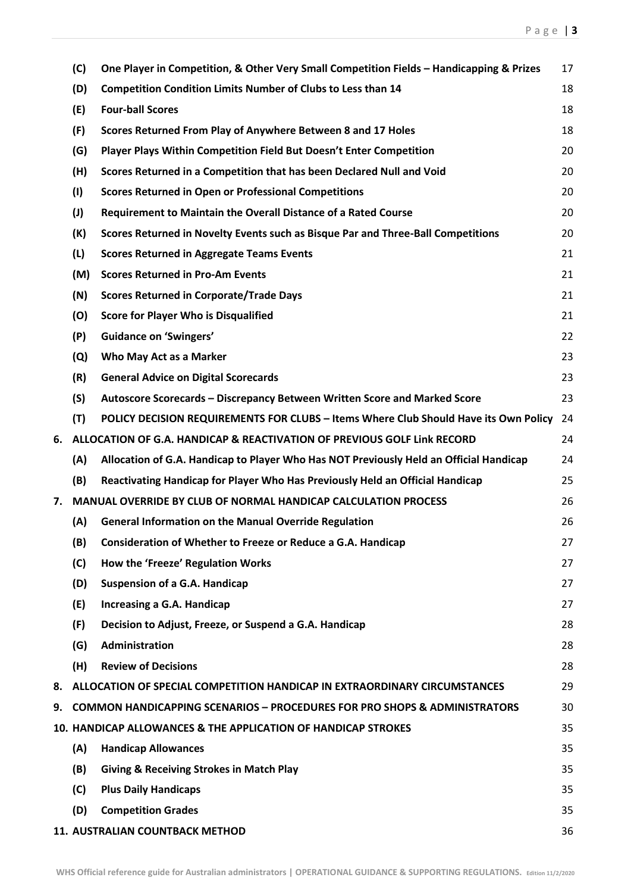| | | |
|---|---|---|
| **(C)** | **One Player in Competition, & Other Very Small Competition Fields – Handicapping & Prizes** | 17 |
| **(D)** | **Competition Condition Limits Number of Clubs to Less than 14** | 18 |
| **(E)** | **Four-ball Scores** | 18 |
| **(F)** | **Scores Returned From Play of Anywhere Between 8 and 17 Holes** | 18 |
| **(G)** | **Player Plays Within Competition Field But Doesn't Enter Competition** | 20 |
| **(H)** | **Scores Returned in a Competition that has been Declared Null and Void** | 20 |
| **(I)** | **Scores Returned in Open or Professional Competitions** | 20 |
| **(J)** | **Requirement to Maintain the Overall Distance of a Rated Course** | 20 |
| **(K)** | **Scores Returned in Novelty Events such as Bisque Par and Three-Ball Competitions** | 20 |
| **(L)** | **Scores Returned in Aggregate Teams Events** | 21 |
| **(M)** | **Scores Returned in Pro-Am Events** | 21 |
| **(N)** | **Scores Returned in Corporate/Trade Days** | 21 |
| **(O)** | **Score for Player Who is Disqualified** | 21 |
| **(P)** | **Guidance on 'Swingers'** | 22 |
| **(Q)** | **Who May Act as a Marker** | 23 |
| **(R)** | **General Advice on Digital Scorecards** | 23 |
| **(S)** | **Autoscore Scorecards – Discrepancy Between Written Score and Marked Score** | 23 |
| **(T)** | **POLICY DECISION REQUIREMENTS FOR CLUBS – Items Where Club Should Have its Own Policy** | 24 |

**6. ALLOCATION OF G.A. HANDICAP & REACTIVATION OF PREVIOUS GOLF Link RECORD** — 24

| | | |
|---|---|---|
| **(A)** | **Allocation of G.A. Handicap to Player Who Has NOT Previously Held an Official Handicap** | 24 |
| **(B)** | **Reactivating Handicap for Player Who Has Previously Held an Official Handicap** | 25 |

**7. MANUAL OVERRIDE BY CLUB OF NORMAL HANDICAP CALCULATION PROCESS** — 26

| | | |
|---|---|---|
| **(A)** | **General Information on the Manual Override Regulation** | 26 |
| **(B)** | **Consideration of Whether to Freeze or Reduce a G.A. Handicap** | 27 |
| **(C)** | **How the 'Freeze' Regulation Works** | 27 |
| **(D)** | **Suspension of a G.A. Handicap** | 27 |
| **(E)** | **Increasing a G.A. Handicap** | 27 |
| **(F)** | **Decision to Adjust, Freeze, or Suspend a G.A. Handicap** | 28 |
| **(G)** | **Administration** | 28 |
| **(H)** | **Review of Decisions** | 28 |

**8. ALLOCATION OF SPECIAL COMPETITION HANDICAP IN EXTRAORDINARY CIRCUMSTANCES** — 29

**9. COMMON HANDICAPPING SCENARIOS – PROCEDURES FOR PRO SHOPS & ADMINISTRATORS** — 30

**10. HANDICAP ALLOWANCES & THE APPLICATION OF HANDICAP STROKES** — 35

| | | |
|---|---|---|
| **(A)** | **Handicap Allowances** | 35 |
| **(B)** | **Giving & Receiving Strokes in Match Play** | 35 |
| **(C)** | **Plus Daily Handicaps** | 35 |
| **(D)** | **Competition Grades** | 35 |

**11. AUSTRALIAN COUNTBACK METHOD** — 36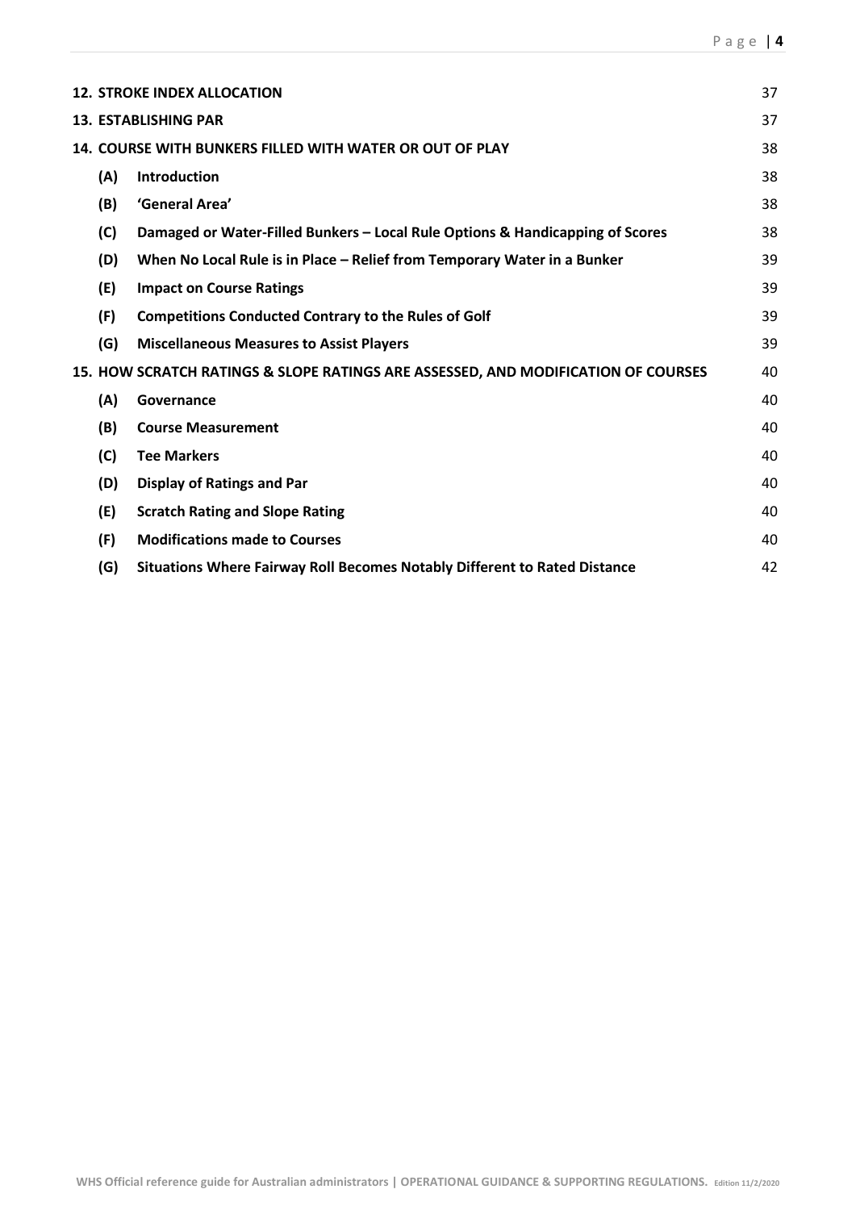| | | |
|---|---|---|
| **12. STROKE INDEX ALLOCATION** | | 37 |
| **13. ESTABLISHING PAR** | | 37 |
| **14. COURSE WITH BUNKERS FILLED WITH WATER OR OUT OF PLAY** | | 38 |
| **(A)** | **Introduction** | 38 |
| **(B)** | **'General Area'** | 38 |
| **(C)** | **Damaged or Water-Filled Bunkers – Local Rule Options & Handicapping of Scores** | 38 |
| **(D)** | **When No Local Rule is in Place – Relief from Temporary Water in a Bunker** | 39 |
| **(E)** | **Impact on Course Ratings** | 39 |
| **(F)** | **Competitions Conducted Contrary to the Rules of Golf** | 39 |
| **(G)** | **Miscellaneous Measures to Assist Players** | 39 |
| **15. HOW SCRATCH RATINGS & SLOPE RATINGS ARE ASSESSED, AND MODIFICATION OF COURSES** | | 40 |
| **(A)** | **Governance** | 40 |
| **(B)** | **Course Measurement** | 40 |
| **(C)** | **Tee Markers** | 40 |
| **(D)** | **Display of Ratings and Par** | 40 |
| **(E)** | **Scratch Rating and Slope Rating** | 40 |
| **(F)** | **Modifications made to Courses** | 40 |
| **(G)** | **Situations Where Fairway Roll Becomes Notably Different to Rated Distance** | 42 |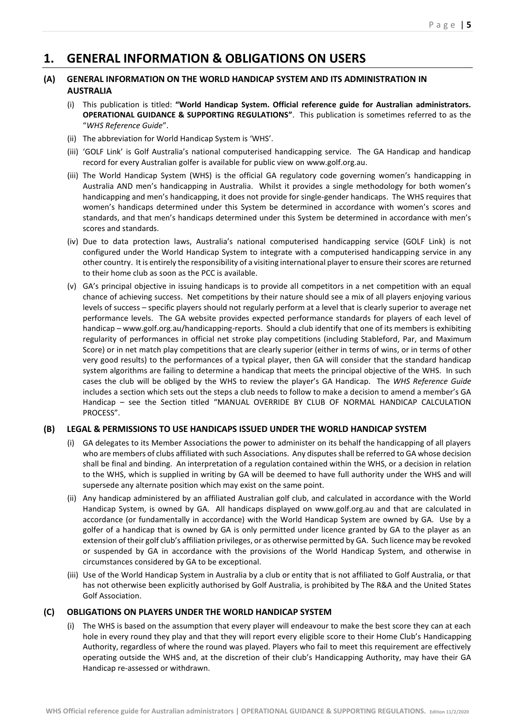# 1. GENERAL INFORMATION & OBLIGATIONS ON USERS

## (A) GENERAL INFORMATION ON THE WORLD HANDICAP SYSTEM AND ITS ADMINISTRATION IN AUSTRALIA

(i) This publication is titled: **"World Handicap System. Official reference guide for Australian administrators. OPERATIONAL GUIDANCE & SUPPORTING REGULATIONS"**. This publication is sometimes referred to as the "*WHS Reference Guide*".

(ii) The abbreviation for World Handicap System is 'WHS'.

(iii) 'GOLF Link' is Golf Australia's national computerised handicapping service. The GA Handicap and handicap record for every Australian golfer is available for public view on www.golf.org.au.

(iii) The World Handicap System (WHS) is the official GA regulatory code governing women's handicapping in Australia AND men's handicapping in Australia. Whilst it provides a single methodology for both women's handicapping and men's handicapping, it does not provide for single-gender handicaps. The WHS requires that women's handicaps determined under this System be determined in accordance with women's scores and standards, and that men's handicaps determined under this System be determined in accordance with men's scores and standards.

(iv) Due to data protection laws, Australia's national computerised handicapping service (GOLF Link) is not configured under the World Handicap System to integrate with a computerised handicapping service in any other country. It is entirely the responsibility of a visiting international player to ensure their scores are returned to their home club as soon as the PCC is available.

(v) GA's principal objective in issuing handicaps is to provide all competitors in a net competition with an equal chance of achieving success. Net competitions by their nature should see a mix of all players enjoying various levels of success – specific players should not regularly perform at a level that is clearly superior to average net performance levels. The GA website provides expected performance standards for players of each level of handicap – www.golf.org.au/handicapping-reports. Should a club identify that one of its members is exhibiting regularity of performances in official net stroke play competitions (including Stableford, Par, and Maximum Score) or in net match play competitions that are clearly superior (either in terms of wins, or in terms of other very good results) to the performances of a typical player, then GA will consider that the standard handicap system algorithms are failing to determine a handicap that meets the principal objective of the WHS. In such cases the club will be obliged by the WHS to review the player's GA Handicap. The *WHS Reference Guide* includes a section which sets out the steps a club needs to follow to make a decision to amend a member's GA Handicap – see the Section titled "MANUAL OVERRIDE BY CLUB OF NORMAL HANDICAP CALCULATION PROCESS".

## (B) LEGAL & PERMISSIONS TO USE HANDICAPS ISSUED UNDER THE WORLD HANDICAP SYSTEM

(i) GA delegates to its Member Associations the power to administer on its behalf the handicapping of all players who are members of clubs affiliated with such Associations. Any disputes shall be referred to GA whose decision shall be final and binding. An interpretation of a regulation contained within the WHS, or a decision in relation to the WHS, which is supplied in writing by GA will be deemed to have full authority under the WHS and will supersede any alternate position which may exist on the same point.

(ii) Any handicap administered by an affiliated Australian golf club, and calculated in accordance with the World Handicap System, is owned by GA. All handicaps displayed on www.golf.org.au and that are calculated in accordance (or fundamentally in accordance) with the World Handicap System are owned by GA. Use by a golfer of a handicap that is owned by GA is only permitted under licence granted by GA to the player as an extension of their golf club's affiliation privileges, or as otherwise permitted by GA. Such licence may be revoked or suspended by GA in accordance with the provisions of the World Handicap System, and otherwise in circumstances considered by GA to be exceptional.

(iii) Use of the World Handicap System in Australia by a club or entity that is not affiliated to Golf Australia, or that has not otherwise been explicitly authorised by Golf Australia, is prohibited by The R&A and the United States Golf Association.

## (C) OBLIGATIONS ON PLAYERS UNDER THE WORLD HANDICAP SYSTEM

(i) The WHS is based on the assumption that every player will endeavour to make the best score they can at each hole in every round they play and that they will report every eligible score to their Home Club's Handicapping Authority, regardless of where the round was played. Players who fail to meet this requirement are effectively operating outside the WHS and, at the discretion of their club's Handicapping Authority, may have their GA Handicap re-assessed or withdrawn.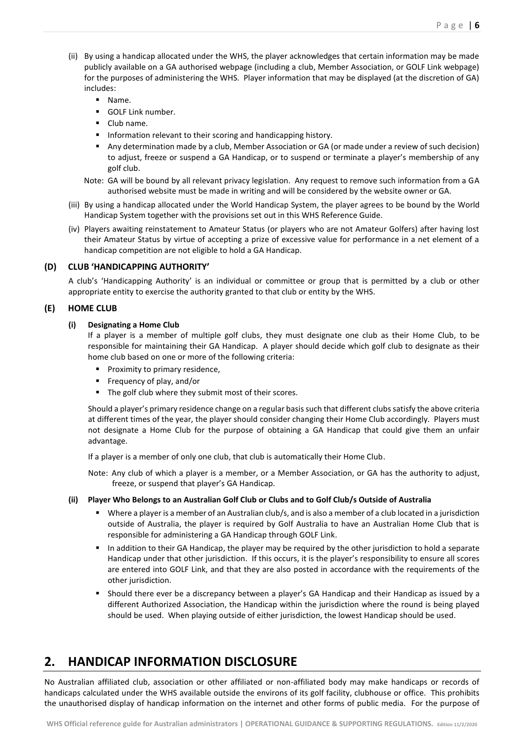(ii) By using a handicap allocated under the WHS, the player acknowledges that certain information may be made publicly available on a GA authorised webpage (including a club, Member Association, or GOLF Link webpage) for the purposes of administering the WHS. Player information that may be displayed (at the discretion of GA) includes:

- Name.
- GOLF Link number.
- Club name.
- Information relevant to their scoring and handicapping history.
- Any determination made by a club, Member Association or GA (or made under a review of such decision) to adjust, freeze or suspend a GA Handicap, or to suspend or terminate a player's membership of any golf club.

Note: GA will be bound by all relevant privacy legislation. Any request to remove such information from a GA authorised website must be made in writing and will be considered by the website owner or GA.

(iii) By using a handicap allocated under the World Handicap System, the player agrees to be bound by the World Handicap System together with the provisions set out in this WHS Reference Guide.

(iv) Players awaiting reinstatement to Amateur Status (or players who are not Amateur Golfers) after having lost their Amateur Status by virtue of accepting a prize of excessive value for performance in a net element of a handicap competition are not eligible to hold a GA Handicap.

### (D) CLUB 'HANDICAPPING AUTHORITY'

A club's 'Handicapping Authority' is an individual or committee or group that is permitted by a club or other appropriate entity to exercise the authority granted to that club or entity by the WHS.

### (E) HOME CLUB

#### (i) Designating a Home Club

If a player is a member of multiple golf clubs, they must designate one club as their Home Club, to be responsible for maintaining their GA Handicap. A player should decide which golf club to designate as their home club based on one or more of the following criteria:

- Proximity to primary residence,
- Frequency of play, and/or
- The golf club where they submit most of their scores.

Should a player's primary residence change on a regular basis such that different clubs satisfy the above criteria at different times of the year, the player should consider changing their Home Club accordingly. Players must not designate a Home Club for the purpose of obtaining a GA Handicap that could give them an unfair advantage.

If a player is a member of only one club, that club is automatically their Home Club.

Note: Any club of which a player is a member, or a Member Association, or GA has the authority to adjust, freeze, or suspend that player's GA Handicap.

#### (ii) Player Who Belongs to an Australian Golf Club or Clubs and to Golf Club/s Outside of Australia

- Where a player is a member of an Australian club/s, and is also a member of a club located in a jurisdiction outside of Australia, the player is required by Golf Australia to have an Australian Home Club that is responsible for administering a GA Handicap through GOLF Link.
- In addition to their GA Handicap, the player may be required by the other jurisdiction to hold a separate Handicap under that other jurisdiction. If this occurs, it is the player's responsibility to ensure all scores are entered into GOLF Link, and that they are also posted in accordance with the requirements of the other jurisdiction.
- Should there ever be a discrepancy between a player's GA Handicap and their Handicap as issued by a different Authorized Association, the Handicap within the jurisdiction where the round is being played should be used. When playing outside of either jurisdiction, the lowest Handicap should be used.

## 2. HANDICAP INFORMATION DISCLOSURE

No Australian affiliated club, association or other affiliated or non-affiliated body may make handicaps or records of handicaps calculated under the WHS available outside the environs of its golf facility, clubhouse or office. This prohibits the unauthorised display of handicap information on the internet and other forms of public media. For the purpose of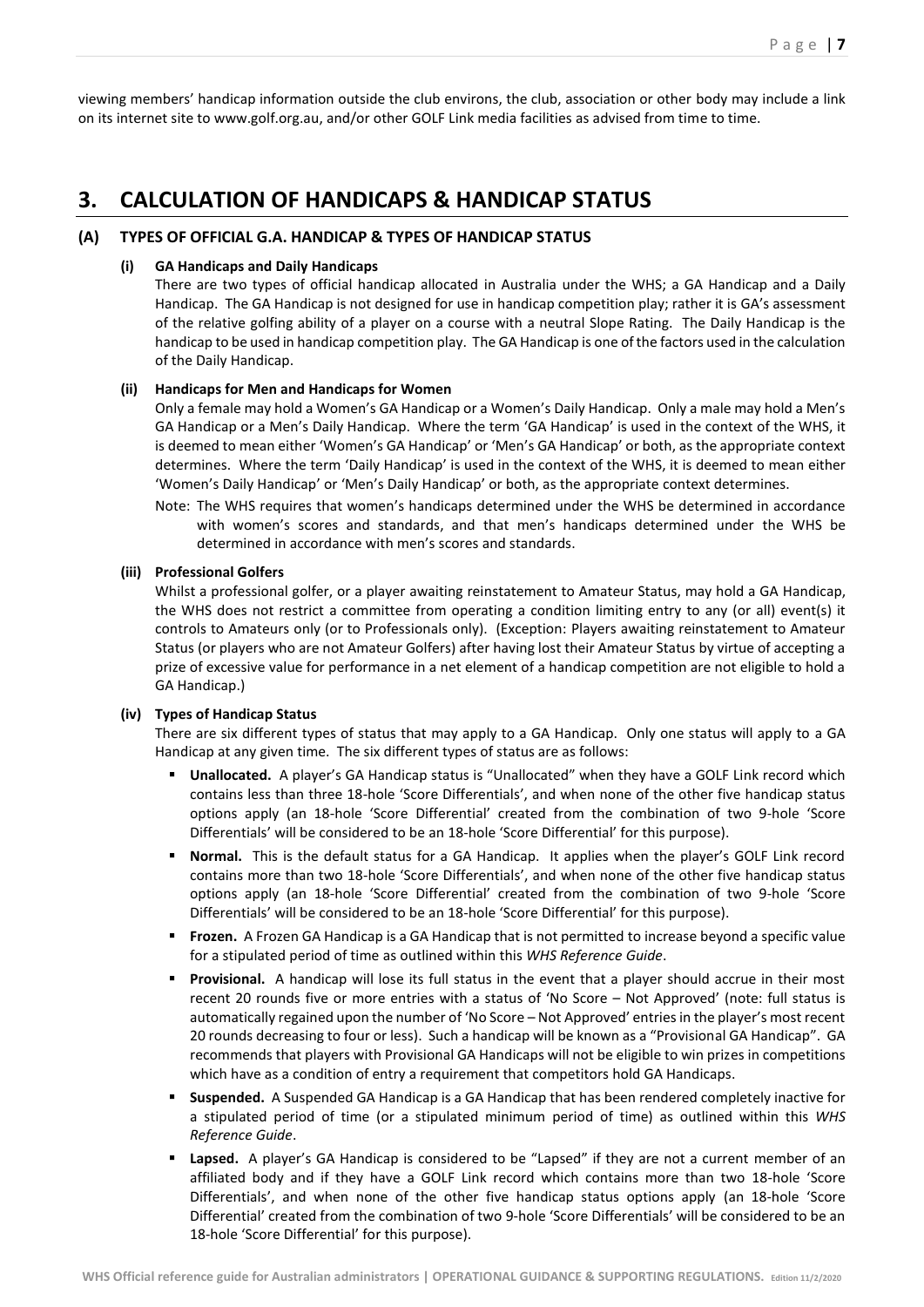viewing members' handicap information outside the club environs, the club, association or other body may include a link on its internet site to www.golf.org.au, and/or other GOLF Link media facilities as advised from time to time.

# 3. CALCULATION OF HANDICAPS & HANDICAP STATUS

## (A) TYPES OF OFFICIAL G.A. HANDICAP & TYPES OF HANDICAP STATUS

### (i) GA Handicaps and Daily Handicaps

There are two types of official handicap allocated in Australia under the WHS; a GA Handicap and a Daily Handicap. The GA Handicap is not designed for use in handicap competition play; rather it is GA's assessment of the relative golfing ability of a player on a course with a neutral Slope Rating. The Daily Handicap is the handicap to be used in handicap competition play. The GA Handicap is one of the factors used in the calculation of the Daily Handicap.

### (ii) Handicaps for Men and Handicaps for Women

Only a female may hold a Women's GA Handicap or a Women's Daily Handicap. Only a male may hold a Men's GA Handicap or a Men's Daily Handicap. Where the term 'GA Handicap' is used in the context of the WHS, it is deemed to mean either 'Women's GA Handicap' or 'Men's GA Handicap' or both, as the appropriate context determines. Where the term 'Daily Handicap' is used in the context of the WHS, it is deemed to mean either 'Women's Daily Handicap' or 'Men's Daily Handicap' or both, as the appropriate context determines.

Note: The WHS requires that women's handicaps determined under the WHS be determined in accordance with women's scores and standards, and that men's handicaps determined under the WHS be determined in accordance with men's scores and standards.

### (iii) Professional Golfers

Whilst a professional golfer, or a player awaiting reinstatement to Amateur Status, may hold a GA Handicap, the WHS does not restrict a committee from operating a condition limiting entry to any (or all) event(s) it controls to Amateurs only (or to Professionals only). (Exception: Players awaiting reinstatement to Amateur Status (or players who are not Amateur Golfers) after having lost their Amateur Status by virtue of accepting a prize of excessive value for performance in a net element of a handicap competition are not eligible to hold a GA Handicap.)

### (iv) Types of Handicap Status

There are six different types of status that may apply to a GA Handicap. Only one status will apply to a GA Handicap at any given time. The six different types of status are as follows:

- **Unallocated.** A player's GA Handicap status is "Unallocated" when they have a GOLF Link record which contains less than three 18-hole 'Score Differentials', and when none of the other five handicap status options apply (an 18-hole 'Score Differential' created from the combination of two 9-hole 'Score Differentials' will be considered to be an 18-hole 'Score Differential' for this purpose).
- **Normal.** This is the default status for a GA Handicap. It applies when the player's GOLF Link record contains more than two 18-hole 'Score Differentials', and when none of the other five handicap status options apply (an 18-hole 'Score Differential' created from the combination of two 9-hole 'Score Differentials' will be considered to be an 18-hole 'Score Differential' for this purpose).
- **Frozen.** A Frozen GA Handicap is a GA Handicap that is not permitted to increase beyond a specific value for a stipulated period of time as outlined within this *WHS Reference Guide*.
- **Provisional.** A handicap will lose its full status in the event that a player should accrue in their most recent 20 rounds five or more entries with a status of 'No Score – Not Approved' (note: full status is automatically regained upon the number of 'No Score – Not Approved' entries in the player's most recent 20 rounds decreasing to four or less). Such a handicap will be known as a "Provisional GA Handicap". GA recommends that players with Provisional GA Handicaps will not be eligible to win prizes in competitions which have as a condition of entry a requirement that competitors hold GA Handicaps.
- **Suspended.** A Suspended GA Handicap is a GA Handicap that has been rendered completely inactive for a stipulated period of time (or a stipulated minimum period of time) as outlined within this *WHS Reference Guide*.
- **Lapsed.** A player's GA Handicap is considered to be "Lapsed" if they are not a current member of an affiliated body and if they have a GOLF Link record which contains more than two 18-hole 'Score Differentials', and when none of the other five handicap status options apply (an 18-hole 'Score Differential' created from the combination of two 9-hole 'Score Differentials' will be considered to be an 18-hole 'Score Differential' for this purpose).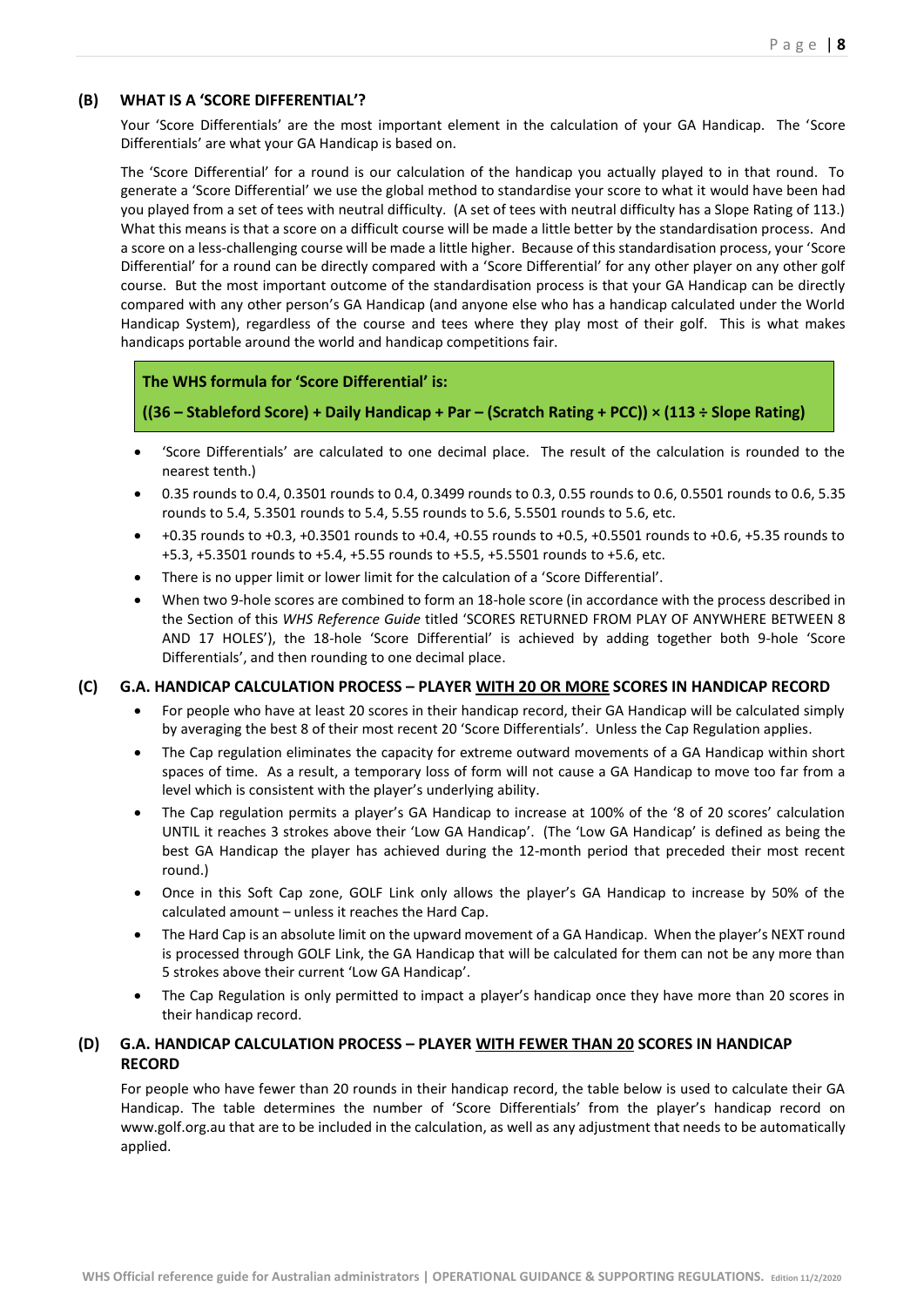### (B) WHAT IS A 'SCORE DIFFERENTIAL'?

Your 'Score Differentials' are the most important element in the calculation of your GA Handicap. The 'Score Differentials' are what your GA Handicap is based on.

The 'Score Differential' for a round is our calculation of the handicap you actually played to in that round. To generate a 'Score Differential' we use the global method to standardise your score to what it would have been had you played from a set of tees with neutral difficulty. (A set of tees with neutral difficulty has a Slope Rating of 113.) What this means is that a score on a difficult course will be made a little better by the standardisation process. And a score on a less-challenging course will be made a little higher. Because of this standardisation process, your 'Score Differential' for a round can be directly compared with a 'Score Differential' for any other player on any other golf course. But the most important outcome of the standardisation process is that your GA Handicap can be directly compared with any other person's GA Handicap (and anyone else who has a handicap calculated under the World Handicap System), regardless of the course and tees where they play most of their golf. This is what makes handicaps portable around the world and handicap competitions fair.

**The WHS formula for 'Score Differential' is:**

**((36 – Stableford Score) + Daily Handicap + Par – (Scratch Rating + PCC)) × (113 ÷ Slope Rating)**

- 'Score Differentials' are calculated to one decimal place. The result of the calculation is rounded to the nearest tenth.)
- 0.35 rounds to 0.4, 0.3501 rounds to 0.4, 0.3499 rounds to 0.3, 0.55 rounds to 0.6, 0.5501 rounds to 0.6, 5.35 rounds to 5.4, 5.3501 rounds to 5.4, 5.55 rounds to 5.6, 5.5501 rounds to 5.6, etc.
- +0.35 rounds to +0.3, +0.3501 rounds to +0.4, +0.55 rounds to +0.5, +0.5501 rounds to +0.6, +5.35 rounds to +5.3, +5.3501 rounds to +5.4, +5.55 rounds to +5.5, +5.5501 rounds to +5.6, etc.
- There is no upper limit or lower limit for the calculation of a 'Score Differential'.
- When two 9-hole scores are combined to form an 18-hole score (in accordance with the process described in the Section of this *WHS Reference Guide* titled 'SCORES RETURNED FROM PLAY OF ANYWHERE BETWEEN 8 AND 17 HOLES'), the 18-hole 'Score Differential' is achieved by adding together both 9-hole 'Score Differentials', and then rounding to one decimal place.

### (C) G.A. HANDICAP CALCULATION PROCESS – PLAYER WITH 20 OR MORE SCORES IN HANDICAP RECORD

- For people who have at least 20 scores in their handicap record, their GA Handicap will be calculated simply by averaging the best 8 of their most recent 20 'Score Differentials'. Unless the Cap Regulation applies.
- The Cap regulation eliminates the capacity for extreme outward movements of a GA Handicap within short spaces of time. As a result, a temporary loss of form will not cause a GA Handicap to move too far from a level which is consistent with the player's underlying ability.
- The Cap regulation permits a player's GA Handicap to increase at 100% of the '8 of 20 scores' calculation UNTIL it reaches 3 strokes above their 'Low GA Handicap'. (The 'Low GA Handicap' is defined as being the best GA Handicap the player has achieved during the 12-month period that preceded their most recent round.)
- Once in this Soft Cap zone, GOLF Link only allows the player's GA Handicap to increase by 50% of the calculated amount – unless it reaches the Hard Cap.
- The Hard Cap is an absolute limit on the upward movement of a GA Handicap. When the player's NEXT round is processed through GOLF Link, the GA Handicap that will be calculated for them can not be any more than 5 strokes above their current 'Low GA Handicap'.
- The Cap Regulation is only permitted to impact a player's handicap once they have more than 20 scores in their handicap record.

### (D) G.A. HANDICAP CALCULATION PROCESS – PLAYER WITH FEWER THAN 20 SCORES IN HANDICAP RECORD

For people who have fewer than 20 rounds in their handicap record, the table below is used to calculate their GA Handicap. The table determines the number of 'Score Differentials' from the player's handicap record on www.golf.org.au that are to be included in the calculation, as well as any adjustment that needs to be automatically applied.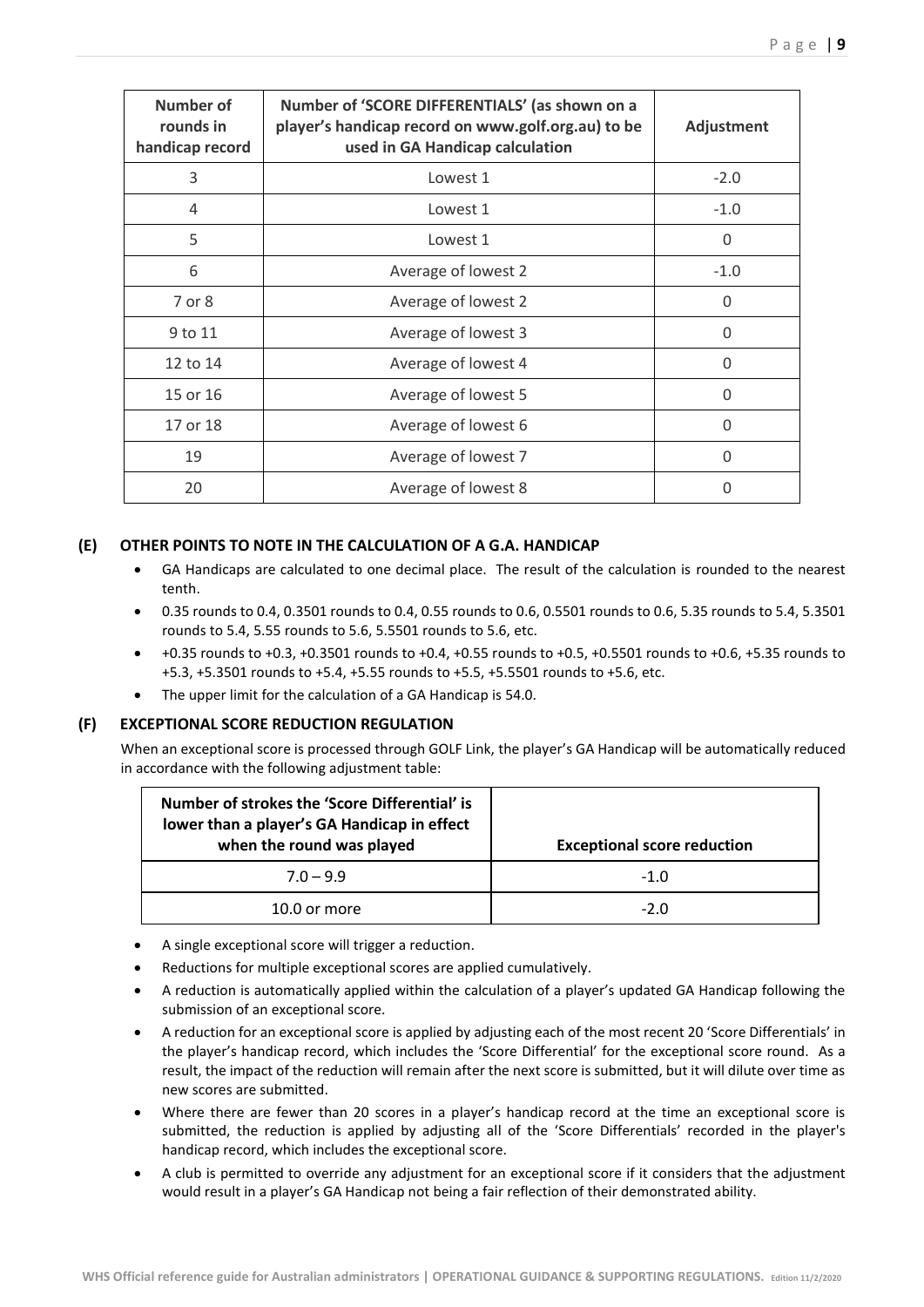| Number of rounds in handicap record | Number of 'SCORE DIFFERENTIALS' (as shown on a player's handicap record on www.golf.org.au) to be used in GA Handicap calculation | Adjustment |
|---|---|---|
| 3 | Lowest 1 | -2.0 |
| 4 | Lowest 1 | -1.0 |
| 5 | Lowest 1 | 0 |
| 6 | Average of lowest 2 | -1.0 |
| 7 or 8 | Average of lowest 2 | 0 |
| 9 to 11 | Average of lowest 3 | 0 |
| 12 to 14 | Average of lowest 4 | 0 |
| 15 or 16 | Average of lowest 5 | 0 |
| 17 or 18 | Average of lowest 6 | 0 |
| 19 | Average of lowest 7 | 0 |
| 20 | Average of lowest 8 | 0 |

### (E) OTHER POINTS TO NOTE IN THE CALCULATION OF A G.A. HANDICAP

- GA Handicaps are calculated to one decimal place. The result of the calculation is rounded to the nearest tenth.
- 0.35 rounds to 0.4, 0.3501 rounds to 0.4, 0.55 rounds to 0.6, 0.5501 rounds to 0.6, 5.35 rounds to 5.4, 5.3501 rounds to 5.4, 5.55 rounds to 5.6, 5.5501 rounds to 5.6, etc.
- +0.35 rounds to +0.3, +0.3501 rounds to +0.4, +0.55 rounds to +0.5, +0.5501 rounds to +0.6, +5.35 rounds to +5.3, +5.3501 rounds to +5.4, +5.55 rounds to +5.5, +5.5501 rounds to +5.6, etc.
- The upper limit for the calculation of a GA Handicap is 54.0.

### (F) EXCEPTIONAL SCORE REDUCTION REGULATION

When an exceptional score is processed through GOLF Link, the player's GA Handicap will be automatically reduced in accordance with the following adjustment table:

| Number of strokes the 'Score Differential' is lower than a player's GA Handicap in effect when the round was played | Exceptional score reduction |
|---|---|
| 7.0 – 9.9 | -1.0 |
| 10.0 or more | -2.0 |

- A single exceptional score will trigger a reduction.
- Reductions for multiple exceptional scores are applied cumulatively.
- A reduction is automatically applied within the calculation of a player's updated GA Handicap following the submission of an exceptional score.
- A reduction for an exceptional score is applied by adjusting each of the most recent 20 'Score Differentials' in the player's handicap record, which includes the 'Score Differential' for the exceptional score round. As a result, the impact of the reduction will remain after the next score is submitted, but it will dilute over time as new scores are submitted.
- Where there are fewer than 20 scores in a player's handicap record at the time an exceptional score is submitted, the reduction is applied by adjusting all of the 'Score Differentials' recorded in the player's handicap record, which includes the exceptional score.
- A club is permitted to override any adjustment for an exceptional score if it considers that the adjustment would result in a player's GA Handicap not being a fair reflection of their demonstrated ability.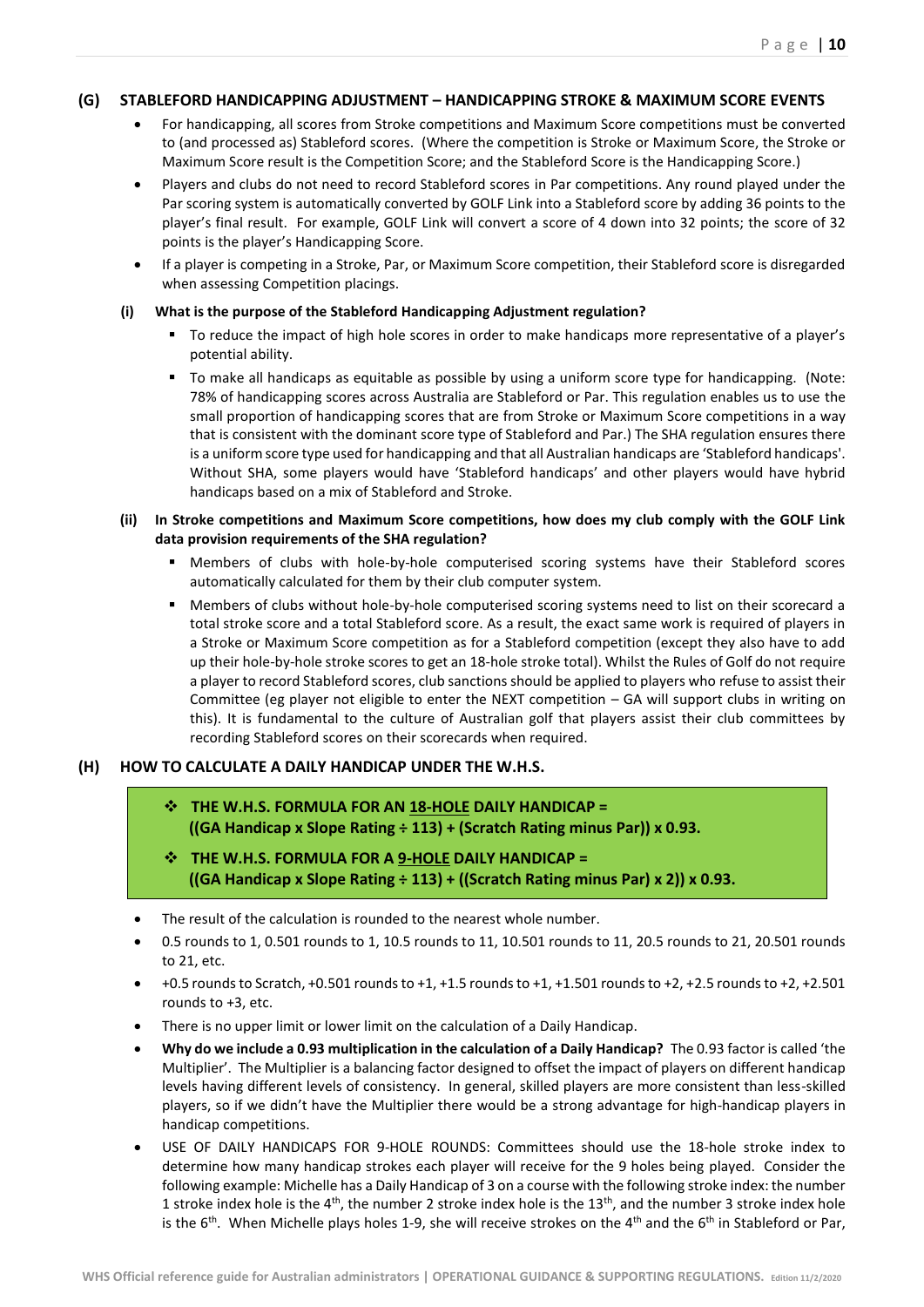### (G) STABLEFORD HANDICAPPING ADJUSTMENT – HANDICAPPING STROKE & MAXIMUM SCORE EVENTS

- For handicapping, all scores from Stroke competitions and Maximum Score competitions must be converted to (and processed as) Stableford scores. (Where the competition is Stroke or Maximum Score, the Stroke or Maximum Score result is the Competition Score; and the Stableford Score is the Handicapping Score.)
- Players and clubs do not need to record Stableford scores in Par competitions. Any round played under the Par scoring system is automatically converted by GOLF Link into a Stableford score by adding 36 points to the player's final result. For example, GOLF Link will convert a score of 4 down into 32 points; the score of 32 points is the player's Handicapping Score.
- If a player is competing in a Stroke, Par, or Maximum Score competition, their Stableford score is disregarded when assessing Competition placings.

#### (i) What is the purpose of the Stableford Handicapping Adjustment regulation?

- To reduce the impact of high hole scores in order to make handicaps more representative of a player's potential ability.
- To make all handicaps as equitable as possible by using a uniform score type for handicapping. (Note: 78% of handicapping scores across Australia are Stableford or Par. This regulation enables us to use the small proportion of handicapping scores that are from Stroke or Maximum Score competitions in a way that is consistent with the dominant score type of Stableford and Par.) The SHA regulation ensures there is a uniform score type used for handicapping and that all Australian handicaps are 'Stableford handicaps'. Without SHA, some players would have 'Stableford handicaps' and other players would have hybrid handicaps based on a mix of Stableford and Stroke.

#### (ii) In Stroke competitions and Maximum Score competitions, how does my club comply with the GOLF Link data provision requirements of the SHA regulation?

- Members of clubs with hole-by-hole computerised scoring systems have their Stableford scores automatically calculated for them by their club computer system.
- Members of clubs without hole-by-hole computerised scoring systems need to list on their scorecard a total stroke score and a total Stableford score. As a result, the exact same work is required of players in a Stroke or Maximum Score competition as for a Stableford competition (except they also have to add up their hole-by-hole stroke scores to get an 18-hole stroke total). Whilst the Rules of Golf do not require a player to record Stableford scores, club sanctions should be applied to players who refuse to assist their Committee (eg player not eligible to enter the NEXT competition – GA will support clubs in writing on this). It is fundamental to the culture of Australian golf that players assist their club committees by recording Stableford scores on their scorecards when required.

### (H) HOW TO CALCULATE A DAILY HANDICAP UNDER THE W.H.S.

- **THE W.H.S. FORMULA FOR AN <u>18-HOLE</u> DAILY HANDICAP = ((GA Handicap x Slope Rating ÷ 113) + (Scratch Rating minus Par)) x 0.93.**
- **THE W.H.S. FORMULA FOR A <u>9-HOLE</u> DAILY HANDICAP = ((GA Handicap x Slope Rating ÷ 113) + ((Scratch Rating minus Par) x 2)) x 0.93.**

- The result of the calculation is rounded to the nearest whole number.
- 0.5 rounds to 1, 0.501 rounds to 1, 10.5 rounds to 11, 10.501 rounds to 11, 20.5 rounds to 21, 20.501 rounds to 21, etc.
- +0.5 rounds to Scratch, +0.501 rounds to +1, +1.5 rounds to +1, +1.501 rounds to +2, +2.5 rounds to +2, +2.501 rounds to +3, etc.
- There is no upper limit or lower limit on the calculation of a Daily Handicap.
- **Why do we include a 0.93 multiplication in the calculation of a Daily Handicap?** The 0.93 factor is called 'the Multiplier'. The Multiplier is a balancing factor designed to offset the impact of players on different handicap levels having different levels of consistency. In general, skilled players are more consistent than less-skilled players, so if we didn't have the Multiplier there would be a strong advantage for high-handicap players in handicap competitions.
- USE OF DAILY HANDICAPS FOR 9-HOLE ROUNDS: Committees should use the 18-hole stroke index to determine how many handicap strokes each player will receive for the 9 holes being played. Consider the following example: Michelle has a Daily Handicap of 3 on a course with the following stroke index: the number 1 stroke index hole is the 4th, the number 2 stroke index hole is the 13th, and the number 3 stroke index hole is the 6th. When Michelle plays holes 1-9, she will receive strokes on the 4th and the 6th in Stableford or Par,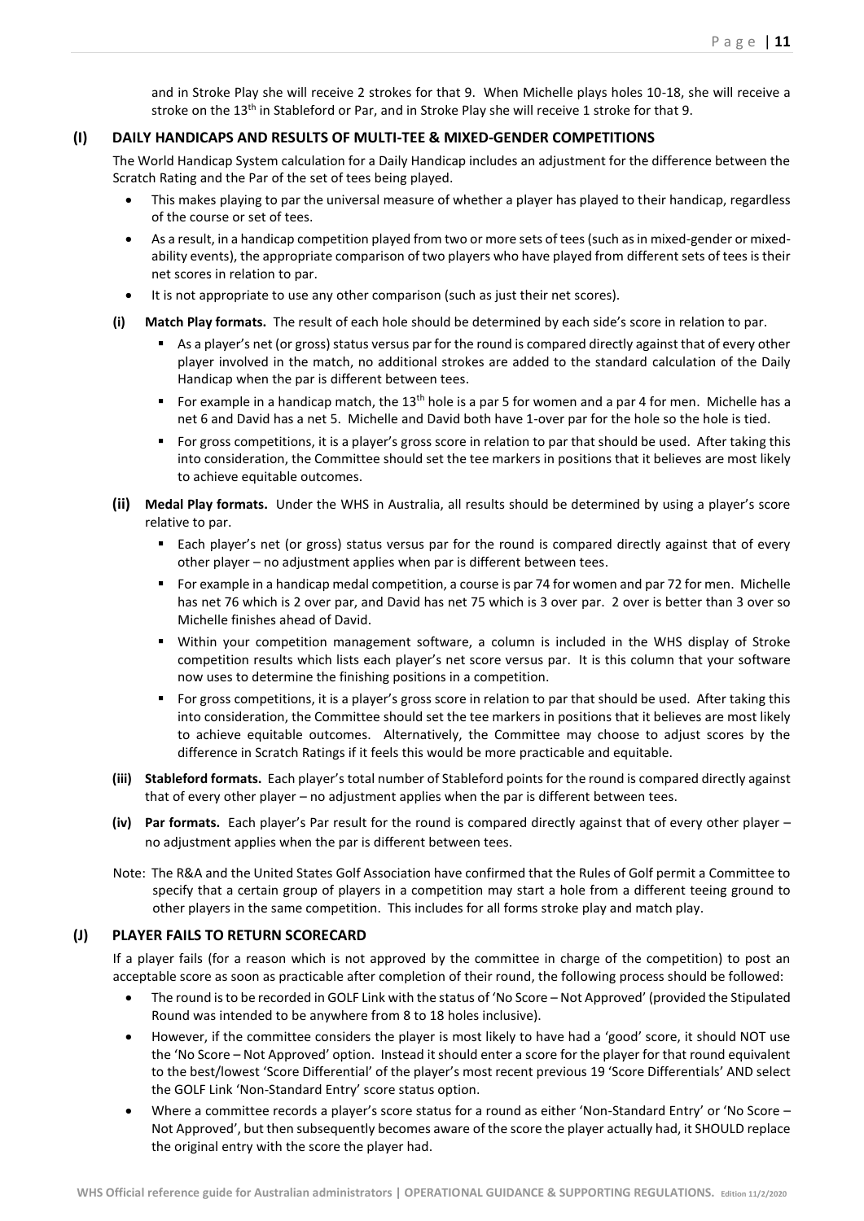and in Stroke Play she will receive 2 strokes for that 9. When Michelle plays holes 10-18, she will receive a stroke on the 13th in Stableford or Par, and in Stroke Play she will receive 1 stroke for that 9.

## (I) DAILY HANDICAPS AND RESULTS OF MULTI-TEE & MIXED-GENDER COMPETITIONS

The World Handicap System calculation for a Daily Handicap includes an adjustment for the difference between the Scratch Rating and the Par of the set of tees being played.

- This makes playing to par the universal measure of whether a player has played to their handicap, regardless of the course or set of tees.
- As a result, in a handicap competition played from two or more sets of tees (such as in mixed-gender or mixed-ability events), the appropriate comparison of two players who have played from different sets of tees is their net scores in relation to par.
- It is not appropriate to use any other comparison (such as just their net scores).

**(i) Match Play formats.** The result of each hole should be determined by each side's score in relation to par.

- As a player's net (or gross) status versus par for the round is compared directly against that of every other player involved in the match, no additional strokes are added to the standard calculation of the Daily Handicap when the par is different between tees.
- For example in a handicap match, the 13th hole is a par 5 for women and a par 4 for men. Michelle has a net 6 and David has a net 5. Michelle and David both have 1-over par for the hole so the hole is tied.
- For gross competitions, it is a player's gross score in relation to par that should be used. After taking this into consideration, the Committee should set the tee markers in positions that it believes are most likely to achieve equitable outcomes.

**(ii) Medal Play formats.** Under the WHS in Australia, all results should be determined by using a player's score relative to par.

- Each player's net (or gross) status versus par for the round is compared directly against that of every other player – no adjustment applies when par is different between tees.
- For example in a handicap medal competition, a course is par 74 for women and par 72 for men. Michelle has net 76 which is 2 over par, and David has net 75 which is 3 over par. 2 over is better than 3 over so Michelle finishes ahead of David.
- Within your competition management software, a column is included in the WHS display of Stroke competition results which lists each player's net score versus par. It is this column that your software now uses to determine the finishing positions in a competition.
- For gross competitions, it is a player's gross score in relation to par that should be used. After taking this into consideration, the Committee should set the tee markers in positions that it believes are most likely to achieve equitable outcomes. Alternatively, the Committee may choose to adjust scores by the difference in Scratch Ratings if it feels this would be more practicable and equitable.

**(iii) Stableford formats.** Each player's total number of Stableford points for the round is compared directly against that of every other player – no adjustment applies when the par is different between tees.

**(iv) Par formats.** Each player's Par result for the round is compared directly against that of every other player – no adjustment applies when the par is different between tees.

Note: The R&A and the United States Golf Association have confirmed that the Rules of Golf permit a Committee to specify that a certain group of players in a competition may start a hole from a different teeing ground to other players in the same competition. This includes for all forms stroke play and match play.

## (J) PLAYER FAILS TO RETURN SCORECARD

If a player fails (for a reason which is not approved by the committee in charge of the competition) to post an acceptable score as soon as practicable after completion of their round, the following process should be followed:

- The round is to be recorded in GOLF Link with the status of 'No Score – Not Approved' (provided the Stipulated Round was intended to be anywhere from 8 to 18 holes inclusive).
- However, if the committee considers the player is most likely to have had a 'good' score, it should NOT use the 'No Score – Not Approved' option. Instead it should enter a score for the player for that round equivalent to the best/lowest 'Score Differential' of the player's most recent previous 19 'Score Differentials' AND select the GOLF Link 'Non-Standard Entry' score status option.
- Where a committee records a player's score status for a round as either 'Non-Standard Entry' or 'No Score – Not Approved', but then subsequently becomes aware of the score the player actually had, it SHOULD replace the original entry with the score the player had.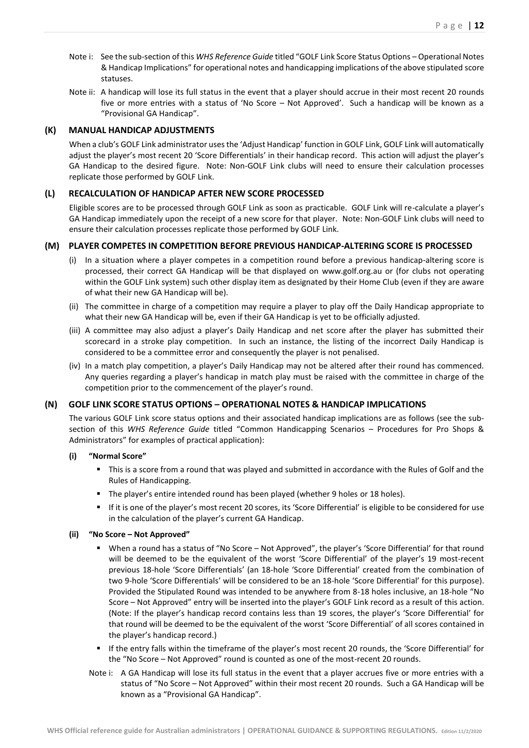Note i: See the sub-section of this *WHS Reference Guide* titled "GOLF Link Score Status Options – Operational Notes & Handicap Implications" for operational notes and handicapping implications of the above stipulated score statuses.

Note ii: A handicap will lose its full status in the event that a player should accrue in their most recent 20 rounds five or more entries with a status of 'No Score – Not Approved'. Such a handicap will be known as a "Provisional GA Handicap".

### (K) MANUAL HANDICAP ADJUSTMENTS

When a club's GOLF Link administrator uses the 'Adjust Handicap' function in GOLF Link, GOLF Link will automatically adjust the player's most recent 20 'Score Differentials' in their handicap record. This action will adjust the player's GA Handicap to the desired figure. Note: Non-GOLF Link clubs will need to ensure their calculation processes replicate those performed by GOLF Link.

### (L) RECALCULATION OF HANDICAP AFTER NEW SCORE PROCESSED

Eligible scores are to be processed through GOLF Link as soon as practicable. GOLF Link will re-calculate a player's GA Handicap immediately upon the receipt of a new score for that player. Note: Non-GOLF Link clubs will need to ensure their calculation processes replicate those performed by GOLF Link.

### (M) PLAYER COMPETES IN COMPETITION BEFORE PREVIOUS HANDICAP-ALTERING SCORE IS PROCESSED

(i) In a situation where a player competes in a competition round before a previous handicap-altering score is processed, their correct GA Handicap will be that displayed on www.golf.org.au or (for clubs not operating within the GOLF Link system) such other display item as designated by their Home Club (even if they are aware of what their new GA Handicap will be).

(ii) The committee in charge of a competition may require a player to play off the Daily Handicap appropriate to what their new GA Handicap will be, even if their GA Handicap is yet to be officially adjusted.

(iii) A committee may also adjust a player's Daily Handicap and net score after the player has submitted their scorecard in a stroke play competition. In such an instance, the listing of the incorrect Daily Handicap is considered to be a committee error and consequently the player is not penalised.

(iv) In a match play competition, a player's Daily Handicap may not be altered after their round has commenced. Any queries regarding a player's handicap in match play must be raised with the committee in charge of the competition prior to the commencement of the player's round.

### (N) GOLF LINK SCORE STATUS OPTIONS – OPERATIONAL NOTES & HANDICAP IMPLICATIONS

The various GOLF Link score status options and their associated handicap implications are as follows (see the sub-section of this *WHS Reference Guide* titled "Common Handicapping Scenarios – Procedures for Pro Shops & Administrators" for examples of practical application):

#### (i) "Normal Score"

- This is a score from a round that was played and submitted in accordance with the Rules of Golf and the Rules of Handicapping.
- The player's entire intended round has been played (whether 9 holes or 18 holes).
- If it is one of the player's most recent 20 scores, its 'Score Differential' is eligible to be considered for use in the calculation of the player's current GA Handicap.

#### (ii) "No Score – Not Approved"

- When a round has a status of "No Score – Not Approved", the player's 'Score Differential' for that round will be deemed to be the equivalent of the worst 'Score Differential' of the player's 19 most-recent previous 18-hole 'Score Differentials' (an 18-hole 'Score Differential' created from the combination of two 9-hole 'Score Differentials' will be considered to be an 18-hole 'Score Differential' for this purpose). Provided the Stipulated Round was intended to be anywhere from 8-18 holes inclusive, an 18-hole "No Score – Not Approved" entry will be inserted into the player's GOLF Link record as a result of this action. (Note: If the player's handicap record contains less than 19 scores, the player's 'Score Differential' for that round will be deemed to be the equivalent of the worst 'Score Differential' of all scores contained in the player's handicap record.)
- If the entry falls within the timeframe of the player's most recent 20 rounds, the 'Score Differential' for the "No Score – Not Approved" round is counted as one of the most-recent 20 rounds.

Note i: A GA Handicap will lose its full status in the event that a player accrues five or more entries with a status of "No Score – Not Approved" within their most recent 20 rounds. Such a GA Handicap will be known as a "Provisional GA Handicap".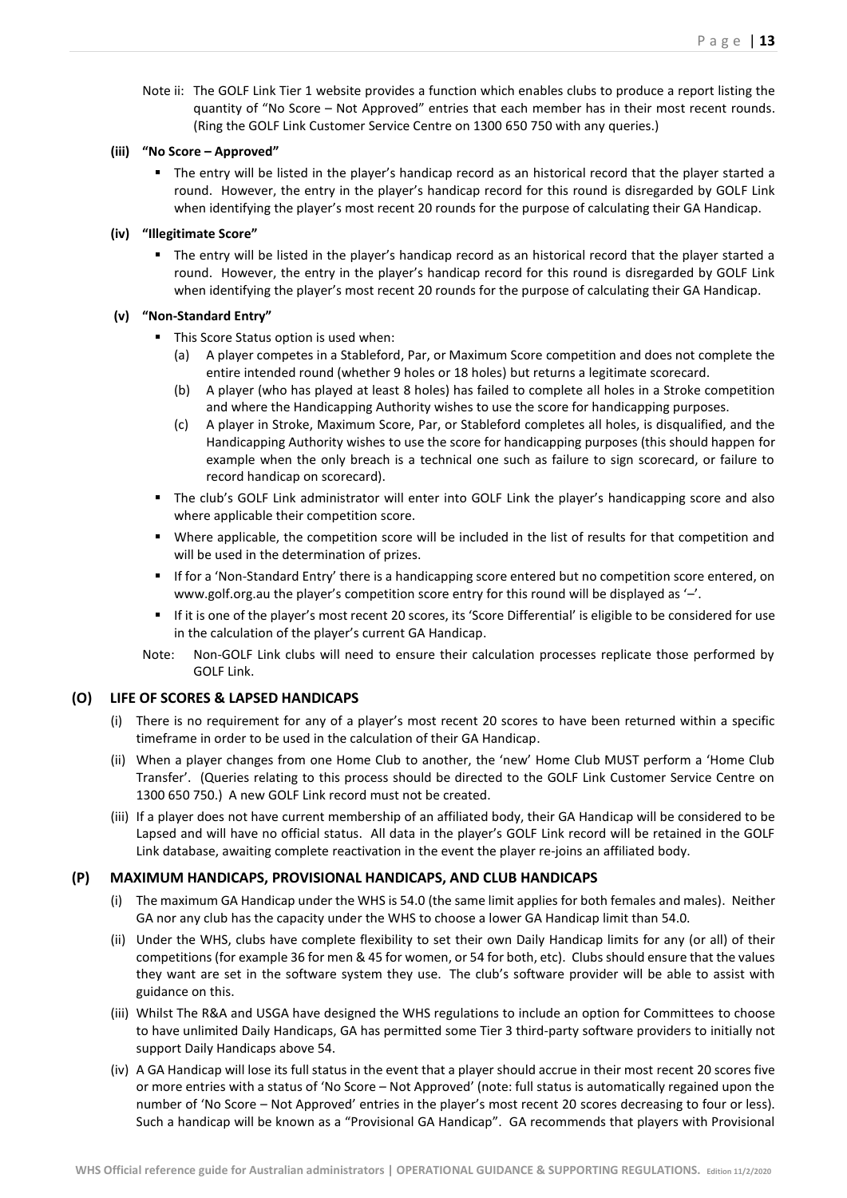Note ii: The GOLF Link Tier 1 website provides a function which enables clubs to produce a report listing the quantity of "No Score – Not Approved" entries that each member has in their most recent rounds. (Ring the GOLF Link Customer Service Centre on 1300 650 750 with any queries.)

**(iii) "No Score – Approved"**

- The entry will be listed in the player's handicap record as an historical record that the player started a round. However, the entry in the player's handicap record for this round is disregarded by GOLF Link when identifying the player's most recent 20 rounds for the purpose of calculating their GA Handicap.

**(iv) "Illegitimate Score"**

- The entry will be listed in the player's handicap record as an historical record that the player started a round. However, the entry in the player's handicap record for this round is disregarded by GOLF Link when identifying the player's most recent 20 rounds for the purpose of calculating their GA Handicap.

**(v) "Non-Standard Entry"**

- This Score Status option is used when:
  - (a) A player competes in a Stableford, Par, or Maximum Score competition and does not complete the entire intended round (whether 9 holes or 18 holes) but returns a legitimate scorecard.
  - (b) A player (who has played at least 8 holes) has failed to complete all holes in a Stroke competition and where the Handicapping Authority wishes to use the score for handicapping purposes.
  - (c) A player in Stroke, Maximum Score, Par, or Stableford completes all holes, is disqualified, and the Handicapping Authority wishes to use the score for handicapping purposes (this should happen for example when the only breach is a technical one such as failure to sign scorecard, or failure to record handicap on scorecard).
- The club's GOLF Link administrator will enter into GOLF Link the player's handicapping score and also where applicable their competition score.
- Where applicable, the competition score will be included in the list of results for that competition and will be used in the determination of prizes.
- If for a 'Non-Standard Entry' there is a handicapping score entered but no competition score entered, on www.golf.org.au the player's competition score entry for this round will be displayed as '–'.
- If it is one of the player's most recent 20 scores, its 'Score Differential' is eligible to be considered for use in the calculation of the player's current GA Handicap.

Note: Non-GOLF Link clubs will need to ensure their calculation processes replicate those performed by GOLF Link.

## (O) LIFE OF SCORES & LAPSED HANDICAPS

(i) There is no requirement for any of a player's most recent 20 scores to have been returned within a specific timeframe in order to be used in the calculation of their GA Handicap.

(ii) When a player changes from one Home Club to another, the 'new' Home Club MUST perform a 'Home Club Transfer'. (Queries relating to this process should be directed to the GOLF Link Customer Service Centre on 1300 650 750.) A new GOLF Link record must not be created.

(iii) If a player does not have current membership of an affiliated body, their GA Handicap will be considered to be Lapsed and will have no official status. All data in the player's GOLF Link record will be retained in the GOLF Link database, awaiting complete reactivation in the event the player re-joins an affiliated body.

## (P) MAXIMUM HANDICAPS, PROVISIONAL HANDICAPS, AND CLUB HANDICAPS

(i) The maximum GA Handicap under the WHS is 54.0 (the same limit applies for both females and males). Neither GA nor any club has the capacity under the WHS to choose a lower GA Handicap limit than 54.0.

(ii) Under the WHS, clubs have complete flexibility to set their own Daily Handicap limits for any (or all) of their competitions (for example 36 for men & 45 for women, or 54 for both, etc). Clubs should ensure that the values they want are set in the software system they use. The club's software provider will be able to assist with guidance on this.

(iii) Whilst The R&A and USGA have designed the WHS regulations to include an option for Committees to choose to have unlimited Daily Handicaps, GA has permitted some Tier 3 third-party software providers to initially not support Daily Handicaps above 54.

(iv) A GA Handicap will lose its full status in the event that a player should accrue in their most recent 20 scores five or more entries with a status of 'No Score – Not Approved' (note: full status is automatically regained upon the number of 'No Score – Not Approved' entries in the player's most recent 20 scores decreasing to four or less). Such a handicap will be known as a "Provisional GA Handicap". GA recommends that players with Provisional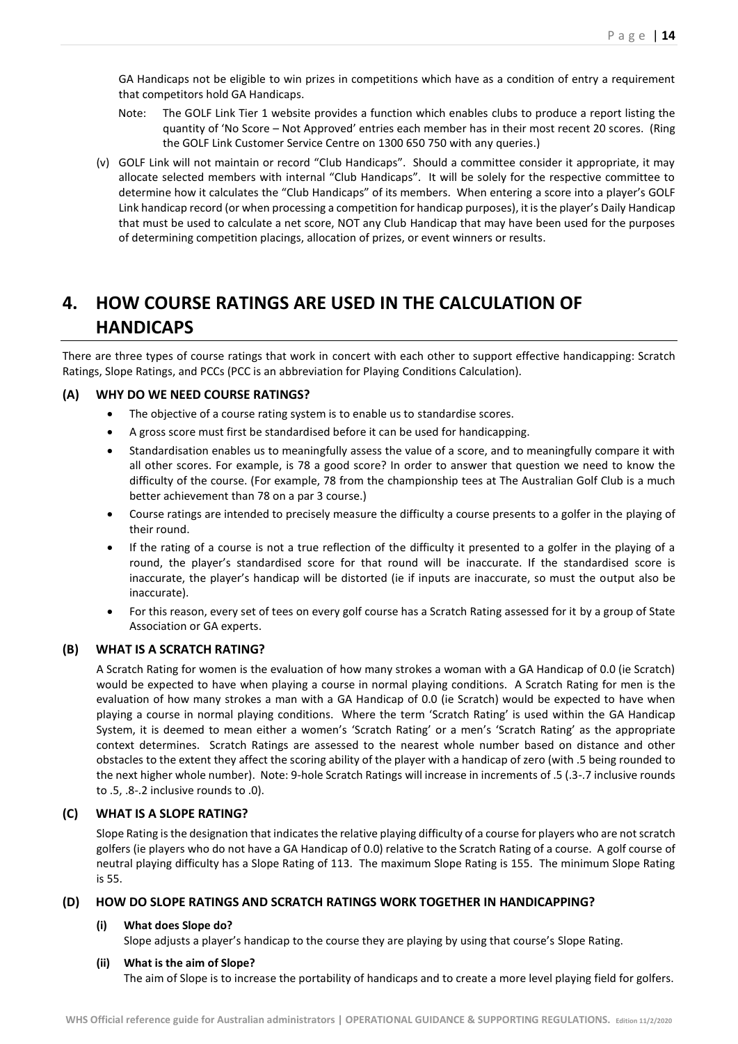GA Handicaps not be eligible to win prizes in competitions which have as a condition of entry a requirement that competitors hold GA Handicaps.

Note: The GOLF Link Tier 1 website provides a function which enables clubs to produce a report listing the quantity of 'No Score – Not Approved' entries each member has in their most recent 20 scores. (Ring the GOLF Link Customer Service Centre on 1300 650 750 with any queries.)

(v) GOLF Link will not maintain or record "Club Handicaps". Should a committee consider it appropriate, it may allocate selected members with internal "Club Handicaps". It will be solely for the respective committee to determine how it calculates the "Club Handicaps" of its members. When entering a score into a player's GOLF Link handicap record (or when processing a competition for handicap purposes), it is the player's Daily Handicap that must be used to calculate a net score, NOT any Club Handicap that may have been used for the purposes of determining competition placings, allocation of prizes, or event winners or results.

# 4. HOW COURSE RATINGS ARE USED IN THE CALCULATION OF HANDICAPS

There are three types of course ratings that work in concert with each other to support effective handicapping: Scratch Ratings, Slope Ratings, and PCCs (PCC is an abbreviation for Playing Conditions Calculation).

### (A) WHY DO WE NEED COURSE RATINGS?

- The objective of a course rating system is to enable us to standardise scores.
- A gross score must first be standardised before it can be used for handicapping.
- Standardisation enables us to meaningfully assess the value of a score, and to meaningfully compare it with all other scores. For example, is 78 a good score? In order to answer that question we need to know the difficulty of the course. (For example, 78 from the championship tees at The Australian Golf Club is a much better achievement than 78 on a par 3 course.)
- Course ratings are intended to precisely measure the difficulty a course presents to a golfer in the playing of their round.
- If the rating of a course is not a true reflection of the difficulty it presented to a golfer in the playing of a round, the player's standardised score for that round will be inaccurate. If the standardised score is inaccurate, the player's handicap will be distorted (ie if inputs are inaccurate, so must the output also be inaccurate).
- For this reason, every set of tees on every golf course has a Scratch Rating assessed for it by a group of State Association or GA experts.

### (B) WHAT IS A SCRATCH RATING?

A Scratch Rating for women is the evaluation of how many strokes a woman with a GA Handicap of 0.0 (ie Scratch) would be expected to have when playing a course in normal playing conditions. A Scratch Rating for men is the evaluation of how many strokes a man with a GA Handicap of 0.0 (ie Scratch) would be expected to have when playing a course in normal playing conditions. Where the term 'Scratch Rating' is used within the GA Handicap System, it is deemed to mean either a women's 'Scratch Rating' or a men's 'Scratch Rating' as the appropriate context determines. Scratch Ratings are assessed to the nearest whole number based on distance and other obstacles to the extent they affect the scoring ability of the player with a handicap of zero (with .5 being rounded to the next higher whole number). Note: 9-hole Scratch Ratings will increase in increments of .5 (.3-.7 inclusive rounds to .5, .8-.2 inclusive rounds to .0).

### (C) WHAT IS A SLOPE RATING?

Slope Rating is the designation that indicates the relative playing difficulty of a course for players who are not scratch golfers (ie players who do not have a GA Handicap of 0.0) relative to the Scratch Rating of a course. A golf course of neutral playing difficulty has a Slope Rating of 113. The maximum Slope Rating is 155. The minimum Slope Rating is 55.

### (D) HOW DO SLOPE RATINGS AND SCRATCH RATINGS WORK TOGETHER IN HANDICAPPING?

**(i) What does Slope do?**

Slope adjusts a player's handicap to the course they are playing by using that course's Slope Rating.

**(ii) What is the aim of Slope?**

The aim of Slope is to increase the portability of handicaps and to create a more level playing field for golfers.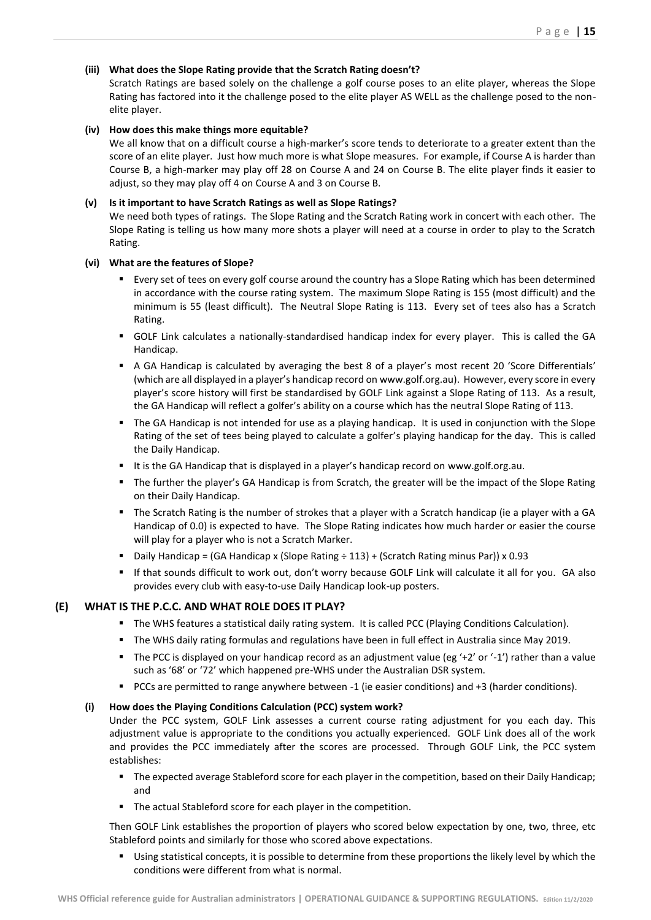#### (iii) What does the Slope Rating provide that the Scratch Rating doesn't?

Scratch Ratings are based solely on the challenge a golf course poses to an elite player, whereas the Slope Rating has factored into it the challenge posed to the elite player AS WELL as the challenge posed to the non-elite player.

#### (iv) How does this make things more equitable?

We all know that on a difficult course a high-marker's score tends to deteriorate to a greater extent than the score of an elite player. Just how much more is what Slope measures. For example, if Course A is harder than Course B, a high-marker may play off 28 on Course A and 24 on Course B. The elite player finds it easier to adjust, so they may play off 4 on Course A and 3 on Course B.

#### (v) Is it important to have Scratch Ratings as well as Slope Ratings?

We need both types of ratings. The Slope Rating and the Scratch Rating work in concert with each other. The Slope Rating is telling us how many more shots a player will need at a course in order to play to the Scratch Rating.

#### (vi) What are the features of Slope?

- Every set of tees on every golf course around the country has a Slope Rating which has been determined in accordance with the course rating system. The maximum Slope Rating is 155 (most difficult) and the minimum is 55 (least difficult). The Neutral Slope Rating is 113. Every set of tees also has a Scratch Rating.
- GOLF Link calculates a nationally-standardised handicap index for every player. This is called the GA Handicap.
- A GA Handicap is calculated by averaging the best 8 of a player's most recent 20 'Score Differentials' (which are all displayed in a player's handicap record on www.golf.org.au). However, every score in every player's score history will first be standardised by GOLF Link against a Slope Rating of 113. As a result, the GA Handicap will reflect a golfer's ability on a course which has the neutral Slope Rating of 113.
- The GA Handicap is not intended for use as a playing handicap. It is used in conjunction with the Slope Rating of the set of tees being played to calculate a golfer's playing handicap for the day. This is called the Daily Handicap.
- It is the GA Handicap that is displayed in a player's handicap record on www.golf.org.au.
- The further the player's GA Handicap is from Scratch, the greater will be the impact of the Slope Rating on their Daily Handicap.
- The Scratch Rating is the number of strokes that a player with a Scratch handicap (ie a player with a GA Handicap of 0.0) is expected to have. The Slope Rating indicates how much harder or easier the course will play for a player who is not a Scratch Marker.
- Daily Handicap = (GA Handicap x (Slope Rating ÷ 113) + (Scratch Rating minus Par)) x 0.93
- If that sounds difficult to work out, don't worry because GOLF Link will calculate it all for you. GA also provides every club with easy-to-use Daily Handicap look-up posters.

### (E) WHAT IS THE P.C.C. AND WHAT ROLE DOES IT PLAY?

- The WHS features a statistical daily rating system. It is called PCC (Playing Conditions Calculation).
- The WHS daily rating formulas and regulations have been in full effect in Australia since May 2019.
- The PCC is displayed on your handicap record as an adjustment value (eg '+2' or '-1') rather than a value such as '68' or '72' which happened pre-WHS under the Australian DSR system.
- PCCs are permitted to range anywhere between -1 (ie easier conditions) and +3 (harder conditions).

#### (i) How does the Playing Conditions Calculation (PCC) system work?

Under the PCC system, GOLF Link assesses a current course rating adjustment for you each day. This adjustment value is appropriate to the conditions you actually experienced. GOLF Link does all of the work and provides the PCC immediately after the scores are processed. Through GOLF Link, the PCC system establishes:

- The expected average Stableford score for each player in the competition, based on their Daily Handicap; and
- The actual Stableford score for each player in the competition.

Then GOLF Link establishes the proportion of players who scored below expectation by one, two, three, etc Stableford points and similarly for those who scored above expectations.

- Using statistical concepts, it is possible to determine from these proportions the likely level by which the conditions were different from what is normal.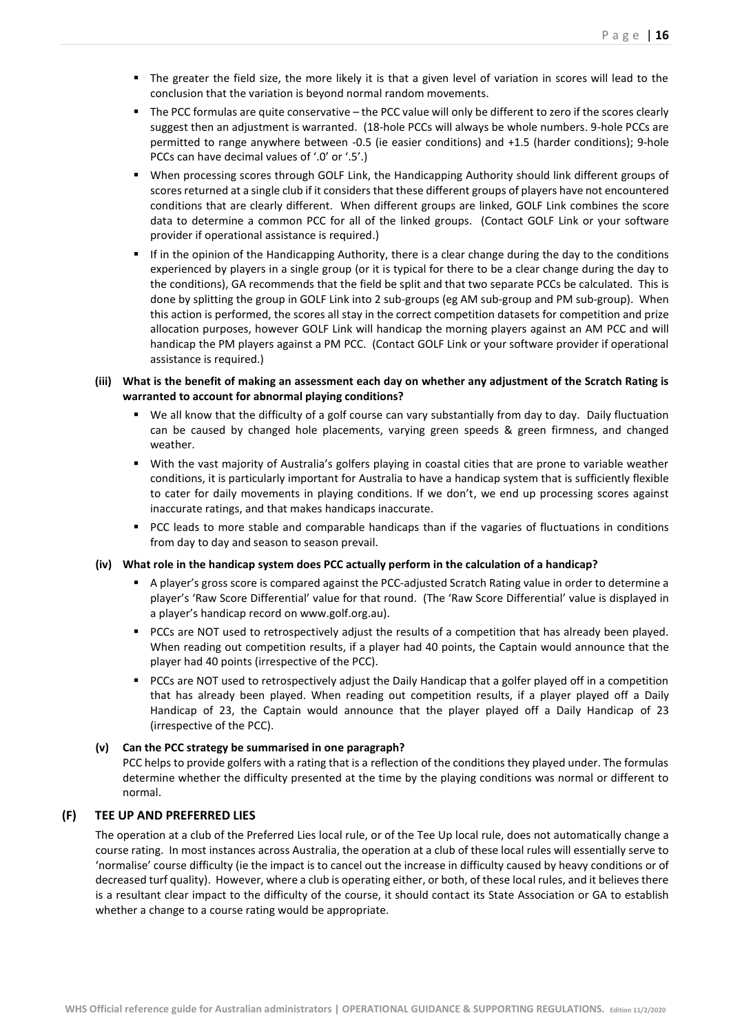- The greater the field size, the more likely it is that a given level of variation in scores will lead to the conclusion that the variation is beyond normal random movements.
- The PCC formulas are quite conservative – the PCC value will only be different to zero if the scores clearly suggest then an adjustment is warranted. (18-hole PCCs will always be whole numbers. 9-hole PCCs are permitted to range anywhere between -0.5 (ie easier conditions) and +1.5 (harder conditions); 9-hole PCCs can have decimal values of '.0' or '.5'.)
- When processing scores through GOLF Link, the Handicapping Authority should link different groups of scores returned at a single club if it considers that these different groups of players have not encountered conditions that are clearly different. When different groups are linked, GOLF Link combines the score data to determine a common PCC for all of the linked groups. (Contact GOLF Link or your software provider if operational assistance is required.)
- If in the opinion of the Handicapping Authority, there is a clear change during the day to the conditions experienced by players in a single group (or it is typical for there to be a clear change during the day to the conditions), GA recommends that the field be split and that two separate PCCs be calculated. This is done by splitting the group in GOLF Link into 2 sub-groups (eg AM sub-group and PM sub-group). When this action is performed, the scores all stay in the correct competition datasets for competition and prize allocation purposes, however GOLF Link will handicap the morning players against an AM PCC and will handicap the PM players against a PM PCC. (Contact GOLF Link or your software provider if operational assistance is required.)

**(iii) What is the benefit of making an assessment each day on whether any adjustment of the Scratch Rating is warranted to account for abnormal playing conditions?**

- We all know that the difficulty of a golf course can vary substantially from day to day. Daily fluctuation can be caused by changed hole placements, varying green speeds & green firmness, and changed weather.
- With the vast majority of Australia's golfers playing in coastal cities that are prone to variable weather conditions, it is particularly important for Australia to have a handicap system that is sufficiently flexible to cater for daily movements in playing conditions. If we don't, we end up processing scores against inaccurate ratings, and that makes handicaps inaccurate.
- PCC leads to more stable and comparable handicaps than if the vagaries of fluctuations in conditions from day to day and season to season prevail.

**(iv) What role in the handicap system does PCC actually perform in the calculation of a handicap?**

- A player's gross score is compared against the PCC-adjusted Scratch Rating value in order to determine a player's 'Raw Score Differential' value for that round. (The 'Raw Score Differential' value is displayed in a player's handicap record on www.golf.org.au).
- PCCs are NOT used to retrospectively adjust the results of a competition that has already been played. When reading out competition results, if a player had 40 points, the Captain would announce that the player had 40 points (irrespective of the PCC).
- PCCs are NOT used to retrospectively adjust the Daily Handicap that a golfer played off in a competition that has already been played. When reading out competition results, if a player played off a Daily Handicap of 23, the Captain would announce that the player played off a Daily Handicap of 23 (irrespective of the PCC).

**(v) Can the PCC strategy be summarised in one paragraph?**

PCC helps to provide golfers with a rating that is a reflection of the conditions they played under. The formulas determine whether the difficulty presented at the time by the playing conditions was normal or different to normal.

## (F) TEE UP AND PREFERRED LIES

The operation at a club of the Preferred Lies local rule, or of the Tee Up local rule, does not automatically change a course rating. In most instances across Australia, the operation at a club of these local rules will essentially serve to 'normalise' course difficulty (ie the impact is to cancel out the increase in difficulty caused by heavy conditions or of decreased turf quality). However, where a club is operating either, or both, of these local rules, and it believes there is a resultant clear impact to the difficulty of the course, it should contact its State Association or GA to establish whether a change to a course rating would be appropriate.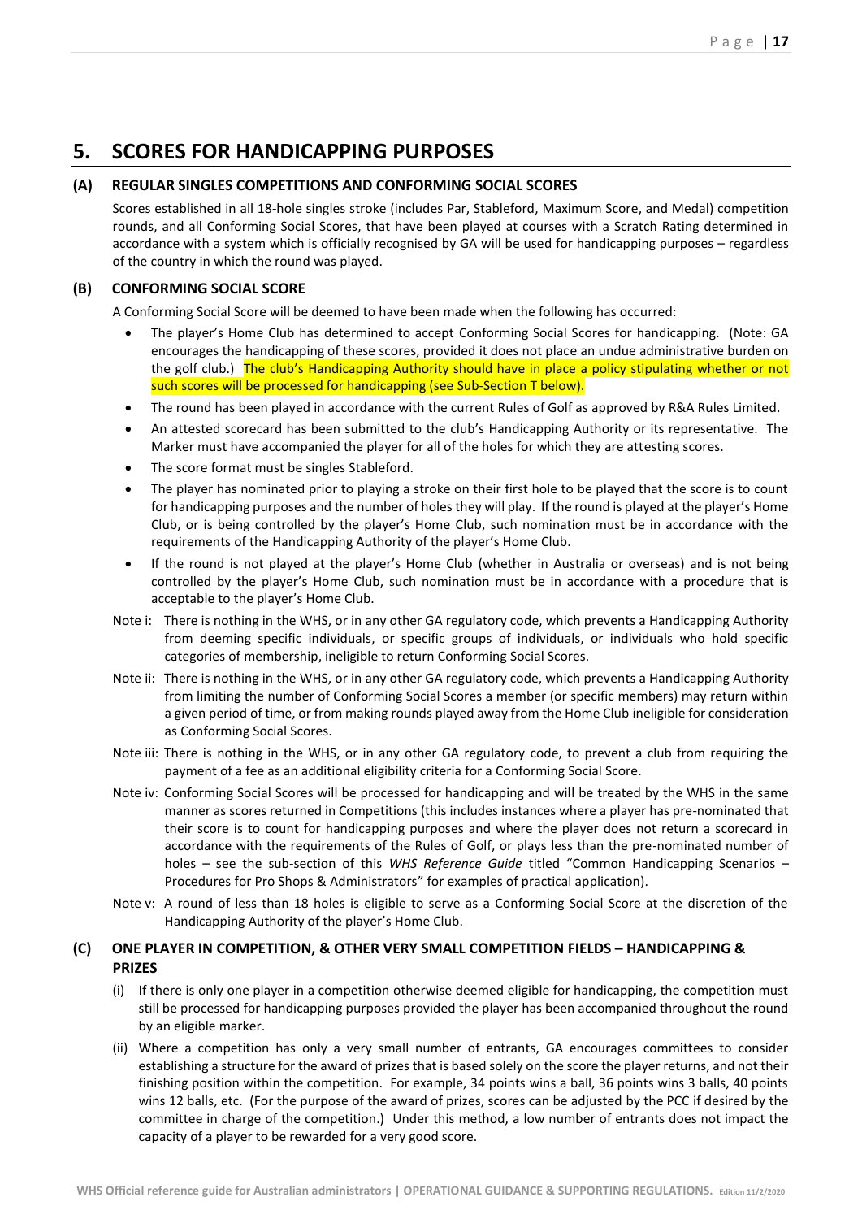# 5. SCORES FOR HANDICAPPING PURPOSES

## (A) REGULAR SINGLES COMPETITIONS AND CONFORMING SOCIAL SCORES

Scores established in all 18-hole singles stroke (includes Par, Stableford, Maximum Score, and Medal) competition rounds, and all Conforming Social Scores, that have been played at courses with a Scratch Rating determined in accordance with a system which is officially recognised by GA will be used for handicapping purposes – regardless of the country in which the round was played.

## (B) CONFORMING SOCIAL SCORE

A Conforming Social Score will be deemed to have been made when the following has occurred:

- The player's Home Club has determined to accept Conforming Social Scores for handicapping. (Note: GA encourages the handicapping of these scores, provided it does not place an undue administrative burden on the golf club.) The club's Handicapping Authority should have in place a policy stipulating whether or not such scores will be processed for handicapping (see Sub-Section T below).
- The round has been played in accordance with the current Rules of Golf as approved by R&A Rules Limited.
- An attested scorecard has been submitted to the club's Handicapping Authority or its representative. The Marker must have accompanied the player for all of the holes for which they are attesting scores.
- The score format must be singles Stableford.
- The player has nominated prior to playing a stroke on their first hole to be played that the score is to count for handicapping purposes and the number of holes they will play. If the round is played at the player's Home Club, or is being controlled by the player's Home Club, such nomination must be in accordance with the requirements of the Handicapping Authority of the player's Home Club.
- If the round is not played at the player's Home Club (whether in Australia or overseas) and is not being controlled by the player's Home Club, such nomination must be in accordance with a procedure that is acceptable to the player's Home Club.

Note i: There is nothing in the WHS, or in any other GA regulatory code, which prevents a Handicapping Authority from deeming specific individuals, or specific groups of individuals, or individuals who hold specific categories of membership, ineligible to return Conforming Social Scores.

Note ii: There is nothing in the WHS, or in any other GA regulatory code, which prevents a Handicapping Authority from limiting the number of Conforming Social Scores a member (or specific members) may return within a given period of time, or from making rounds played away from the Home Club ineligible for consideration as Conforming Social Scores.

Note iii: There is nothing in the WHS, or in any other GA regulatory code, to prevent a club from requiring the payment of a fee as an additional eligibility criteria for a Conforming Social Score.

Note iv: Conforming Social Scores will be processed for handicapping and will be treated by the WHS in the same manner as scores returned in Competitions (this includes instances where a player has pre-nominated that their score is to count for handicapping purposes and where the player does not return a scorecard in accordance with the requirements of the Rules of Golf, or plays less than the pre-nominated number of holes – see the sub-section of this *WHS Reference Guide* titled "Common Handicapping Scenarios – Procedures for Pro Shops & Administrators" for examples of practical application).

Note v: A round of less than 18 holes is eligible to serve as a Conforming Social Score at the discretion of the Handicapping Authority of the player's Home Club.

## (C) ONE PLAYER IN COMPETITION, & OTHER VERY SMALL COMPETITION FIELDS – HANDICAPPING & PRIZES

(i) If there is only one player in a competition otherwise deemed eligible for handicapping, the competition must still be processed for handicapping purposes provided the player has been accompanied throughout the round by an eligible marker.

(ii) Where a competition has only a very small number of entrants, GA encourages committees to consider establishing a structure for the award of prizes that is based solely on the score the player returns, and not their finishing position within the competition. For example, 34 points wins a ball, 36 points wins 3 balls, 40 points wins 12 balls, etc. (For the purpose of the award of prizes, scores can be adjusted by the PCC if desired by the committee in charge of the competition.) Under this method, a low number of entrants does not impact the capacity of a player to be rewarded for a very good score.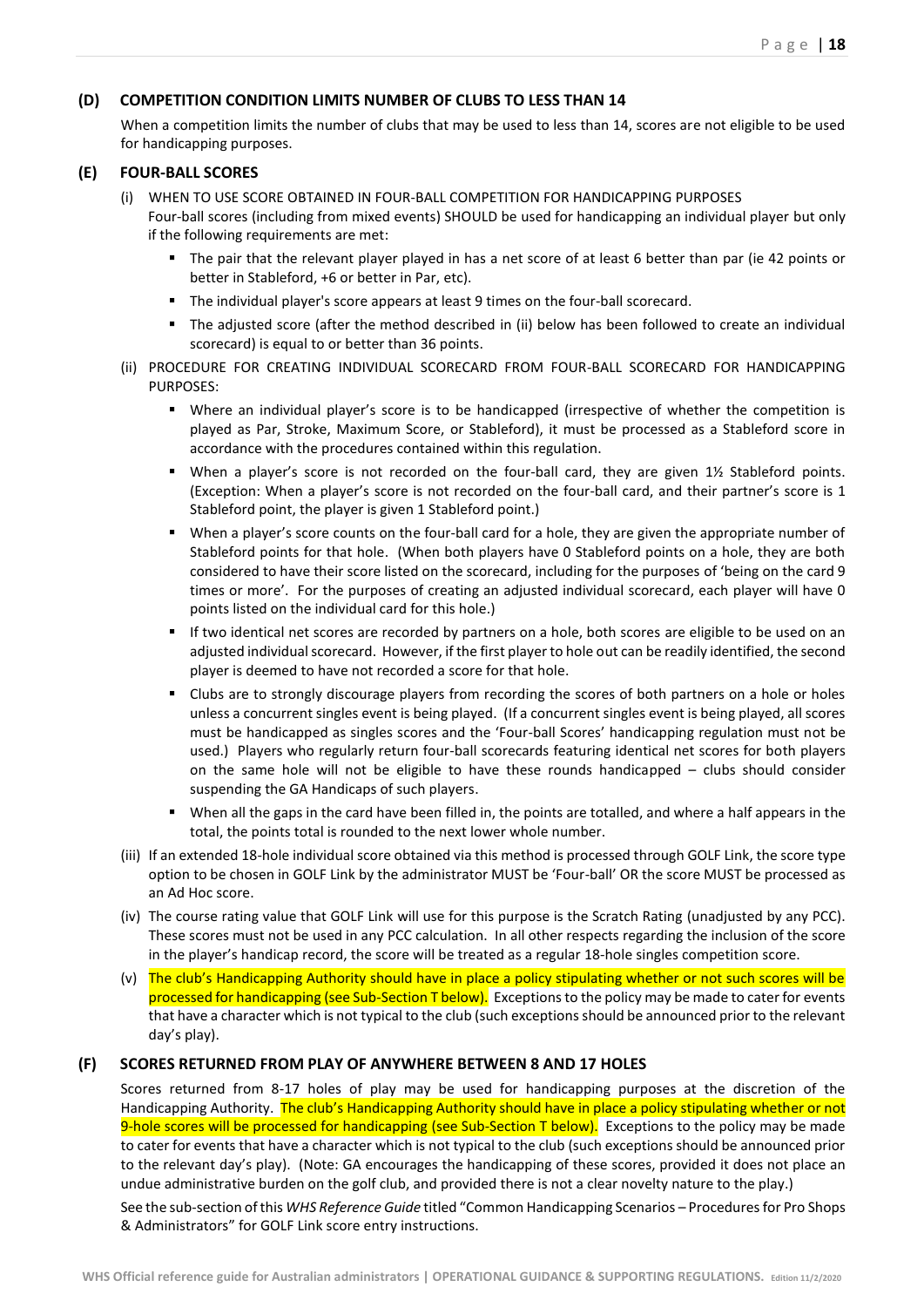### (D) COMPETITION CONDITION LIMITS NUMBER OF CLUBS TO LESS THAN 14

When a competition limits the number of clubs that may be used to less than 14, scores are not eligible to be used for handicapping purposes.

### (E) FOUR-BALL SCORES

(i) WHEN TO USE SCORE OBTAINED IN FOUR-BALL COMPETITION FOR HANDICAPPING PURPOSES

Four-ball scores (including from mixed events) SHOULD be used for handicapping an individual player but only if the following requirements are met:

- The pair that the relevant player played in has a net score of at least 6 better than par (ie 42 points or better in Stableford, +6 or better in Par, etc).
- The individual player's score appears at least 9 times on the four-ball scorecard.
- The adjusted score (after the method described in (ii) below has been followed to create an individual scorecard) is equal to or better than 36 points.

(ii) PROCEDURE FOR CREATING INDIVIDUAL SCORECARD FROM FOUR-BALL SCORECARD FOR HANDICAPPING PURPOSES:

- Where an individual player's score is to be handicapped (irrespective of whether the competition is played as Par, Stroke, Maximum Score, or Stableford), it must be processed as a Stableford score in accordance with the procedures contained within this regulation.
- When a player's score is not recorded on the four-ball card, they are given 1½ Stableford points. (Exception: When a player's score is not recorded on the four-ball card, and their partner's score is 1 Stableford point, the player is given 1 Stableford point.)
- When a player's score counts on the four-ball card for a hole, they are given the appropriate number of Stableford points for that hole. (When both players have 0 Stableford points on a hole, they are both considered to have their score listed on the scorecard, including for the purposes of 'being on the card 9 times or more'. For the purposes of creating an adjusted individual scorecard, each player will have 0 points listed on the individual card for this hole.)
- If two identical net scores are recorded by partners on a hole, both scores are eligible to be used on an adjusted individual scorecard. However, if the first player to hole out can be readily identified, the second player is deemed to have not recorded a score for that hole.
- Clubs are to strongly discourage players from recording the scores of both partners on a hole or holes unless a concurrent singles event is being played. (If a concurrent singles event is being played, all scores must be handicapped as singles scores and the 'Four-ball Scores' handicapping regulation must not be used.) Players who regularly return four-ball scorecards featuring identical net scores for both players on the same hole will not be eligible to have these rounds handicapped – clubs should consider suspending the GA Handicaps of such players.
- When all the gaps in the card have been filled in, the points are totalled, and where a half appears in the total, the points total is rounded to the next lower whole number.

(iii) If an extended 18-hole individual score obtained via this method is processed through GOLF Link, the score type option to be chosen in GOLF Link by the administrator MUST be 'Four-ball' OR the score MUST be processed as an Ad Hoc score.

(iv) The course rating value that GOLF Link will use for this purpose is the Scratch Rating (unadjusted by any PCC). These scores must not be used in any PCC calculation. In all other respects regarding the inclusion of the score in the player's handicap record, the score will be treated as a regular 18-hole singles competition score.

(v) The club's Handicapping Authority should have in place a policy stipulating whether or not such scores will be processed for handicapping (see Sub-Section T below). Exceptions to the policy may be made to cater for events that have a character which is not typical to the club (such exceptions should be announced prior to the relevant day's play).

### (F) SCORES RETURNED FROM PLAY OF ANYWHERE BETWEEN 8 AND 17 HOLES

Scores returned from 8-17 holes of play may be used for handicapping purposes at the discretion of the Handicapping Authority. The club's Handicapping Authority should have in place a policy stipulating whether or not 9-hole scores will be processed for handicapping (see Sub-Section T below). Exceptions to the policy may be made to cater for events that have a character which is not typical to the club (such exceptions should be announced prior to the relevant day's play). (Note: GA encourages the handicapping of these scores, provided it does not place an undue administrative burden on the golf club, and provided there is not a clear novelty nature to the play.)

See the sub-section of this *WHS Reference Guide* titled "Common Handicapping Scenarios – Procedures for Pro Shops & Administrators" for GOLF Link score entry instructions.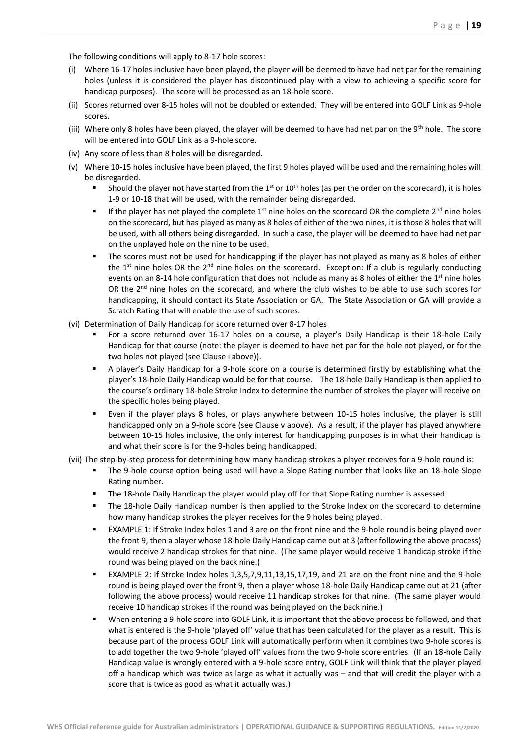The following conditions will apply to 8-17 hole scores:

(i) Where 16-17 holes inclusive have been played, the player will be deemed to have had net par for the remaining holes (unless it is considered the player has discontinued play with a view to achieving a specific score for handicap purposes). The score will be processed as an 18-hole score.

(ii) Scores returned over 8-15 holes will not be doubled or extended. They will be entered into GOLF Link as 9-hole scores.

(iii) Where only 8 holes have been played, the player will be deemed to have had net par on the 9th hole. The score will be entered into GOLF Link as a 9-hole score.

(iv) Any score of less than 8 holes will be disregarded.

(v) Where 10-15 holes inclusive have been played, the first 9 holes played will be used and the remaining holes will be disregarded.
   - Should the player not have started from the 1st or 10th holes (as per the order on the scorecard), it is holes 1-9 or 10-18 that will be used, with the remainder being disregarded.
   - If the player has not played the complete 1st nine holes on the scorecard OR the complete 2nd nine holes on the scorecard, but has played as many as 8 holes of either of the two nines, it is those 8 holes that will be used, with all others being disregarded. In such a case, the player will be deemed to have had net par on the unplayed hole on the nine to be used.
   - The scores must not be used for handicapping if the player has not played as many as 8 holes of either the 1st nine holes OR the 2nd nine holes on the scorecard. Exception: If a club is regularly conducting events on an 8-14 hole configuration that does not include as many as 8 holes of either the 1st nine holes OR the 2nd nine holes on the scorecard, and where the club wishes to be able to use such scores for handicapping, it should contact its State Association or GA. The State Association or GA will provide a Scratch Rating that will enable the use of such scores.

(vi) Determination of Daily Handicap for score returned over 8-17 holes
   - For a score returned over 16-17 holes on a course, a player's Daily Handicap is their 18-hole Daily Handicap for that course (note: the player is deemed to have net par for the hole not played, or for the two holes not played (see Clause i above)).
   - A player's Daily Handicap for a 9-hole score on a course is determined firstly by establishing what the player's 18-hole Daily Handicap would be for that course. The 18-hole Daily Handicap is then applied to the course's ordinary 18-hole Stroke Index to determine the number of strokes the player will receive on the specific holes being played.
   - Even if the player plays 8 holes, or plays anywhere between 10-15 holes inclusive, the player is still handicapped only on a 9-hole score (see Clause v above). As a result, if the player has played anywhere between 10-15 holes inclusive, the only interest for handicapping purposes is in what their handicap is and what their score is for the 9-holes being handicapped.

(vii) The step-by-step process for determining how many handicap strokes a player receives for a 9-hole round is:
   - The 9-hole course option being used will have a Slope Rating number that looks like an 18-hole Slope Rating number.
   - The 18-hole Daily Handicap the player would play off for that Slope Rating number is assessed.
   - The 18-hole Daily Handicap number is then applied to the Stroke Index on the scorecard to determine how many handicap strokes the player receives for the 9 holes being played.
   - EXAMPLE 1: If Stroke Index holes 1 and 3 are on the front nine and the 9-hole round is being played over the front 9, then a player whose 18-hole Daily Handicap came out at 3 (after following the above process) would receive 2 handicap strokes for that nine. (The same player would receive 1 handicap stroke if the round was being played on the back nine.)
   - EXAMPLE 2: If Stroke Index holes 1,3,5,7,9,11,13,15,17,19, and 21 are on the front nine and the 9-hole round is being played over the front 9, then a player whose 18-hole Daily Handicap came out at 21 (after following the above process) would receive 11 handicap strokes for that nine. (The same player would receive 10 handicap strokes if the round was being played on the back nine.)
   - When entering a 9-hole score into GOLF Link, it is important that the above process be followed, and that what is entered is the 9-hole 'played off' value that has been calculated for the player as a result. This is because part of the process GOLF Link will automatically perform when it combines two 9-hole scores is to add together the two 9-hole 'played off' values from the two 9-hole score entries. (If an 18-hole Daily Handicap value is wrongly entered with a 9-hole score entry, GOLF Link will think that the player played off a handicap which was twice as large as what it actually was – and that will credit the player with a score that is twice as good as what it actually was.)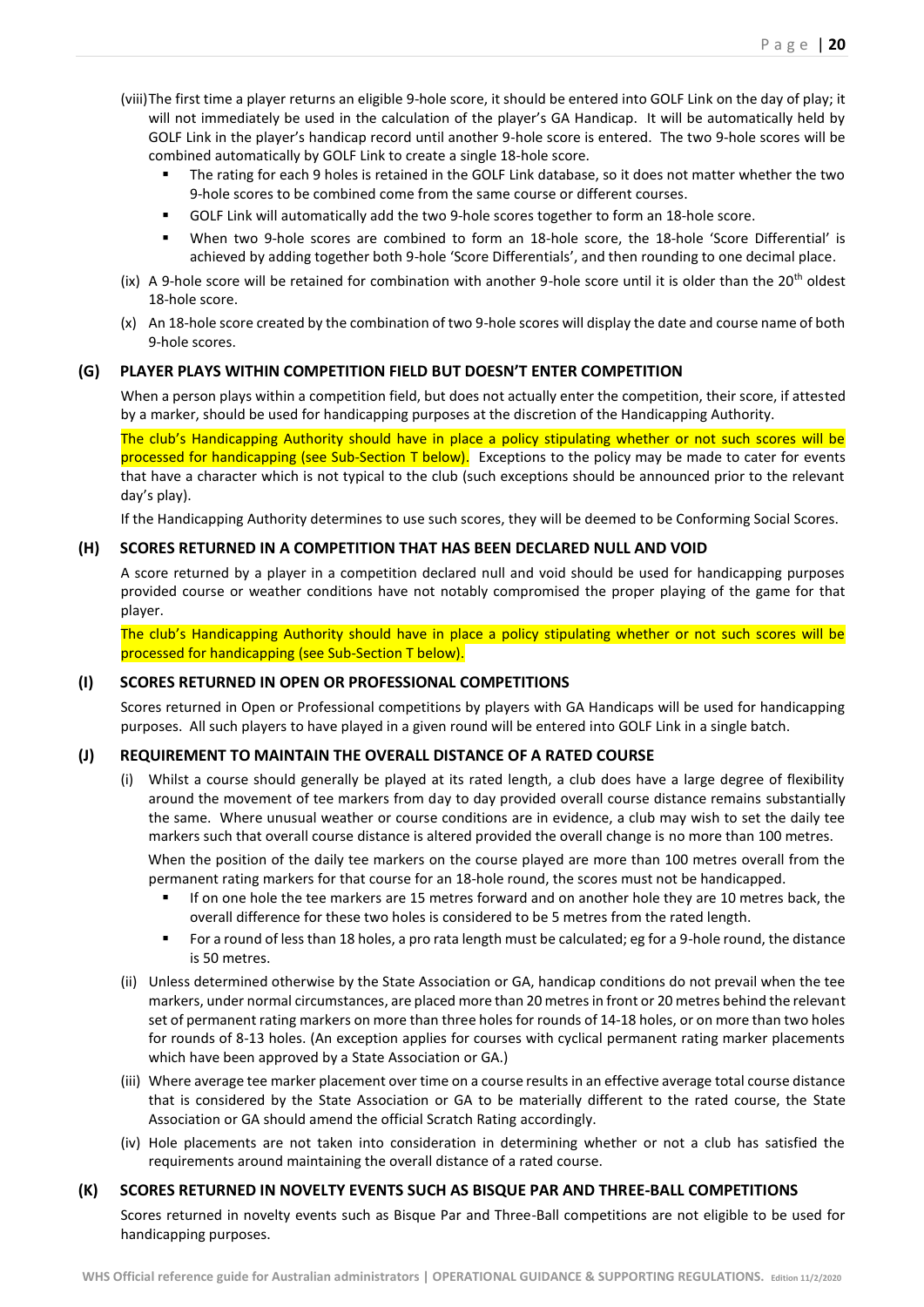(viii) The first time a player returns an eligible 9-hole score, it should be entered into GOLF Link on the day of play; it will not immediately be used in the calculation of the player's GA Handicap. It will be automatically held by GOLF Link in the player's handicap record until another 9-hole score is entered. The two 9-hole scores will be combined automatically by GOLF Link to create a single 18-hole score.

- The rating for each 9 holes is retained in the GOLF Link database, so it does not matter whether the two 9-hole scores to be combined come from the same course or different courses.
- GOLF Link will automatically add the two 9-hole scores together to form an 18-hole score.
- When two 9-hole scores are combined to form an 18-hole score, the 18-hole 'Score Differential' is achieved by adding together both 9-hole 'Score Differentials', and then rounding to one decimal place.

(ix) A 9-hole score will be retained for combination with another 9-hole score until it is older than the 20th oldest 18-hole score.

(x) An 18-hole score created by the combination of two 9-hole scores will display the date and course name of both 9-hole scores.

### (G) PLAYER PLAYS WITHIN COMPETITION FIELD BUT DOESN'T ENTER COMPETITION

When a person plays within a competition field, but does not actually enter the competition, their score, if attested by a marker, should be used for handicapping purposes at the discretion of the Handicapping Authority.

The club's Handicapping Authority should have in place a policy stipulating whether or not such scores will be processed for handicapping (see Sub-Section T below). Exceptions to the policy may be made to cater for events that have a character which is not typical to the club (such exceptions should be announced prior to the relevant day's play).

If the Handicapping Authority determines to use such scores, they will be deemed to be Conforming Social Scores.

### (H) SCORES RETURNED IN A COMPETITION THAT HAS BEEN DECLARED NULL AND VOID

A score returned by a player in a competition declared null and void should be used for handicapping purposes provided course or weather conditions have not notably compromised the proper playing of the game for that player.

The club's Handicapping Authority should have in place a policy stipulating whether or not such scores will be processed for handicapping (see Sub-Section T below).

### (I) SCORES RETURNED IN OPEN OR PROFESSIONAL COMPETITIONS

Scores returned in Open or Professional competitions by players with GA Handicaps will be used for handicapping purposes. All such players to have played in a given round will be entered into GOLF Link in a single batch.

### (J) REQUIREMENT TO MAINTAIN THE OVERALL DISTANCE OF A RATED COURSE

(i) Whilst a course should generally be played at its rated length, a club does have a large degree of flexibility around the movement of tee markers from day to day provided overall course distance remains substantially the same. Where unusual weather or course conditions are in evidence, a club may wish to set the daily tee markers such that overall course distance is altered provided the overall change is no more than 100 metres.

When the position of the daily tee markers on the course played are more than 100 metres overall from the permanent rating markers for that course for an 18-hole round, the scores must not be handicapped.

- If on one hole the tee markers are 15 metres forward and on another hole they are 10 metres back, the overall difference for these two holes is considered to be 5 metres from the rated length.
- For a round of less than 18 holes, a pro rata length must be calculated; eg for a 9-hole round, the distance is 50 metres.

(ii) Unless determined otherwise by the State Association or GA, handicap conditions do not prevail when the tee markers, under normal circumstances, are placed more than 20 metres in front or 20 metres behind the relevant set of permanent rating markers on more than three holes for rounds of 14-18 holes, or on more than two holes for rounds of 8-13 holes. (An exception applies for courses with cyclical permanent rating marker placements which have been approved by a State Association or GA.)

(iii) Where average tee marker placement over time on a course results in an effective average total course distance that is considered by the State Association or GA to be materially different to the rated course, the State Association or GA should amend the official Scratch Rating accordingly.

(iv) Hole placements are not taken into consideration in determining whether or not a club has satisfied the requirements around maintaining the overall distance of a rated course.

### (K) SCORES RETURNED IN NOVELTY EVENTS SUCH AS BISQUE PAR AND THREE-BALL COMPETITIONS

Scores returned in novelty events such as Bisque Par and Three-Ball competitions are not eligible to be used for handicapping purposes.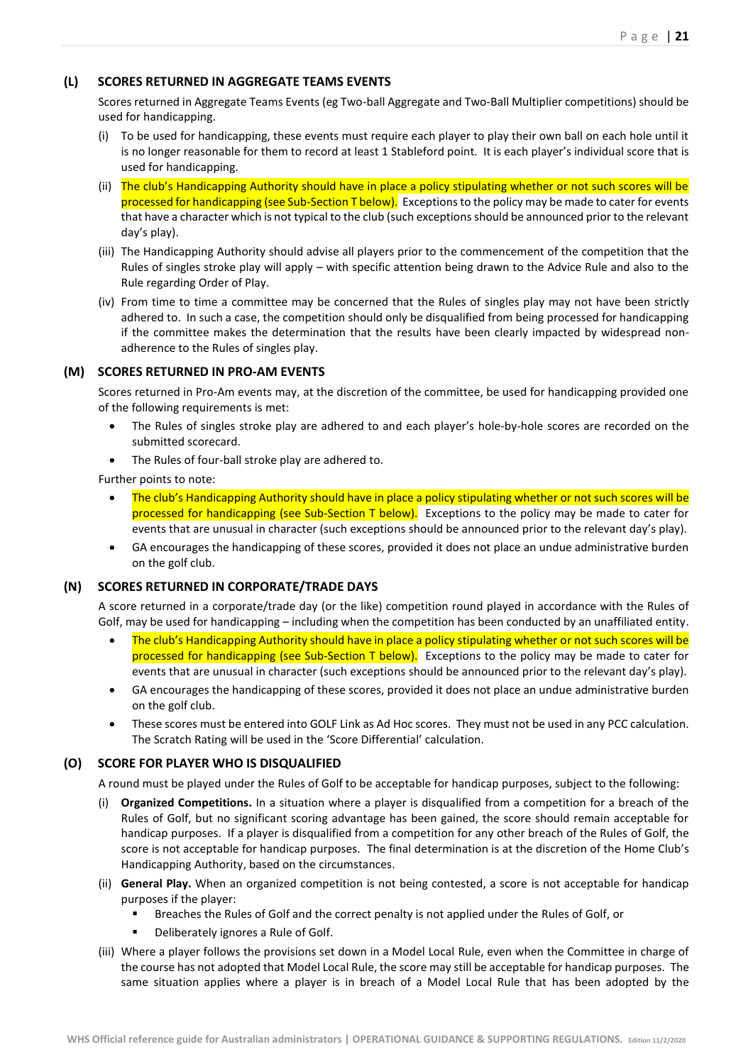### (L) SCORES RETURNED IN AGGREGATE TEAMS EVENTS

Scores returned in Aggregate Teams Events (eg Two-ball Aggregate and Two-Ball Multiplier competitions) should be used for handicapping.

(i) To be used for handicapping, these events must require each player to play their own ball on each hole until it is no longer reasonable for them to record at least 1 Stableford point. It is each player's individual score that is used for handicapping.

(ii) The club's Handicapping Authority should have in place a policy stipulating whether or not such scores will be processed for handicapping (see Sub-Section T below). Exceptions to the policy may be made to cater for events that have a character which is not typical to the club (such exceptions should be announced prior to the relevant day's play).

(iii) The Handicapping Authority should advise all players prior to the commencement of the competition that the Rules of singles stroke play will apply – with specific attention being drawn to the Advice Rule and also to the Rule regarding Order of Play.

(iv) From time to time a committee may be concerned that the Rules of singles play may not have been strictly adhered to. In such a case, the competition should only be disqualified from being processed for handicapping if the committee makes the determination that the results have been clearly impacted by widespread non-adherence to the Rules of singles play.

### (M) SCORES RETURNED IN PRO-AM EVENTS

Scores returned in Pro-Am events may, at the discretion of the committee, be used for handicapping provided one of the following requirements is met:

- The Rules of singles stroke play are adhered to and each player's hole-by-hole scores are recorded on the submitted scorecard.
- The Rules of four-ball stroke play are adhered to.

Further points to note:

- The club's Handicapping Authority should have in place a policy stipulating whether or not such scores will be processed for handicapping (see Sub-Section T below). Exceptions to the policy may be made to cater for events that are unusual in character (such exceptions should be announced prior to the relevant day's play).
- GA encourages the handicapping of these scores, provided it does not place an undue administrative burden on the golf club.

### (N) SCORES RETURNED IN CORPORATE/TRADE DAYS

A score returned in a corporate/trade day (or the like) competition round played in accordance with the Rules of Golf, may be used for handicapping – including when the competition has been conducted by an unaffiliated entity.

- The club's Handicapping Authority should have in place a policy stipulating whether or not such scores will be processed for handicapping (see Sub-Section T below). Exceptions to the policy may be made to cater for events that are unusual in character (such exceptions should be announced prior to the relevant day's play).
- GA encourages the handicapping of these scores, provided it does not place an undue administrative burden on the golf club.
- These scores must be entered into GOLF Link as Ad Hoc scores. They must not be used in any PCC calculation. The Scratch Rating will be used in the 'Score Differential' calculation.

### (O) SCORE FOR PLAYER WHO IS DISQUALIFIED

A round must be played under the Rules of Golf to be acceptable for handicap purposes, subject to the following:

(i) **Organized Competitions.** In a situation where a player is disqualified from a competition for a breach of the Rules of Golf, but no significant scoring advantage has been gained, the score should remain acceptable for handicap purposes. If a player is disqualified from a competition for any other breach of the Rules of Golf, the score is not acceptable for handicap purposes. The final determination is at the discretion of the Home Club's Handicapping Authority, based on the circumstances.

(ii) **General Play.** When an organized competition is not being contested, a score is not acceptable for handicap purposes if the player:

- Breaches the Rules of Golf and the correct penalty is not applied under the Rules of Golf, or
- Deliberately ignores a Rule of Golf.

(iii) Where a player follows the provisions set down in a Model Local Rule, even when the Committee in charge of the course has not adopted that Model Local Rule, the score may still be acceptable for handicap purposes. The same situation applies where a player is in breach of a Model Local Rule that has been adopted by the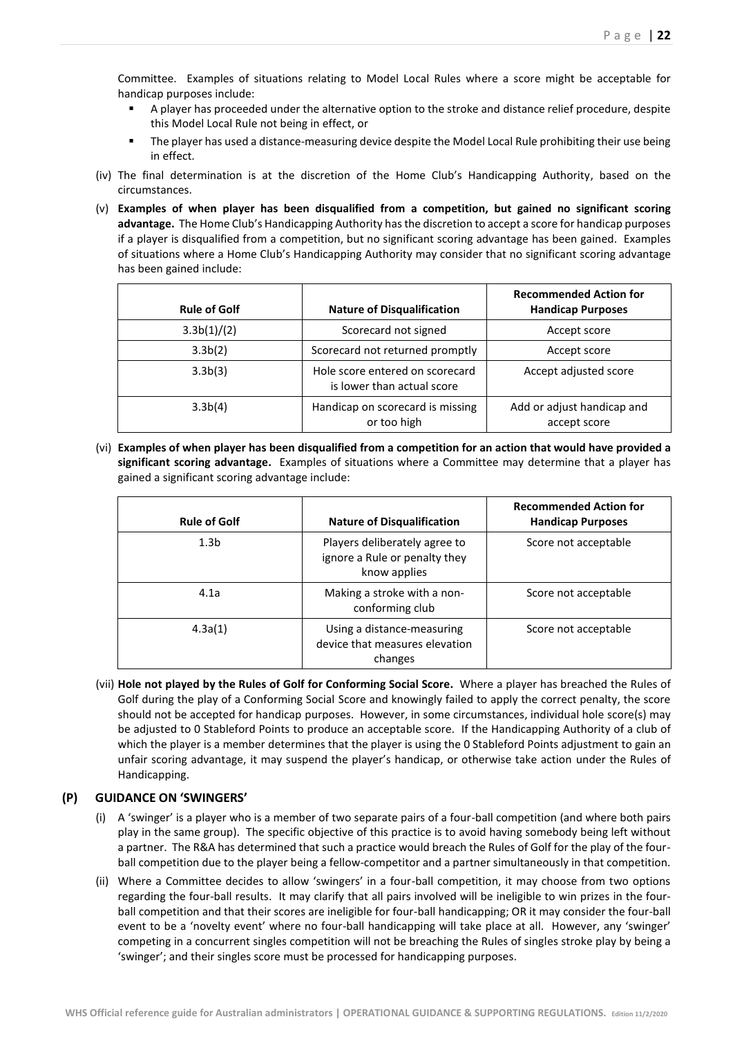Committee. Examples of situations relating to Model Local Rules where a score might be acceptable for handicap purposes include:

- A player has proceeded under the alternative option to the stroke and distance relief procedure, despite this Model Local Rule not being in effect, or
- The player has used a distance-measuring device despite the Model Local Rule prohibiting their use being in effect.

(iv) The final determination is at the discretion of the Home Club's Handicapping Authority, based on the circumstances.

(v) **Examples of when player has been disqualified from a competition, but gained no significant scoring advantage.** The Home Club's Handicapping Authority has the discretion to accept a score for handicap purposes if a player is disqualified from a competition, but no significant scoring advantage has been gained. Examples of situations where a Home Club's Handicapping Authority may consider that no significant scoring advantage has been gained include:

| Rule of Golf | Nature of Disqualification | Recommended Action for Handicap Purposes |
|---|---|---|
| 3.3b(1)/(2) | Scorecard not signed | Accept score |
| 3.3b(2) | Scorecard not returned promptly | Accept score |
| 3.3b(3) | Hole score entered on scorecard is lower than actual score | Accept adjusted score |
| 3.3b(4) | Handicap on scorecard is missing or too high | Add or adjust handicap and accept score |

(vi) **Examples of when player has been disqualified from a competition for an action that would have provided a significant scoring advantage.** Examples of situations where a Committee may determine that a player has gained a significant scoring advantage include:

| Rule of Golf | Nature of Disqualification | Recommended Action for Handicap Purposes |
|---|---|---|
| 1.3b | Players deliberately agree to ignore a Rule or penalty they know applies | Score not acceptable |
| 4.1a | Making a stroke with a non-conforming club | Score not acceptable |
| 4.3a(1) | Using a distance-measuring device that measures elevation changes | Score not acceptable |

(vii) **Hole not played by the Rules of Golf for Conforming Social Score.** Where a player has breached the Rules of Golf during the play of a Conforming Social Score and knowingly failed to apply the correct penalty, the score should not be accepted for handicap purposes. However, in some circumstances, individual hole score(s) may be adjusted to 0 Stableford Points to produce an acceptable score. If the Handicapping Authority of a club of which the player is a member determines that the player is using the 0 Stableford Points adjustment to gain an unfair scoring advantage, it may suspend the player's handicap, or otherwise take action under the Rules of Handicapping.

## (P) GUIDANCE ON 'SWINGERS'

(i) A 'swinger' is a player who is a member of two separate pairs of a four-ball competition (and where both pairs play in the same group). The specific objective of this practice is to avoid having somebody being left without a partner. The R&A has determined that such a practice would breach the Rules of Golf for the play of the four-ball competition due to the player being a fellow-competitor and a partner simultaneously in that competition.

(ii) Where a Committee decides to allow 'swingers' in a four-ball competition, it may choose from two options regarding the four-ball results. It may clarify that all pairs involved will be ineligible to win prizes in the four-ball competition and that their scores are ineligible for four-ball handicapping; OR it may consider the four-ball event to be a 'novelty event' where no four-ball handicapping will take place at all. However, any 'swinger' competing in a concurrent singles competition will not be breaching the Rules of singles stroke play by being a 'swinger'; and their singles score must be processed for handicapping purposes.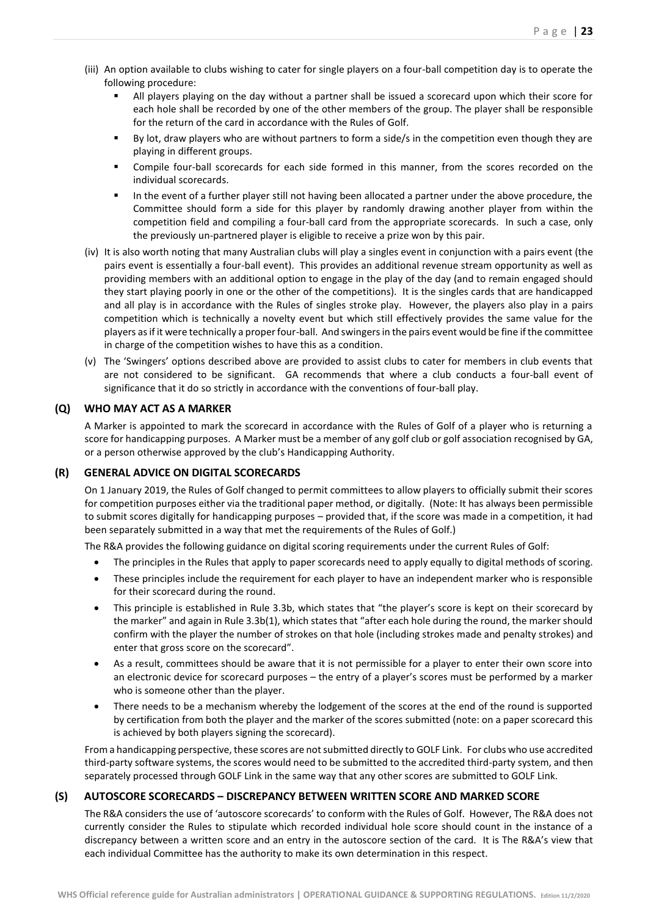(iii) An option available to clubs wishing to cater for single players on a four-ball competition day is to operate the following procedure:

- All players playing on the day without a partner shall be issued a scorecard upon which their score for each hole shall be recorded by one of the other members of the group. The player shall be responsible for the return of the card in accordance with the Rules of Golf.
- By lot, draw players who are without partners to form a side/s in the competition even though they are playing in different groups.
- Compile four-ball scorecards for each side formed in this manner, from the scores recorded on the individual scorecards.
- In the event of a further player still not having been allocated a partner under the above procedure, the Committee should form a side for this player by randomly drawing another player from within the competition field and compiling a four-ball card from the appropriate scorecards. In such a case, only the previously un-partnered player is eligible to receive a prize won by this pair.

(iv) It is also worth noting that many Australian clubs will play a singles event in conjunction with a pairs event (the pairs event is essentially a four-ball event). This provides an additional revenue stream opportunity as well as providing members with an additional option to engage in the play of the day (and to remain engaged should they start playing poorly in one or the other of the competitions). It is the singles cards that are handicapped and all play is in accordance with the Rules of singles stroke play. However, the players also play in a pairs competition which is technically a novelty event but which still effectively provides the same value for the players as if it were technically a proper four-ball. And swingers in the pairs event would be fine if the committee in charge of the competition wishes to have this as a condition.

(v) The 'Swingers' options described above are provided to assist clubs to cater for members in club events that are not considered to be significant. GA recommends that where a club conducts a four-ball event of significance that it do so strictly in accordance with the conventions of four-ball play.

## (Q) WHO MAY ACT AS A MARKER

A Marker is appointed to mark the scorecard in accordance with the Rules of Golf of a player who is returning a score for handicapping purposes. A Marker must be a member of any golf club or golf association recognised by GA, or a person otherwise approved by the club's Handicapping Authority.

## (R) GENERAL ADVICE ON DIGITAL SCORECARDS

On 1 January 2019, the Rules of Golf changed to permit committees to allow players to officially submit their scores for competition purposes either via the traditional paper method, or digitally. (Note: It has always been permissible to submit scores digitally for handicapping purposes – provided that, if the score was made in a competition, it had been separately submitted in a way that met the requirements of the Rules of Golf.)

The R&A provides the following guidance on digital scoring requirements under the current Rules of Golf:

- The principles in the Rules that apply to paper scorecards need to apply equally to digital methods of scoring.
- These principles include the requirement for each player to have an independent marker who is responsible for their scorecard during the round.
- This principle is established in Rule 3.3b, which states that "the player's score is kept on their scorecard by the marker" and again in Rule 3.3b(1), which states that "after each hole during the round, the marker should confirm with the player the number of strokes on that hole (including strokes made and penalty strokes) and enter that gross score on the scorecard".
- As a result, committees should be aware that it is not permissible for a player to enter their own score into an electronic device for scorecard purposes – the entry of a player's scores must be performed by a marker who is someone other than the player.
- There needs to be a mechanism whereby the lodgement of the scores at the end of the round is supported by certification from both the player and the marker of the scores submitted (note: on a paper scorecard this is achieved by both players signing the scorecard).

From a handicapping perspective, these scores are not submitted directly to GOLF Link. For clubs who use accredited third-party software systems, the scores would need to be submitted to the accredited third-party system, and then separately processed through GOLF Link in the same way that any other scores are submitted to GOLF Link.

## (S) AUTOSCORE SCORECARDS – DISCREPANCY BETWEEN WRITTEN SCORE AND MARKED SCORE

The R&A considers the use of 'autoscore scorecards' to conform with the Rules of Golf. However, The R&A does not currently consider the Rules to stipulate which recorded individual hole score should count in the instance of a discrepancy between a written score and an entry in the autoscore section of the card. It is The R&A's view that each individual Committee has the authority to make its own determination in this respect.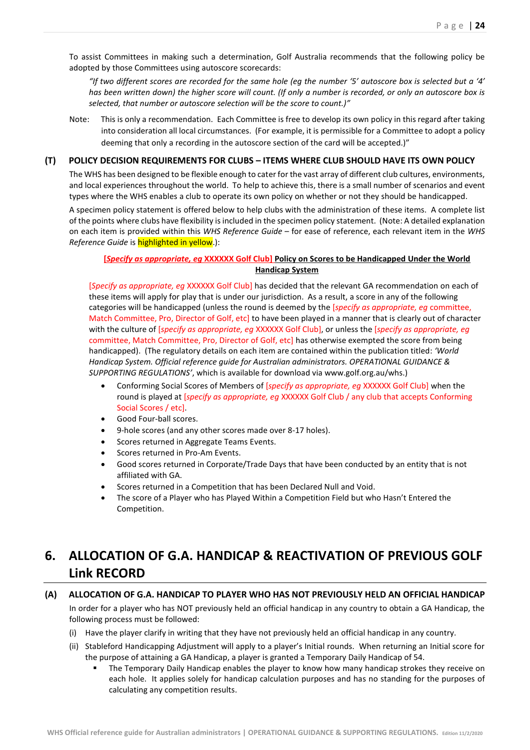To assist Committees in making such a determination, Golf Australia recommends that the following policy be adopted by those Committees using autoscore scorecards:

> *"If two different scores are recorded for the same hole (eg the number '5' autoscore box is selected but a '4' has been written down) the higher score will count. (If only a number is recorded, or only an autoscore box is selected, that number or autoscore selection will be the score to count.)"*

Note: This is only a recommendation. Each Committee is free to develop its own policy in this regard after taking into consideration all local circumstances. (For example, it is permissible for a Committee to adopt a policy deeming that only a recording in the autoscore section of the card will be accepted.)"

### (T) POLICY DECISION REQUIREMENTS FOR CLUBS – ITEMS WHERE CLUB SHOULD HAVE ITS OWN POLICY

The WHS has been designed to be flexible enough to cater for the vast array of different club cultures, environments, and local experiences throughout the world. To help to achieve this, there is a small number of scenarios and event types where the WHS enables a club to operate its own policy on whether or not they should be handicapped.

A specimen policy statement is offered below to help clubs with the administration of these items. A complete list of the points where clubs have flexibility is included in the specimen policy statement. (Note: A detailed explanation on each item is provided within this *WHS Reference Guide* – for ease of reference, each relevant item in the *WHS Reference Guide* is highlighted in yellow.):

**[*Specify as appropriate, eg* XXXXXX Golf Club] Policy on Scores to be Handicapped Under the World Handicap System**

[*Specify as appropriate, eg* XXXXXX Golf Club] has decided that the relevant GA recommendation on each of these items will apply for play that is under our jurisdiction. As a result, a score in any of the following categories will be handicapped (unless the round is deemed by the [*specify as appropriate, eg* committee, Match Committee, Pro, Director of Golf, etc] to have been played in a manner that is clearly out of character with the culture of [*specify as appropriate, eg* XXXXXX Golf Club], or unless the [*specify as appropriate, eg* committee, Match Committee, Pro, Director of Golf, etc] has otherwise exempted the score from being handicapped). (The regulatory details on each item are contained within the publication titled: *'World Handicap System. Official reference guide for Australian administrators. OPERATIONAL GUIDANCE & SUPPORTING REGULATIONS'*, which is available for download via www.golf.org.au/whs.)

- Conforming Social Scores of Members of [*specify as appropriate, eg* XXXXXX Golf Club] when the round is played at [*specify as appropriate, eg* XXXXXX Golf Club / any club that accepts Conforming Social Scores / etc].
- Good Four-ball scores.
- 9-hole scores (and any other scores made over 8-17 holes).
- Scores returned in Aggregate Teams Events.
- Scores returned in Pro-Am Events.
- Good scores returned in Corporate/Trade Days that have been conducted by an entity that is not affiliated with GA.
- Scores returned in a Competition that has been Declared Null and Void.
- The score of a Player who has Played Within a Competition Field but who Hasn't Entered the Competition.

## 6. ALLOCATION OF G.A. HANDICAP & REACTIVATION OF PREVIOUS GOLF Link RECORD

### (A) ALLOCATION OF G.A. HANDICAP TO PLAYER WHO HAS NOT PREVIOUSLY HELD AN OFFICIAL HANDICAP

In order for a player who has NOT previously held an official handicap in any country to obtain a GA Handicap, the following process must be followed:

(i) Have the player clarify in writing that they have not previously held an official handicap in any country.

(ii) Stableford Handicapping Adjustment will apply to a player's Initial rounds. When returning an Initial score for the purpose of attaining a GA Handicap, a player is granted a Temporary Daily Handicap of 54.

- The Temporary Daily Handicap enables the player to know how many handicap strokes they receive on each hole. It applies solely for handicap calculation purposes and has no standing for the purposes of calculating any competition results.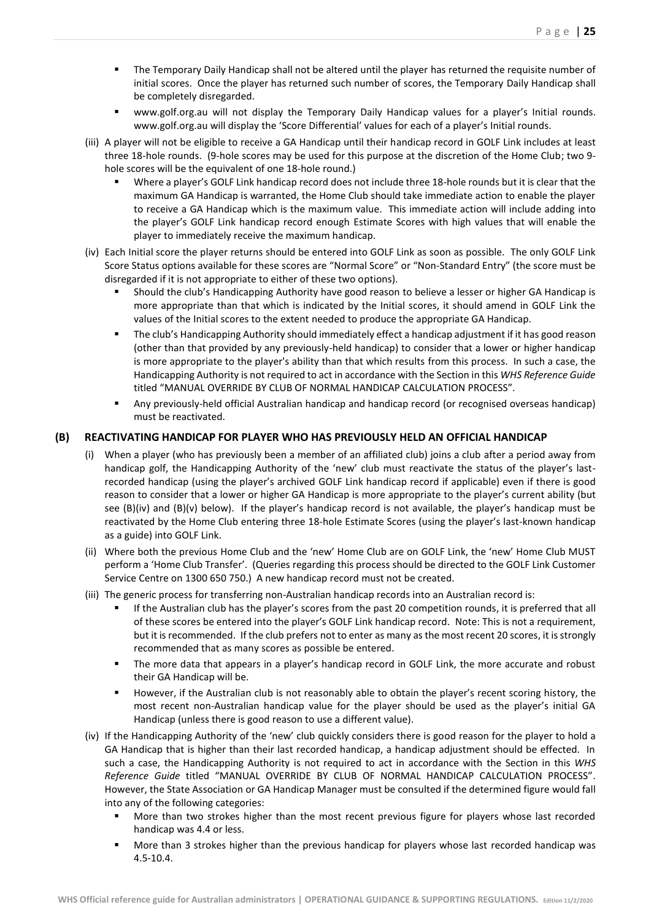- The Temporary Daily Handicap shall not be altered until the player has returned the requisite number of initial scores. Once the player has returned such number of scores, the Temporary Daily Handicap shall be completely disregarded.
- www.golf.org.au will not display the Temporary Daily Handicap values for a player's Initial rounds. www.golf.org.au will display the 'Score Differential' values for each of a player's Initial rounds.

(iii) A player will not be eligible to receive a GA Handicap until their handicap record in GOLF Link includes at least three 18-hole rounds. (9-hole scores may be used for this purpose at the discretion of the Home Club; two 9-hole scores will be the equivalent of one 18-hole round.)

- Where a player's GOLF Link handicap record does not include three 18-hole rounds but it is clear that the maximum GA Handicap is warranted, the Home Club should take immediate action to enable the player to receive a GA Handicap which is the maximum value. This immediate action will include adding into the player's GOLF Link handicap record enough Estimate Scores with high values that will enable the player to immediately receive the maximum handicap.

(iv) Each Initial score the player returns should be entered into GOLF Link as soon as possible. The only GOLF Link Score Status options available for these scores are "Normal Score" or "Non-Standard Entry" (the score must be disregarded if it is not appropriate to either of these two options).

- Should the club's Handicapping Authority have good reason to believe a lesser or higher GA Handicap is more appropriate than that which is indicated by the Initial scores, it should amend in GOLF Link the values of the Initial scores to the extent needed to produce the appropriate GA Handicap.
- The club's Handicapping Authority should immediately effect a handicap adjustment if it has good reason (other than that provided by any previously-held handicap) to consider that a lower or higher handicap is more appropriate to the player's ability than that which results from this process. In such a case, the Handicapping Authority is not required to act in accordance with the Section in this *WHS Reference Guide* titled "MANUAL OVERRIDE BY CLUB OF NORMAL HANDICAP CALCULATION PROCESS".
- Any previously-held official Australian handicap and handicap record (or recognised overseas handicap) must be reactivated.

### (B) REACTIVATING HANDICAP FOR PLAYER WHO HAS PREVIOUSLY HELD AN OFFICIAL HANDICAP

(i) When a player (who has previously been a member of an affiliated club) joins a club after a period away from handicap golf, the Handicapping Authority of the 'new' club must reactivate the status of the player's last-recorded handicap (using the player's archived GOLF Link handicap record if applicable) even if there is good reason to consider that a lower or higher GA Handicap is more appropriate to the player's current ability (but see (B)(iv) and (B)(v) below). If the player's handicap record is not available, the player's handicap must be reactivated by the Home Club entering three 18-hole Estimate Scores (using the player's last-known handicap as a guide) into GOLF Link.

(ii) Where both the previous Home Club and the 'new' Home Club are on GOLF Link, the 'new' Home Club MUST perform a 'Home Club Transfer'. (Queries regarding this process should be directed to the GOLF Link Customer Service Centre on 1300 650 750.) A new handicap record must not be created.

(iii) The generic process for transferring non-Australian handicap records into an Australian record is:

- If the Australian club has the player's scores from the past 20 competition rounds, it is preferred that all of these scores be entered into the player's GOLF Link handicap record. Note: This is not a requirement, but it is recommended. If the club prefers not to enter as many as the most recent 20 scores, it is strongly recommended that as many scores as possible be entered.
- The more data that appears in a player's handicap record in GOLF Link, the more accurate and robust their GA Handicap will be.
- However, if the Australian club is not reasonably able to obtain the player's recent scoring history, the most recent non-Australian handicap value for the player should be used as the player's initial GA Handicap (unless there is good reason to use a different value).

(iv) If the Handicapping Authority of the 'new' club quickly considers there is good reason for the player to hold a GA Handicap that is higher than their last recorded handicap, a handicap adjustment should be effected. In such a case, the Handicapping Authority is not required to act in accordance with the Section in this *WHS Reference Guide* titled "MANUAL OVERRIDE BY CLUB OF NORMAL HANDICAP CALCULATION PROCESS". However, the State Association or GA Handicap Manager must be consulted if the determined figure would fall into any of the following categories:

- More than two strokes higher than the most recent previous figure for players whose last recorded handicap was 4.4 or less.
- More than 3 strokes higher than the previous handicap for players whose last recorded handicap was 4.5-10.4.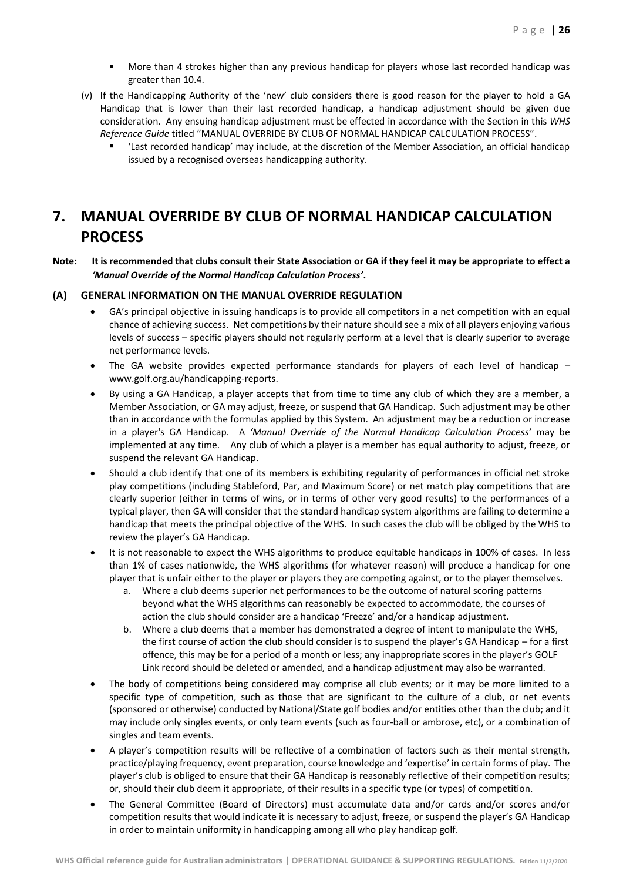- More than 4 strokes higher than any previous handicap for players whose last recorded handicap was greater than 10.4.

(v) If the Handicapping Authority of the 'new' club considers there is good reason for the player to hold a GA Handicap that is lower than their last recorded handicap, a handicap adjustment should be given due consideration. Any ensuing handicap adjustment must be effected in accordance with the Section in this *WHS Reference Guide* titled "MANUAL OVERRIDE BY CLUB OF NORMAL HANDICAP CALCULATION PROCESS".

- 'Last recorded handicap' may include, at the discretion of the Member Association, an official handicap issued by a recognised overseas handicapping authority.

# 7. MANUAL OVERRIDE BY CLUB OF NORMAL HANDICAP CALCULATION PROCESS

**Note: It is recommended that clubs consult their State Association or GA if they feel it may be appropriate to effect a *'Manual Override of the Normal Handicap Calculation Process'*.**

### (A) GENERAL INFORMATION ON THE MANUAL OVERRIDE REGULATION

- GA's principal objective in issuing handicaps is to provide all competitors in a net competition with an equal chance of achieving success. Net competitions by their nature should see a mix of all players enjoying various levels of success – specific players should not regularly perform at a level that is clearly superior to average net performance levels.
- The GA website provides expected performance standards for players of each level of handicap – www.golf.org.au/handicapping-reports.
- By using a GA Handicap, a player accepts that from time to time any club of which they are a member, a Member Association, or GA may adjust, freeze, or suspend that GA Handicap. Such adjustment may be other than in accordance with the formulas applied by this System. An adjustment may be a reduction or increase in a player's GA Handicap. A *'Manual Override of the Normal Handicap Calculation Process'* may be implemented at any time. Any club of which a player is a member has equal authority to adjust, freeze, or suspend the relevant GA Handicap.
- Should a club identify that one of its members is exhibiting regularity of performances in official net stroke play competitions (including Stableford, Par, and Maximum Score) or net match play competitions that are clearly superior (either in terms of wins, or in terms of other very good results) to the performances of a typical player, then GA will consider that the standard handicap system algorithms are failing to determine a handicap that meets the principal objective of the WHS. In such cases the club will be obliged by the WHS to review the player's GA Handicap.
- It is not reasonable to expect the WHS algorithms to produce equitable handicaps in 100% of cases. In less than 1% of cases nationwide, the WHS algorithms (for whatever reason) will produce a handicap for one player that is unfair either to the player or players they are competing against, or to the player themselves.
    a. Where a club deems superior net performances to be the outcome of natural scoring patterns beyond what the WHS algorithms can reasonably be expected to accommodate, the courses of action the club should consider are a handicap 'Freeze' and/or a handicap adjustment.
    b. Where a club deems that a member has demonstrated a degree of intent to manipulate the WHS, the first course of action the club should consider is to suspend the player's GA Handicap – for a first offence, this may be for a period of a month or less; any inappropriate scores in the player's GOLF Link record should be deleted or amended, and a handicap adjustment may also be warranted.
- The body of competitions being considered may comprise all club events; or it may be more limited to a specific type of competition, such as those that are significant to the culture of a club, or net events (sponsored or otherwise) conducted by National/State golf bodies and/or entities other than the club; and it may include only singles events, or only team events (such as four-ball or ambrose, etc), or a combination of singles and team events.
- A player's competition results will be reflective of a combination of factors such as their mental strength, practice/playing frequency, event preparation, course knowledge and 'expertise' in certain forms of play. The player's club is obliged to ensure that their GA Handicap is reasonably reflective of their competition results; or, should their club deem it appropriate, of their results in a specific type (or types) of competition.
- The General Committee (Board of Directors) must accumulate data and/or cards and/or scores and/or competition results that would indicate it is necessary to adjust, freeze, or suspend the player's GA Handicap in order to maintain uniformity in handicapping among all who play handicap golf.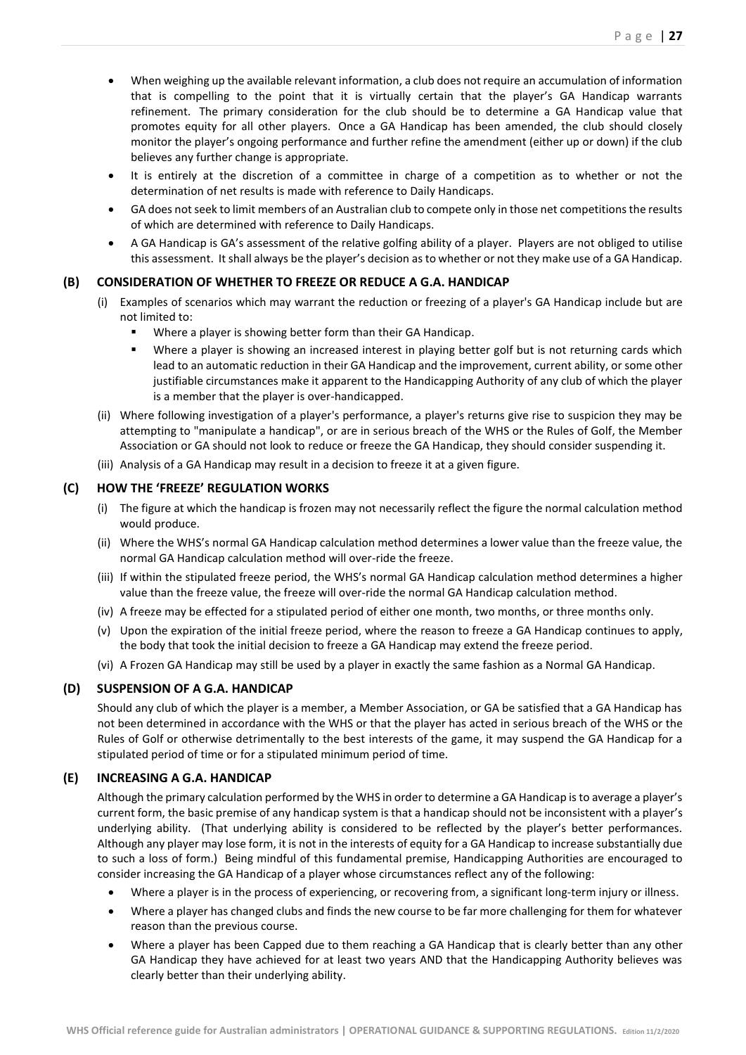- When weighing up the available relevant information, a club does not require an accumulation of information that is compelling to the point that it is virtually certain that the player's GA Handicap warrants refinement. The primary consideration for the club should be to determine a GA Handicap value that promotes equity for all other players. Once a GA Handicap has been amended, the club should closely monitor the player's ongoing performance and further refine the amendment (either up or down) if the club believes any further change is appropriate.
- It is entirely at the discretion of a committee in charge of a competition as to whether or not the determination of net results is made with reference to Daily Handicaps.
- GA does not seek to limit members of an Australian club to compete only in those net competitions the results of which are determined with reference to Daily Handicaps.
- A GA Handicap is GA's assessment of the relative golfing ability of a player. Players are not obliged to utilise this assessment. It shall always be the player's decision as to whether or not they make use of a GA Handicap.

### (B) CONSIDERATION OF WHETHER TO FREEZE OR REDUCE A G.A. HANDICAP

(i) Examples of scenarios which may warrant the reduction or freezing of a player's GA Handicap include but are not limited to:

- Where a player is showing better form than their GA Handicap.
- Where a player is showing an increased interest in playing better golf but is not returning cards which lead to an automatic reduction in their GA Handicap and the improvement, current ability, or some other justifiable circumstances make it apparent to the Handicapping Authority of any club of which the player is a member that the player is over-handicapped.

(ii) Where following investigation of a player's performance, a player's returns give rise to suspicion they may be attempting to "manipulate a handicap", or are in serious breach of the WHS or the Rules of Golf, the Member Association or GA should not look to reduce or freeze the GA Handicap, they should consider suspending it.

(iii) Analysis of a GA Handicap may result in a decision to freeze it at a given figure.

### (C) HOW THE 'FREEZE' REGULATION WORKS

(i) The figure at which the handicap is frozen may not necessarily reflect the figure the normal calculation method would produce.

(ii) Where the WHS's normal GA Handicap calculation method determines a lower value than the freeze value, the normal GA Handicap calculation method will over-ride the freeze.

(iii) If within the stipulated freeze period, the WHS's normal GA Handicap calculation method determines a higher value than the freeze value, the freeze will over-ride the normal GA Handicap calculation method.

(iv) A freeze may be effected for a stipulated period of either one month, two months, or three months only.

(v) Upon the expiration of the initial freeze period, where the reason to freeze a GA Handicap continues to apply, the body that took the initial decision to freeze a GA Handicap may extend the freeze period.

(vi) A Frozen GA Handicap may still be used by a player in exactly the same fashion as a Normal GA Handicap.

### (D) SUSPENSION OF A G.A. HANDICAP

Should any club of which the player is a member, a Member Association, or GA be satisfied that a GA Handicap has not been determined in accordance with the WHS or that the player has acted in serious breach of the WHS or the Rules of Golf or otherwise detrimentally to the best interests of the game, it may suspend the GA Handicap for a stipulated period of time or for a stipulated minimum period of time.

### (E) INCREASING A G.A. HANDICAP

Although the primary calculation performed by the WHS in order to determine a GA Handicap is to average a player's current form, the basic premise of any handicap system is that a handicap should not be inconsistent with a player's underlying ability. (That underlying ability is considered to be reflected by the player's better performances. Although any player may lose form, it is not in the interests of equity for a GA Handicap to increase substantially due to such a loss of form.) Being mindful of this fundamental premise, Handicapping Authorities are encouraged to consider increasing the GA Handicap of a player whose circumstances reflect any of the following:

- Where a player is in the process of experiencing, or recovering from, a significant long-term injury or illness.
- Where a player has changed clubs and finds the new course to be far more challenging for them for whatever reason than the previous course.
- Where a player has been Capped due to them reaching a GA Handicap that is clearly better than any other GA Handicap they have achieved for at least two years AND that the Handicapping Authority believes was clearly better than their underlying ability.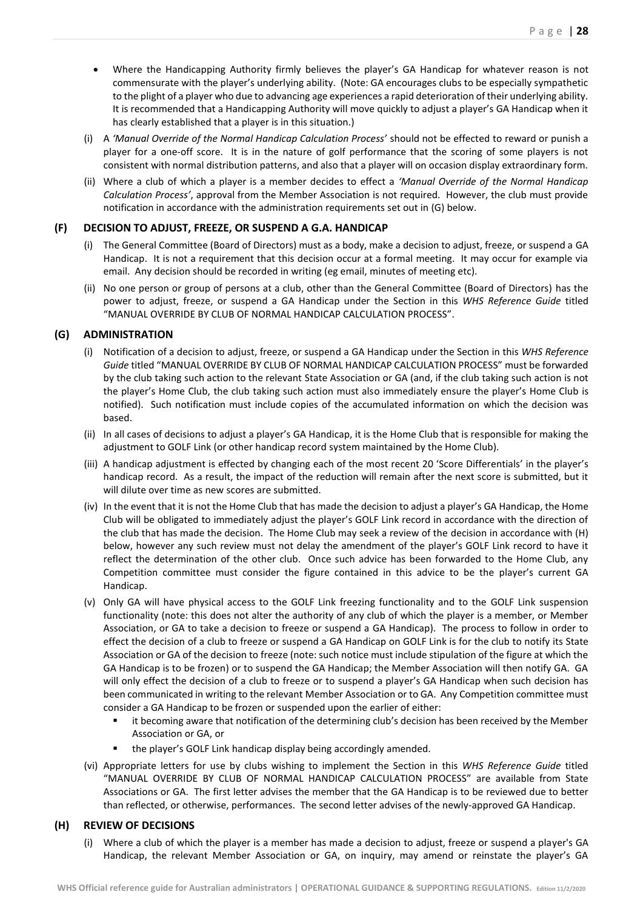- Where the Handicapping Authority firmly believes the player's GA Handicap for whatever reason is not commensurate with the player's underlying ability. (Note: GA encourages clubs to be especially sympathetic to the plight of a player who due to advancing age experiences a rapid deterioration of their underlying ability. It is recommended that a Handicapping Authority will move quickly to adjust a player's GA Handicap when it has clearly established that a player is in this situation.)

(i) A *'Manual Override of the Normal Handicap Calculation Process'* should not be effected to reward or punish a player for a one-off score. It is in the nature of golf performance that the scoring of some players is not consistent with normal distribution patterns, and also that a player will on occasion display extraordinary form.

(ii) Where a club of which a player is a member decides to effect a *'Manual Override of the Normal Handicap Calculation Process'*, approval from the Member Association is not required. However, the club must provide notification in accordance with the administration requirements set out in (G) below.

### (F) DECISION TO ADJUST, FREEZE, OR SUSPEND A G.A. HANDICAP

(i) The General Committee (Board of Directors) must as a body, make a decision to adjust, freeze, or suspend a GA Handicap. It is not a requirement that this decision occur at a formal meeting. It may occur for example via email. Any decision should be recorded in writing (eg email, minutes of meeting etc).

(ii) No one person or group of persons at a club, other than the General Committee (Board of Directors) has the power to adjust, freeze, or suspend a GA Handicap under the Section in this *WHS Reference Guide* titled "MANUAL OVERRIDE BY CLUB OF NORMAL HANDICAP CALCULATION PROCESS".

### (G) ADMINISTRATION

(i) Notification of a decision to adjust, freeze, or suspend a GA Handicap under the Section in this *WHS Reference Guide* titled "MANUAL OVERRIDE BY CLUB OF NORMAL HANDICAP CALCULATION PROCESS" must be forwarded by the club taking such action to the relevant State Association or GA (and, if the club taking such action is not the player's Home Club, the club taking such action must also immediately ensure the player's Home Club is notified). Such notification must include copies of the accumulated information on which the decision was based.

(ii) In all cases of decisions to adjust a player's GA Handicap, it is the Home Club that is responsible for making the adjustment to GOLF Link (or other handicap record system maintained by the Home Club).

(iii) A handicap adjustment is effected by changing each of the most recent 20 'Score Differentials' in the player's handicap record. As a result, the impact of the reduction will remain after the next score is submitted, but it will dilute over time as new scores are submitted.

(iv) In the event that it is not the Home Club that has made the decision to adjust a player's GA Handicap, the Home Club will be obligated to immediately adjust the player's GOLF Link record in accordance with the direction of the club that has made the decision. The Home Club may seek a review of the decision in accordance with (H) below, however any such review must not delay the amendment of the player's GOLF Link record to have it reflect the determination of the other club. Once such advice has been forwarded to the Home Club, any Competition committee must consider the figure contained in this advice to be the player's current GA Handicap.

(v) Only GA will have physical access to the GOLF Link freezing functionality and to the GOLF Link suspension functionality (note: this does not alter the authority of any club of which the player is a member, or Member Association, or GA to take a decision to freeze or suspend a GA Handicap). The process to follow in order to effect the decision of a club to freeze or suspend a GA Handicap on GOLF Link is for the club to notify its State Association or GA of the decision to freeze (note: such notice must include stipulation of the figure at which the GA Handicap is to be frozen) or to suspend the GA Handicap; the Member Association will then notify GA. GA will only effect the decision of a club to freeze or to suspend a player's GA Handicap when such decision has been communicated in writing to the relevant Member Association or to GA. Any Competition committee must consider a GA Handicap to be frozen or suspended upon the earlier of either:
   - it becoming aware that notification of the determining club's decision has been received by the Member Association or GA, or
   - the player's GOLF Link handicap display being accordingly amended.

(vi) Appropriate letters for use by clubs wishing to implement the Section in this *WHS Reference Guide* titled "MANUAL OVERRIDE BY CLUB OF NORMAL HANDICAP CALCULATION PROCESS" are available from State Associations or GA. The first letter advises the member that the GA Handicap is to be reviewed due to better than reflected, or otherwise, performances. The second letter advises of the newly-approved GA Handicap.

### (H) REVIEW OF DECISIONS

(i) Where a club of which the player is a member has made a decision to adjust, freeze or suspend a player's GA Handicap, the relevant Member Association or GA, on inquiry, may amend or reinstate the player's GA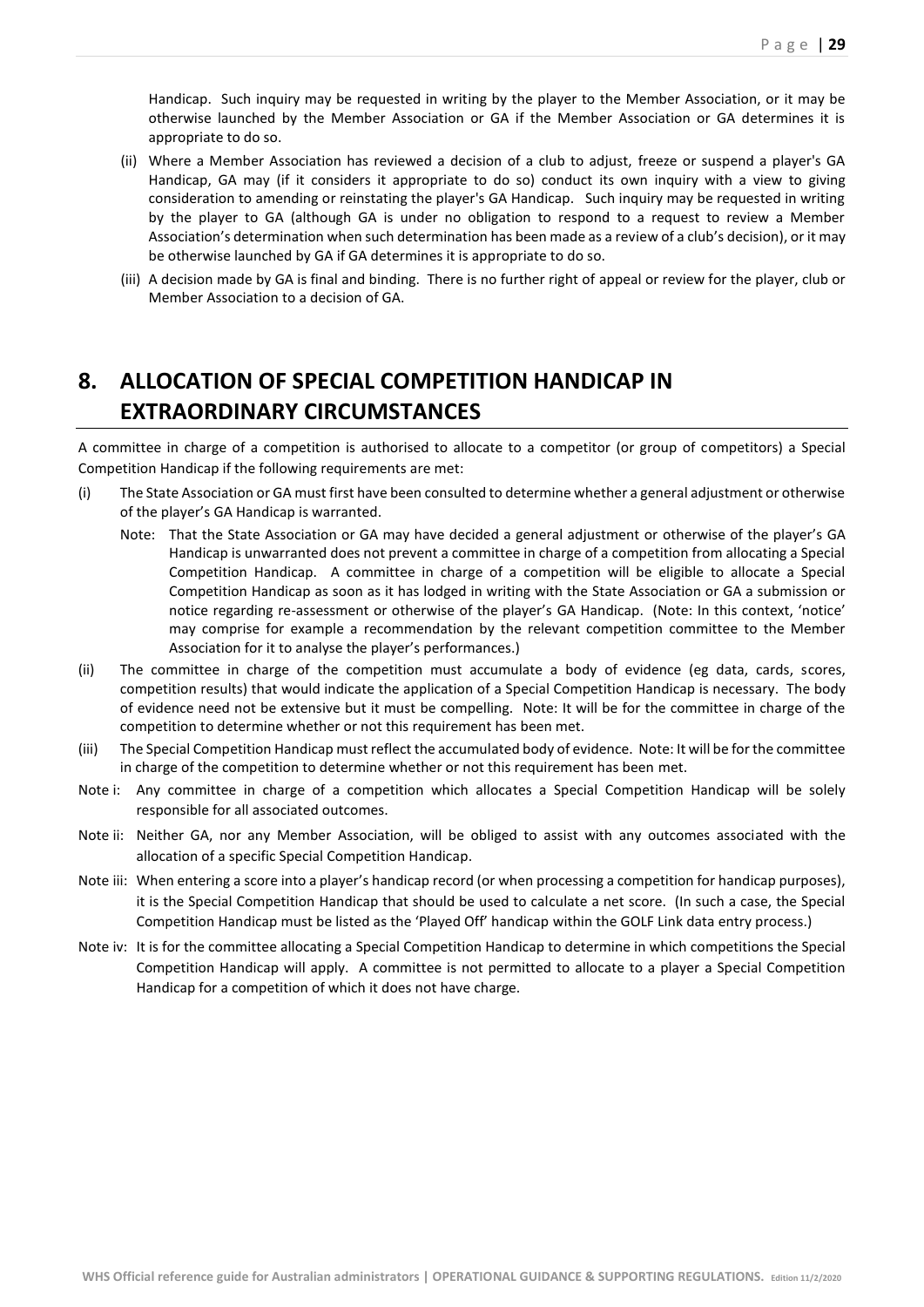Handicap. Such inquiry may be requested in writing by the player to the Member Association, or it may be otherwise launched by the Member Association or GA if the Member Association or GA determines it is appropriate to do so.

(ii) Where a Member Association has reviewed a decision of a club to adjust, freeze or suspend a player's GA Handicap, GA may (if it considers it appropriate to do so) conduct its own inquiry with a view to giving consideration to amending or reinstating the player's GA Handicap. Such inquiry may be requested in writing by the player to GA (although GA is under no obligation to respond to a request to review a Member Association's determination when such determination has been made as a review of a club's decision), or it may be otherwise launched by GA if GA determines it is appropriate to do so.

(iii) A decision made by GA is final and binding. There is no further right of appeal or review for the player, club or Member Association to a decision of GA.

# 8. ALLOCATION OF SPECIAL COMPETITION HANDICAP IN EXTRAORDINARY CIRCUMSTANCES

A committee in charge of a competition is authorised to allocate to a competitor (or group of competitors) a Special Competition Handicap if the following requirements are met:

(i) The State Association or GA must first have been consulted to determine whether a general adjustment or otherwise of the player's GA Handicap is warranted.

Note: That the State Association or GA may have decided a general adjustment or otherwise of the player's GA Handicap is unwarranted does not prevent a committee in charge of a competition from allocating a Special Competition Handicap. A committee in charge of a competition will be eligible to allocate a Special Competition Handicap as soon as it has lodged in writing with the State Association or GA a submission or notice regarding re-assessment or otherwise of the player's GA Handicap. (Note: In this context, 'notice' may comprise for example a recommendation by the relevant competition committee to the Member Association for it to analyse the player's performances.)

(ii) The committee in charge of the competition must accumulate a body of evidence (eg data, cards, scores, competition results) that would indicate the application of a Special Competition Handicap is necessary. The body of evidence need not be extensive but it must be compelling. Note: It will be for the committee in charge of the competition to determine whether or not this requirement has been met.

(iii) The Special Competition Handicap must reflect the accumulated body of evidence. Note: It will be for the committee in charge of the competition to determine whether or not this requirement has been met.

Note i: Any committee in charge of a competition which allocates a Special Competition Handicap will be solely responsible for all associated outcomes.

Note ii: Neither GA, nor any Member Association, will be obliged to assist with any outcomes associated with the allocation of a specific Special Competition Handicap.

Note iii: When entering a score into a player's handicap record (or when processing a competition for handicap purposes), it is the Special Competition Handicap that should be used to calculate a net score. (In such a case, the Special Competition Handicap must be listed as the 'Played Off' handicap within the GOLF Link data entry process.)

Note iv: It is for the committee allocating a Special Competition Handicap to determine in which competitions the Special Competition Handicap will apply. A committee is not permitted to allocate to a player a Special Competition Handicap for a competition of which it does not have charge.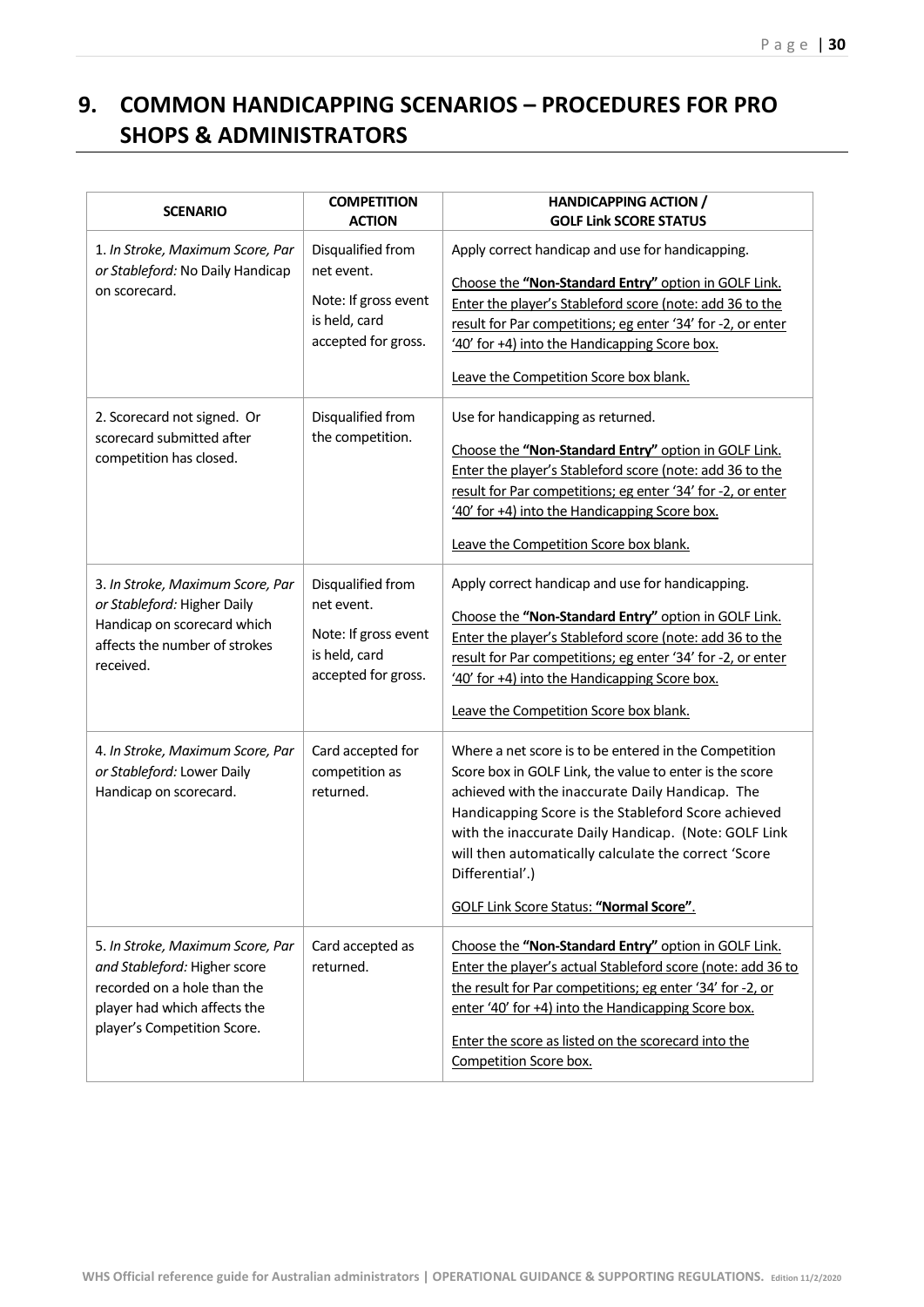# 9. COMMON HANDICAPPING SCENARIOS – PROCEDURES FOR PRO SHOPS & ADMINISTRATORS

| SCENARIO | COMPETITION ACTION | HANDICAPPING ACTION / GOLF Link SCORE STATUS |
|---|---|---|
| 1. *In Stroke, Maximum Score, Par or Stableford:* No Daily Handicap on scorecard. | Disqualified from net event.<br><br>Note: If gross event is held, card accepted for gross. | Apply correct handicap and use for handicapping.<br><br>Choose the **"Non-Standard Entry"** option in GOLF Link. Enter the player's Stableford score (note: add 36 to the result for Par competitions; eg enter '34' for -2, or enter '40' for +4) into the Handicapping Score box.<br><br>Leave the Competition Score box blank. |
| 2. Scorecard not signed. Or scorecard submitted after competition has closed. | Disqualified from the competition. | Use for handicapping as returned.<br><br>Choose the **"Non-Standard Entry"** option in GOLF Link. Enter the player's Stableford score (note: add 36 to the result for Par competitions; eg enter '34' for -2, or enter '40' for +4) into the Handicapping Score box.<br><br>Leave the Competition Score box blank. |
| 3. *In Stroke, Maximum Score, Par or Stableford:* Higher Daily Handicap on scorecard which affects the number of strokes received. | Disqualified from net event.<br><br>Note: If gross event is held, card accepted for gross. | Apply correct handicap and use for handicapping.<br><br>Choose the **"Non-Standard Entry"** option in GOLF Link. Enter the player's Stableford score (note: add 36 to the result for Par competitions; eg enter '34' for -2, or enter '40' for +4) into the Handicapping Score box.<br><br>Leave the Competition Score box blank. |
| 4. *In Stroke, Maximum Score, Par or Stableford:* Lower Daily Handicap on scorecard. | Card accepted for competition as returned. | Where a net score is to be entered in the Competition Score box in GOLF Link, the value to enter is the score achieved with the inaccurate Daily Handicap. The Handicapping Score is the Stableford Score achieved with the inaccurate Daily Handicap. (Note: GOLF Link will then automatically calculate the correct 'Score Differential'.)<br><br>GOLF Link Score Status: **"Normal Score"**. |
| 5. *In Stroke, Maximum Score, Par and Stableford:* Higher score recorded on a hole than the player had which affects the player's Competition Score. | Card accepted as returned. | Choose the **"Non-Standard Entry"** option in GOLF Link. Enter the player's actual Stableford score (note: add 36 to the result for Par competitions; eg enter '34' for -2, or enter '40' for +4) into the Handicapping Score box.<br><br>Enter the score as listed on the scorecard into the Competition Score box. |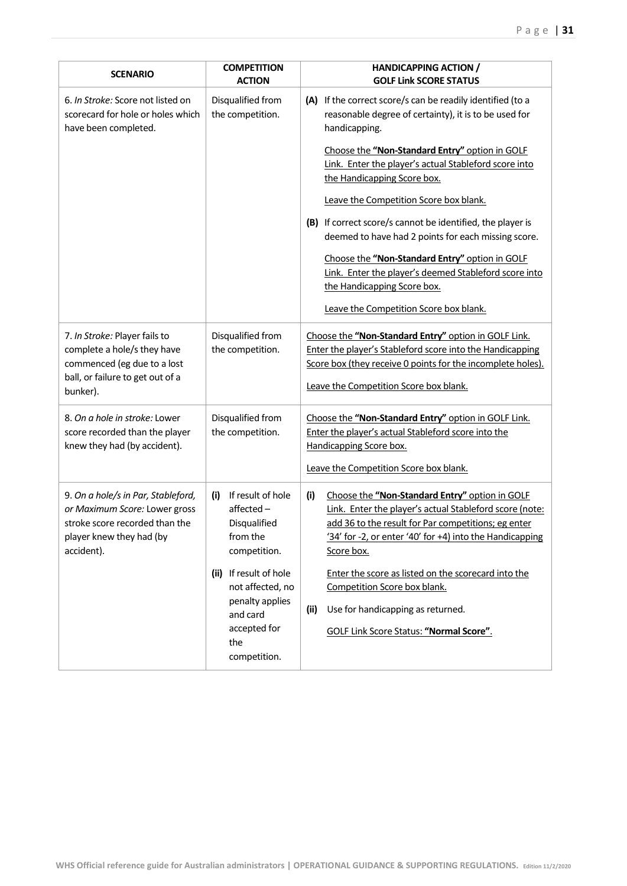| SCENARIO | COMPETITION ACTION | HANDICAPPING ACTION / GOLF Link SCORE STATUS |
|---|---|---|
| 6. *In Stroke:* Score not listed on scorecard for hole or holes which have been completed. | Disqualified from the competition. | **(A)** If the correct score/s can be readily identified (to a reasonable degree of certainty), it is to be used for handicapping.<br><br>Choose the **"Non-Standard Entry"** option in GOLF Link. Enter the player's actual Stableford score into the Handicapping Score box.<br><br>Leave the Competition Score box blank.<br><br>**(B)** If correct score/s cannot be identified, the player is deemed to have had 2 points for each missing score.<br><br>Choose the **"Non-Standard Entry"** option in GOLF Link. Enter the player's deemed Stableford score into the Handicapping Score box.<br><br>Leave the Competition Score box blank. |
| 7. *In Stroke:* Player fails to complete a hole/s they have commenced (eg due to a lost ball, or failure to get out of a bunker). | Disqualified from the competition. | Choose the **"Non-Standard Entry"** option in GOLF Link. Enter the player's Stableford score into the Handicapping Score box (they receive 0 points for the incomplete holes).<br><br>Leave the Competition Score box blank. |
| 8. *On a hole in stroke:* Lower score recorded than the player knew they had (by accident). | Disqualified from the competition. | Choose the **"Non-Standard Entry"** option in GOLF Link. Enter the player's actual Stableford score into the Handicapping Score box.<br><br>Leave the Competition Score box blank. |
| 9. *On a hole/s in Par, Stableford, or Maximum Score:* Lower gross stroke score recorded than the player knew they had (by accident). | **(i)** If result of hole affected – Disqualified from the competition.<br><br>**(ii)** If result of hole not affected, no penalty applies and card accepted for the competition. | **(i)** Choose the **"Non-Standard Entry"** option in GOLF Link. Enter the player's actual Stableford score (note: add 36 to the result for Par competitions; eg enter '34' for -2, or enter '40' for +4) into the Handicapping Score box.<br><br>Enter the score as listed on the scorecard into the Competition Score box blank.<br><br>**(ii)** Use for handicapping as returned.<br><br>GOLF Link Score Status: **"Normal Score"**. |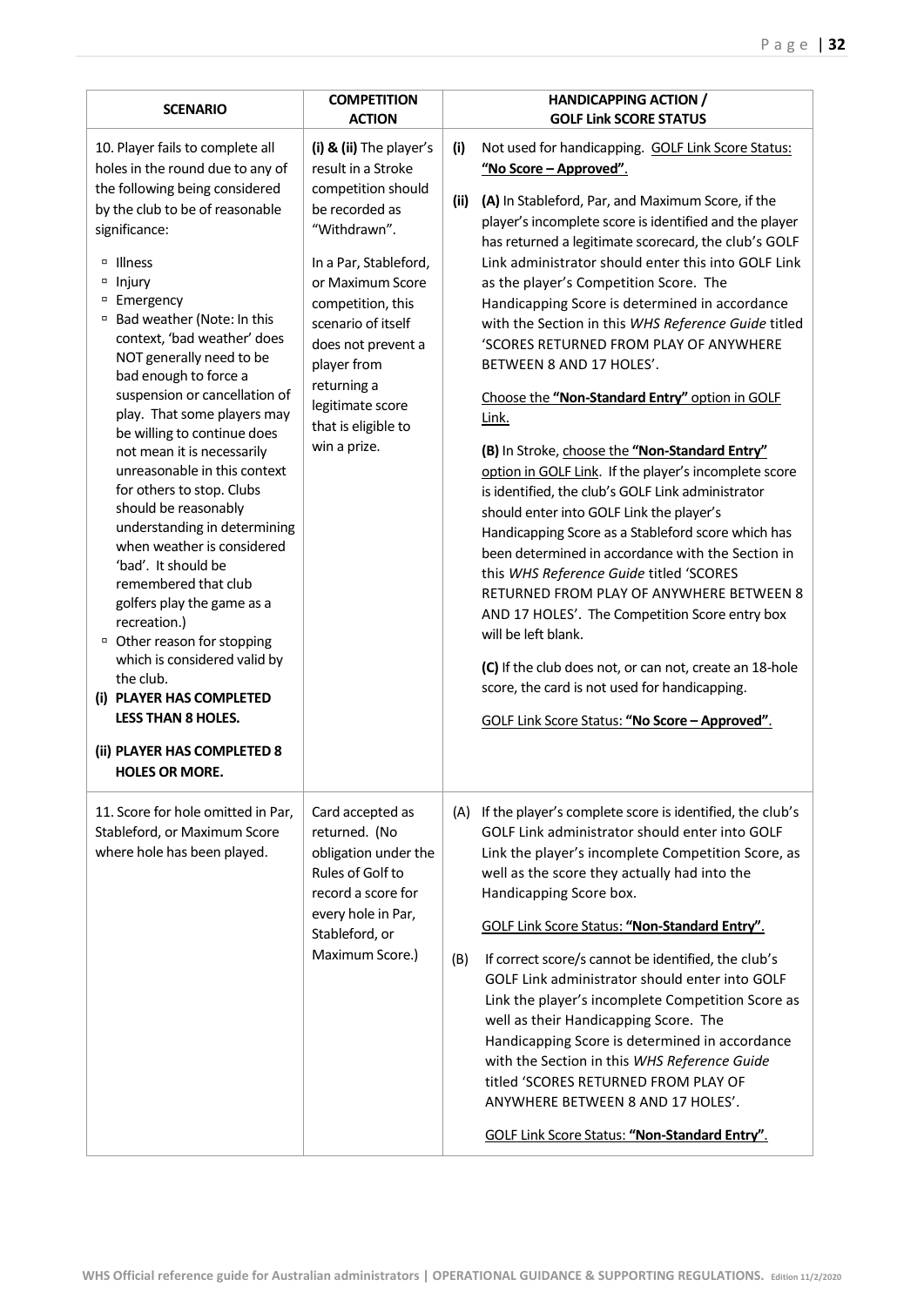| SCENARIO | COMPETITION ACTION | HANDICAPPING ACTION / GOLF Link SCORE STATUS |
|---|---|---|
| 10. Player fails to complete all holes in the round due to any of the following being considered by the club to be of reasonable significance:<br>▫ Illness<br>▫ Injury<br>▫ Emergency<br>▫ Bad weather (Note: In this context, 'bad weather' does NOT generally need to be bad enough to force a suspension or cancellation of play. That some players may be willing to continue does not mean it is necessarily unreasonable in this context for others to stop. Clubs should be reasonably understanding in determining when weather is considered 'bad'. It should be remembered that club golfers play the game as a recreation.)<br>▫ Other reason for stopping which is considered valid by the club.<br>**(i) PLAYER HAS COMPLETED LESS THAN 8 HOLES.**<br>**(ii) PLAYER HAS COMPLETED 8 HOLES OR MORE.** | **(i) & (ii)** The player's result in a Stroke competition should be recorded as "Withdrawn".<br><br>In a Par, Stableford, or Maximum Score competition, this scenario of itself does not prevent a player from returning a legitimate score that is eligible to win a prize. | **(i)** Not used for handicapping. GOLF Link Score Status: **"No Score – Approved"**.<br><br>**(ii)** **(A)** In Stableford, Par, and Maximum Score, if the player's incomplete score is identified and the player has returned a legitimate scorecard, the club's GOLF Link administrator should enter this into GOLF Link as the player's Competition Score. The Handicapping Score is determined in accordance with the Section in this *WHS Reference Guide* titled 'SCORES RETURNED FROM PLAY OF ANYWHERE BETWEEN 8 AND 17 HOLES'.<br><br>Choose the **"Non-Standard Entry"** option in GOLF Link.<br><br>**(B)** In Stroke, choose the **"Non-Standard Entry"** option in GOLF Link. If the player's incomplete score is identified, the club's GOLF Link administrator should enter into GOLF Link the player's Handicapping Score as a Stableford score which has been determined in accordance with the Section in this *WHS Reference Guide* titled 'SCORES RETURNED FROM PLAY OF ANYWHERE BETWEEN 8 AND 17 HOLES'. The Competition Score entry box will be left blank.<br><br>**(C)** If the club does not, or can not, create an 18-hole score, the card is not used for handicapping.<br><br>GOLF Link Score Status: **"No Score – Approved"**. |
| 11. Score for hole omitted in Par, Stableford, or Maximum Score where hole has been played. | Card accepted as returned. (No obligation under the Rules of Golf to record a score for every hole in Par, Stableford, or Maximum Score.) | (A) If the player's complete score is identified, the club's GOLF Link administrator should enter into GOLF Link the player's incomplete Competition Score, as well as the score they actually had into the Handicapping Score box.<br><br>GOLF Link Score Status: **"Non-Standard Entry"**.<br><br>(B) If correct score/s cannot be identified, the club's GOLF Link administrator should enter into GOLF Link the player's incomplete Competition Score as well as their Handicapping Score. The Handicapping Score is determined in accordance with the Section in this *WHS Reference Guide* titled 'SCORES RETURNED FROM PLAY OF ANYWHERE BETWEEN 8 AND 17 HOLES'.<br><br>GOLF Link Score Status: **"Non-Standard Entry"**. |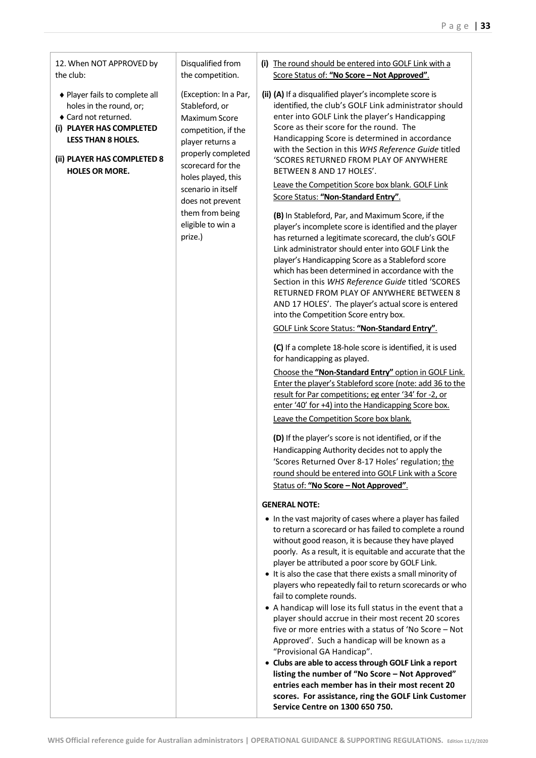| | | |
|---|---|---|
| 12. When NOT APPROVED by the club:<br><br>♦ Player fails to complete all holes in the round, or;<br>♦ Card not returned.<br>**(i) PLAYER HAS COMPLETED LESS THAN 8 HOLES.**<br><br>**(ii) PLAYER HAS COMPLETED 8 HOLES OR MORE.** | Disqualified from the competition.<br><br>(Exception: In a Par, Stableford, or Maximum Score competition, if the player returns a properly completed scorecard for the holes played, this scenario in itself does not prevent them from being eligible to win a prize.) | **(i)** <u>The round should be entered into GOLF Link with a Score Status of: **"No Score – Not Approved"**.</u><br><br>**(ii) (A)** If a disqualified player's incomplete score is identified, the club's GOLF Link administrator should enter into GOLF Link the player's Handicapping Score as their score for the round. The Handicapping Score is determined in accordance with the Section in this *WHS Reference Guide* titled 'SCORES RETURNED FROM PLAY OF ANYWHERE BETWEEN 8 AND 17 HOLES'.<br><br><u>Leave the Competition Score box blank. GOLF Link Score Status: **"Non-Standard Entry"**.</u><br><br>**(B)** In Stableford, Par, and Maximum Score, if the player's incomplete score is identified and the player has returned a legitimate scorecard, the club's GOLF Link administrator should enter into GOLF Link the player's Handicapping Score as a Stableford score which has been determined in accordance with the Section in this *WHS Reference Guide* titled 'SCORES RETURNED FROM PLAY OF ANYWHERE BETWEEN 8 AND 17 HOLES'. The player's actual score is entered into the Competition Score entry box.<br><br><u>GOLF Link Score Status: **"Non-Standard Entry"**.</u><br><br>**(C)** If a complete 18-hole score is identified, it is used for handicapping as played.<br><br><u>Choose the **"Non-Standard Entry"** option in GOLF Link. Enter the player's Stableford score (note: add 36 to the result for Par competitions; eg enter '34' for -2, or enter '40' for +4) into the Handicapping Score box.</u><br><br><u>Leave the Competition Score box blank.</u><br><br>**(D)** If the player's score is not identified, or if the Handicapping Authority decides not to apply the 'Scores Returned Over 8-17 Holes' regulation; <u>the round should be entered into GOLF Link with a Score Status of: **"No Score – Not Approved"**.</u><br><br>**GENERAL NOTE:**<br><br>• In the vast majority of cases where a player has failed to return a scorecard or has failed to complete a round without good reason, it is because they have played poorly. As a result, it is equitable and accurate that the player be attributed a poor score by GOLF Link.<br>• It is also the case that there exists a small minority of players who repeatedly fail to return scorecards or who fail to complete rounds.<br>• A handicap will lose its full status in the event that a player should accrue in their most recent 20 scores five or more entries with a status of 'No Score – Not Approved'. Such a handicap will be known as a "Provisional GA Handicap".<br>• **Clubs are able to access through GOLF Link a report listing the number of "No Score – Not Approved" entries each member has in their most recent 20 scores. For assistance, ring the GOLF Link Customer Service Centre on 1300 650 750.** |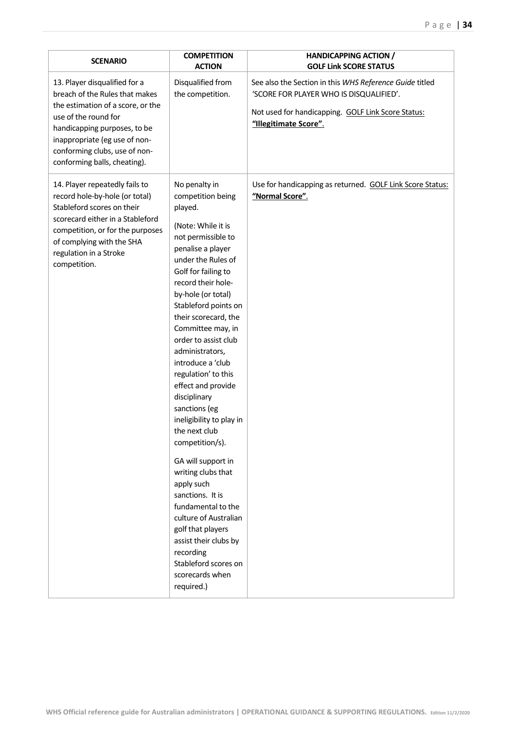| SCENARIO | COMPETITION ACTION | HANDICAPPING ACTION / GOLF Link SCORE STATUS |
|---|---|---|
| 13. Player disqualified for a breach of the Rules that makes the estimation of a score, or the use of the round for handicapping purposes, to be inappropriate (eg use of non-conforming clubs, use of non-conforming balls, cheating). | Disqualified from the competition. | See also the Section in this *WHS Reference Guide* titled 'SCORE FOR PLAYER WHO IS DISQUALIFIED'.<br><br>Not used for handicapping. GOLF Link Score Status: **"Illegitimate Score"**. |
| 14. Player repeatedly fails to record hole-by-hole (or total) Stableford scores on their scorecard either in a Stableford competition, or for the purposes of complying with the SHA regulation in a Stroke competition. | No penalty in competition being played.<br><br>(Note: While it is not permissible to penalise a player under the Rules of Golf for failing to record their hole-by-hole (or total) Stableford points on their scorecard, the Committee may, in order to assist club administrators, introduce a 'club regulation' to this effect and provide disciplinary sanctions (eg ineligibility to play in the next club competition/s).<br><br>GA will support in writing clubs that apply such sanctions. It is fundamental to the culture of Australian golf that players assist their clubs by recording Stableford scores on scorecards when required.) | Use for handicapping as returned. GOLF Link Score Status: **"Normal Score"**. |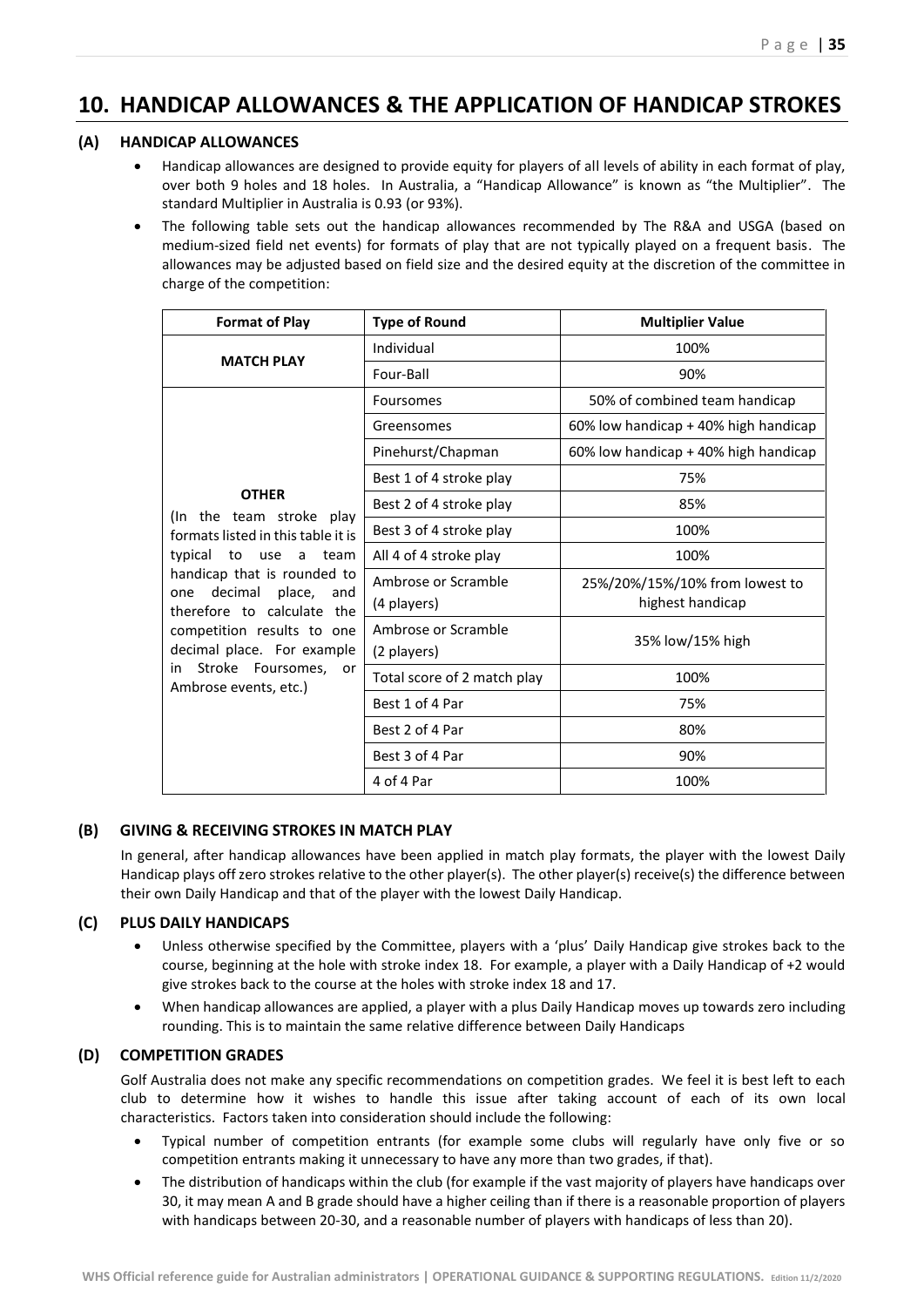## 10. HANDICAP ALLOWANCES & THE APPLICATION OF HANDICAP STROKES

### (A) HANDICAP ALLOWANCES

- Handicap allowances are designed to provide equity for players of all levels of ability in each format of play, over both 9 holes and 18 holes. In Australia, a "Handicap Allowance" is known as "the Multiplier". The standard Multiplier in Australia is 0.93 (or 93%).
- The following table sets out the handicap allowances recommended by The R&A and USGA (based on medium-sized field net events) for formats of play that are not typically played on a frequent basis. The allowances may be adjusted based on field size and the desired equity at the discretion of the committee in charge of the competition:

| Format of Play | Type of Round | Multiplier Value |
|---|---|---|
| **MATCH PLAY** | Individual | 100% |
| | Four-Ball | 90% |
| **OTHER** (In the team stroke play formats listed in this table it is typical to use a team handicap that is rounded to one decimal place, and therefore to calculate the competition results to one decimal place. For example in Stroke Foursomes, or Ambrose events, etc.) | Foursomes | 50% of combined team handicap |
| | Greensomes | 60% low handicap + 40% high handicap |
| | Pinehurst/Chapman | 60% low handicap + 40% high handicap |
| | Best 1 of 4 stroke play | 75% |
| | Best 2 of 4 stroke play | 85% |
| | Best 3 of 4 stroke play | 100% |
| | All 4 of 4 stroke play | 100% |
| | Ambrose or Scramble (4 players) | 25%/20%/15%/10% from lowest to highest handicap |
| | Ambrose or Scramble (2 players) | 35% low/15% high |
| | Total score of 2 match play | 100% |
| | Best 1 of 4 Par | 75% |
| | Best 2 of 4 Par | 80% |
| | Best 3 of 4 Par | 90% |
| | 4 of 4 Par | 100% |

### (B) GIVING & RECEIVING STROKES IN MATCH PLAY

In general, after handicap allowances have been applied in match play formats, the player with the lowest Daily Handicap plays off zero strokes relative to the other player(s). The other player(s) receive(s) the difference between their own Daily Handicap and that of the player with the lowest Daily Handicap.

### (C) PLUS DAILY HANDICAPS

- Unless otherwise specified by the Committee, players with a 'plus' Daily Handicap give strokes back to the course, beginning at the hole with stroke index 18. For example, a player with a Daily Handicap of +2 would give strokes back to the course at the holes with stroke index 18 and 17.
- When handicap allowances are applied, a player with a plus Daily Handicap moves up towards zero including rounding. This is to maintain the same relative difference between Daily Handicaps

### (D) COMPETITION GRADES

Golf Australia does not make any specific recommendations on competition grades. We feel it is best left to each club to determine how it wishes to handle this issue after taking account of each of its own local characteristics. Factors taken into consideration should include the following:

- Typical number of competition entrants (for example some clubs will regularly have only five or so competition entrants making it unnecessary to have any more than two grades, if that).
- The distribution of handicaps within the club (for example if the vast majority of players have handicaps over 30, it may mean A and B grade should have a higher ceiling than if there is a reasonable proportion of players with handicaps between 20-30, and a reasonable number of players with handicaps of less than 20).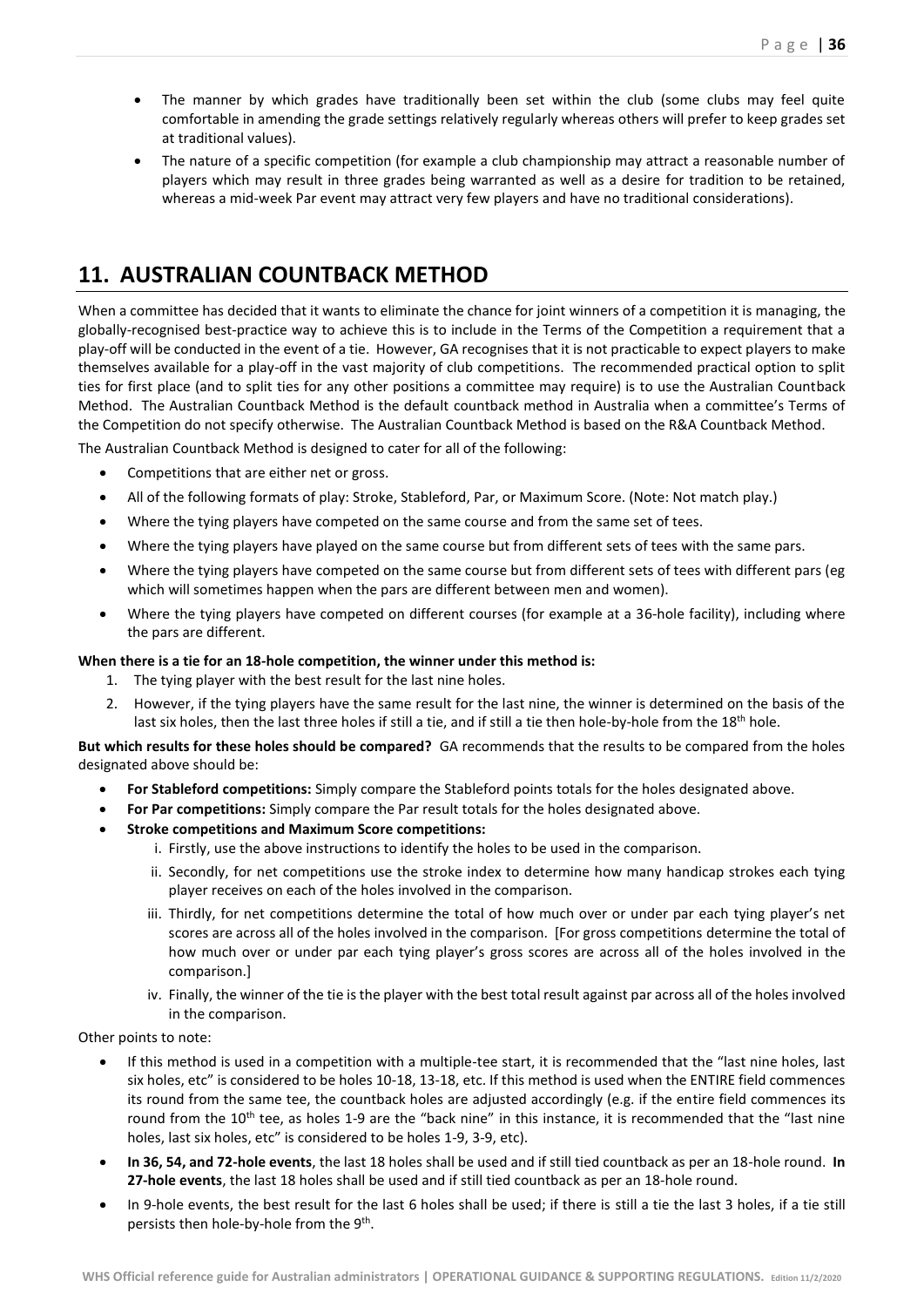- The manner by which grades have traditionally been set within the club (some clubs may feel quite comfortable in amending the grade settings relatively regularly whereas others will prefer to keep grades set at traditional values).
- The nature of a specific competition (for example a club championship may attract a reasonable number of players which may result in three grades being warranted as well as a desire for tradition to be retained, whereas a mid-week Par event may attract very few players and have no traditional considerations).

## 11. AUSTRALIAN COUNTBACK METHOD

When a committee has decided that it wants to eliminate the chance for joint winners of a competition it is managing, the globally-recognised best-practice way to achieve this is to include in the Terms of the Competition a requirement that a play-off will be conducted in the event of a tie. However, GA recognises that it is not practicable to expect players to make themselves available for a play-off in the vast majority of club competitions. The recommended practical option to split ties for first place (and to split ties for any other positions a committee may require) is to use the Australian Countback Method. The Australian Countback Method is the default countback method in Australia when a committee's Terms of the Competition do not specify otherwise. The Australian Countback Method is based on the R&A Countback Method.

The Australian Countback Method is designed to cater for all of the following:

- Competitions that are either net or gross.
- All of the following formats of play: Stroke, Stableford, Par, or Maximum Score. (Note: Not match play.)
- Where the tying players have competed on the same course and from the same set of tees.
- Where the tying players have played on the same course but from different sets of tees with the same pars.
- Where the tying players have competed on the same course but from different sets of tees with different pars (eg which will sometimes happen when the pars are different between men and women).
- Where the tying players have competed on different courses (for example at a 36-hole facility), including where the pars are different.

**When there is a tie for an 18-hole competition, the winner under this method is:**

1. The tying player with the best result for the last nine holes.
2. However, if the tying players have the same result for the last nine, the winner is determined on the basis of the last six holes, then the last three holes if still a tie, and if still a tie then hole-by-hole from the 18th hole.

**But which results for these holes should be compared?** GA recommends that the results to be compared from the holes designated above should be:

- **For Stableford competitions:** Simply compare the Stableford points totals for the holes designated above.
- **For Par competitions:** Simply compare the Par result totals for the holes designated above.
- **Stroke competitions and Maximum Score competitions:**
    i. Firstly, use the above instructions to identify the holes to be used in the comparison.
    ii. Secondly, for net competitions use the stroke index to determine how many handicap strokes each tying player receives on each of the holes involved in the comparison.
    iii. Thirdly, for net competitions determine the total of how much over or under par each tying player's net scores are across all of the holes involved in the comparison. [For gross competitions determine the total of how much over or under par each tying player's gross scores are across all of the holes involved in the comparison.]
    iv. Finally, the winner of the tie is the player with the best total result against par across all of the holes involved in the comparison.

Other points to note:

- If this method is used in a competition with a multiple-tee start, it is recommended that the "last nine holes, last six holes, etc" is considered to be holes 10-18, 13-18, etc. If this method is used when the ENTIRE field commences its round from the same tee, the countback holes are adjusted accordingly (e.g. if the entire field commences its round from the 10th tee, as holes 1-9 are the "back nine" in this instance, it is recommended that the "last nine holes, last six holes, etc" is considered to be holes 1-9, 3-9, etc).
- **In 36, 54, and 72-hole events**, the last 18 holes shall be used and if still tied countback as per an 18-hole round. **In 27-hole events**, the last 18 holes shall be used and if still tied countback as per an 18-hole round.
- In 9-hole events, the best result for the last 6 holes shall be used; if there is still a tie the last 3 holes, if a tie still persists then hole-by-hole from the 9th.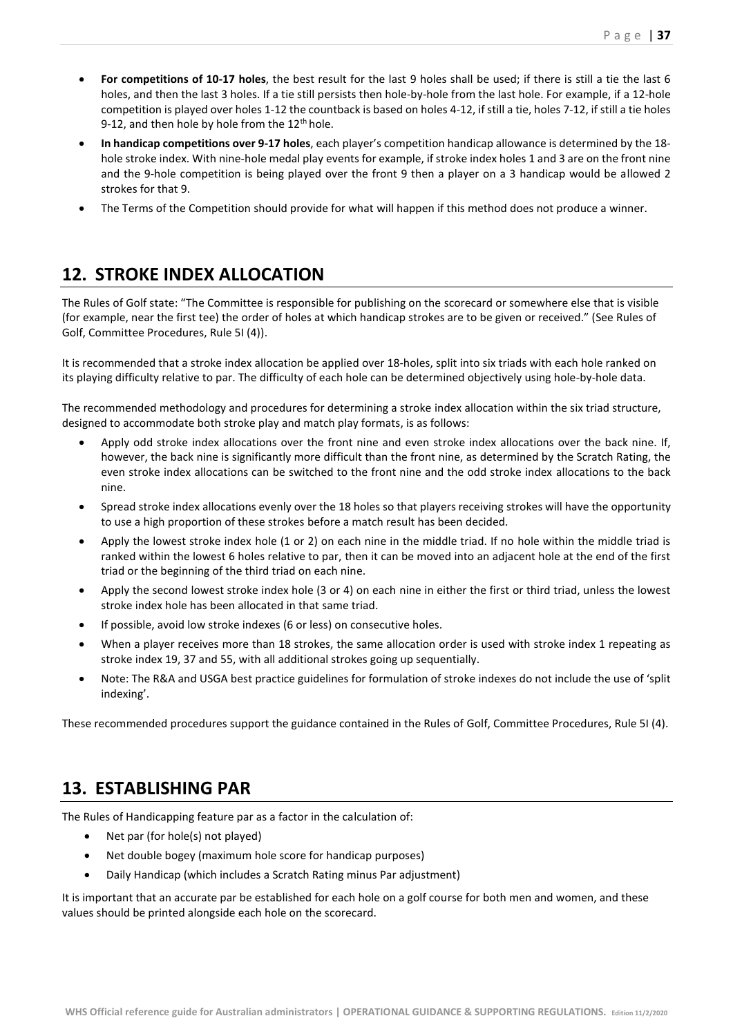- **For competitions of 10-17 holes**, the best result for the last 9 holes shall be used; if there is still a tie the last 6 holes, and then the last 3 holes. If a tie still persists then hole-by-hole from the last hole. For example, if a 12-hole competition is played over holes 1-12 the countback is based on holes 4-12, if still a tie, holes 7-12, if still a tie holes 9-12, and then hole by hole from the 12th hole.
- **In handicap competitions over 9-17 holes**, each player's competition handicap allowance is determined by the 18-hole stroke index. With nine-hole medal play events for example, if stroke index holes 1 and 3 are on the front nine and the 9-hole competition is being played over the front 9 then a player on a 3 handicap would be allowed 2 strokes for that 9.
- The Terms of the Competition should provide for what will happen if this method does not produce a winner.

## 12. STROKE INDEX ALLOCATION

The Rules of Golf state: "The Committee is responsible for publishing on the scorecard or somewhere else that is visible (for example, near the first tee) the order of holes at which handicap strokes are to be given or received." (See Rules of Golf, Committee Procedures, Rule 5I (4)).

It is recommended that a stroke index allocation be applied over 18-holes, split into six triads with each hole ranked on its playing difficulty relative to par. The difficulty of each hole can be determined objectively using hole-by-hole data.

The recommended methodology and procedures for determining a stroke index allocation within the six triad structure, designed to accommodate both stroke play and match play formats, is as follows:

- Apply odd stroke index allocations over the front nine and even stroke index allocations over the back nine. If, however, the back nine is significantly more difficult than the front nine, as determined by the Scratch Rating, the even stroke index allocations can be switched to the front nine and the odd stroke index allocations to the back nine.
- Spread stroke index allocations evenly over the 18 holes so that players receiving strokes will have the opportunity to use a high proportion of these strokes before a match result has been decided.
- Apply the lowest stroke index hole (1 or 2) on each nine in the middle triad. If no hole within the middle triad is ranked within the lowest 6 holes relative to par, then it can be moved into an adjacent hole at the end of the first triad or the beginning of the third triad on each nine.
- Apply the second lowest stroke index hole (3 or 4) on each nine in either the first or third triad, unless the lowest stroke index hole has been allocated in that same triad.
- If possible, avoid low stroke indexes (6 or less) on consecutive holes.
- When a player receives more than 18 strokes, the same allocation order is used with stroke index 1 repeating as stroke index 19, 37 and 55, with all additional strokes going up sequentially.
- Note: The R&A and USGA best practice guidelines for formulation of stroke indexes do not include the use of 'split indexing'.

These recommended procedures support the guidance contained in the Rules of Golf, Committee Procedures, Rule 5I (4).

## 13. ESTABLISHING PAR

The Rules of Handicapping feature par as a factor in the calculation of:

- Net par (for hole(s) not played)
- Net double bogey (maximum hole score for handicap purposes)
- Daily Handicap (which includes a Scratch Rating minus Par adjustment)

It is important that an accurate par be established for each hole on a golf course for both men and women, and these values should be printed alongside each hole on the scorecard.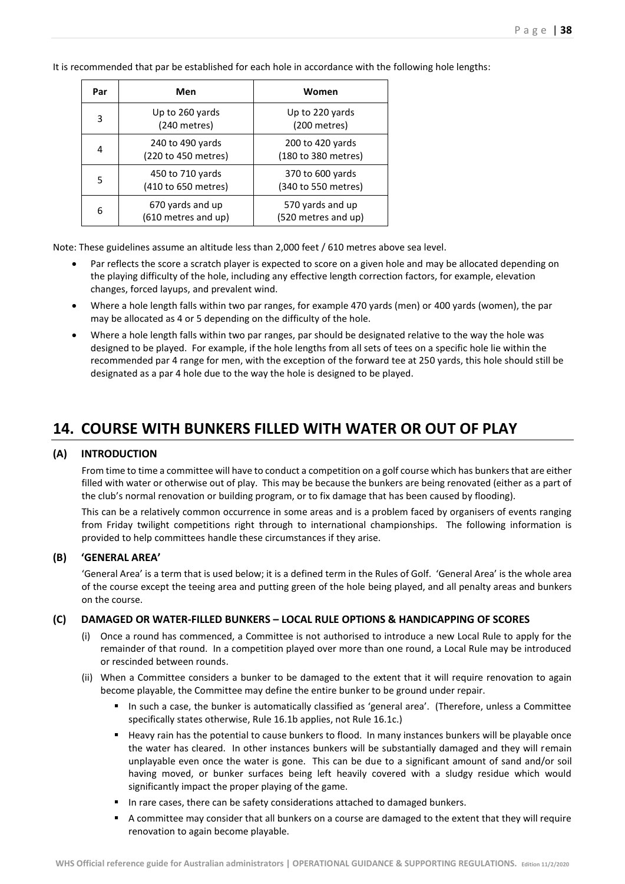It is recommended that par be established for each hole in accordance with the following hole lengths:

| Par | Men | Women |
|---|---|---|
| 3 | Up to 260 yards (240 metres) | Up to 220 yards (200 metres) |
| 4 | 240 to 490 yards (220 to 450 metres) | 200 to 420 yards (180 to 380 metres) |
| 5 | 450 to 710 yards (410 to 650 metres) | 370 to 600 yards (340 to 550 metres) |
| 6 | 670 yards and up (610 metres and up) | 570 yards and up (520 metres and up) |

Note: These guidelines assume an altitude less than 2,000 feet / 610 metres above sea level.

- Par reflects the score a scratch player is expected to score on a given hole and may be allocated depending on the playing difficulty of the hole, including any effective length correction factors, for example, elevation changes, forced layups, and prevalent wind.
- Where a hole length falls within two par ranges, for example 470 yards (men) or 400 yards (women), the par may be allocated as 4 or 5 depending on the difficulty of the hole.
- Where a hole length falls within two par ranges, par should be designated relative to the way the hole was designed to be played. For example, if the hole lengths from all sets of tees on a specific hole lie within the recommended par 4 range for men, with the exception of the forward tee at 250 yards, this hole should still be designated as a par 4 hole due to the way the hole is designed to be played.

## 14. COURSE WITH BUNKERS FILLED WITH WATER OR OUT OF PLAY

### (A) INTRODUCTION

From time to time a committee will have to conduct a competition on a golf course which has bunkers that are either filled with water or otherwise out of play. This may be because the bunkers are being renovated (either as a part of the club's normal renovation or building program, or to fix damage that has been caused by flooding).

This can be a relatively common occurrence in some areas and is a problem faced by organisers of events ranging from Friday twilight competitions right through to international championships. The following information is provided to help committees handle these circumstances if they arise.

### (B) 'GENERAL AREA'

'General Area' is a term that is used below; it is a defined term in the Rules of Golf. 'General Area' is the whole area of the course except the teeing area and putting green of the hole being played, and all penalty areas and bunkers on the course.

### (C) DAMAGED OR WATER-FILLED BUNKERS – LOCAL RULE OPTIONS & HANDICAPPING OF SCORES

(i) Once a round has commenced, a Committee is not authorised to introduce a new Local Rule to apply for the remainder of that round. In a competition played over more than one round, a Local Rule may be introduced or rescinded between rounds.

(ii) When a Committee considers a bunker to be damaged to the extent that it will require renovation to again become playable, the Committee may define the entire bunker to be ground under repair.

- In such a case, the bunker is automatically classified as 'general area'. (Therefore, unless a Committee specifically states otherwise, Rule 16.1b applies, not Rule 16.1c.)
- Heavy rain has the potential to cause bunkers to flood. In many instances bunkers will be playable once the water has cleared. In other instances bunkers will be substantially damaged and they will remain unplayable even once the water is gone. This can be due to a significant amount of sand and/or soil having moved, or bunker surfaces being left heavily covered with a sludgy residue which would significantly impact the proper playing of the game.
- In rare cases, there can be safety considerations attached to damaged bunkers.
- A committee may consider that all bunkers on a course are damaged to the extent that they will require renovation to again become playable.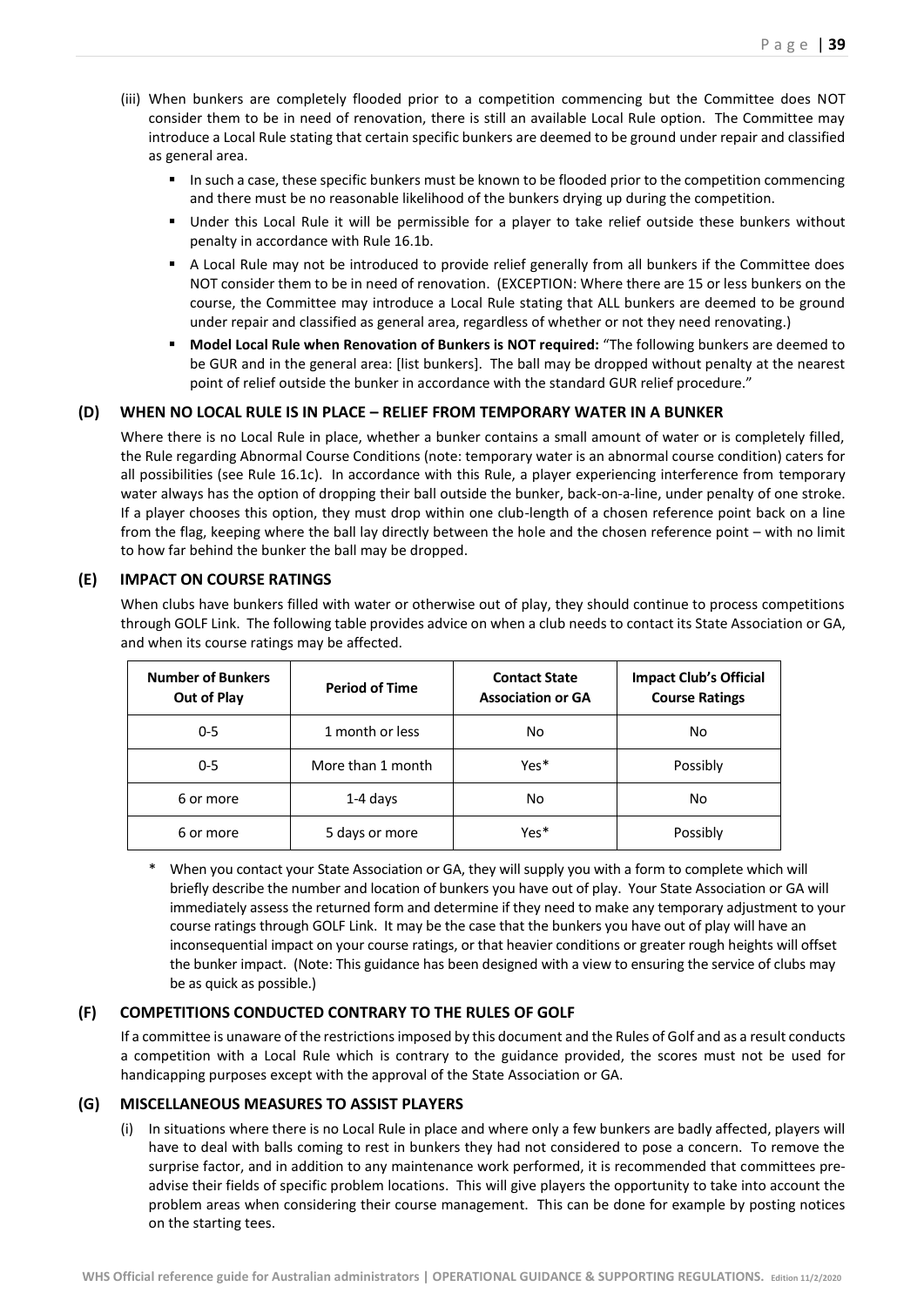(iii) When bunkers are completely flooded prior to a competition commencing but the Committee does NOT consider them to be in need of renovation, there is still an available Local Rule option. The Committee may introduce a Local Rule stating that certain specific bunkers are deemed to be ground under repair and classified as general area.

- In such a case, these specific bunkers must be known to be flooded prior to the competition commencing and there must be no reasonable likelihood of the bunkers drying up during the competition.
- Under this Local Rule it will be permissible for a player to take relief outside these bunkers without penalty in accordance with Rule 16.1b.
- A Local Rule may not be introduced to provide relief generally from all bunkers if the Committee does NOT consider them to be in need of renovation. (EXCEPTION: Where there are 15 or less bunkers on the course, the Committee may introduce a Local Rule stating that ALL bunkers are deemed to be ground under repair and classified as general area, regardless of whether or not they need renovating.)
- **Model Local Rule when Renovation of Bunkers is NOT required:** "The following bunkers are deemed to be GUR and in the general area: [list bunkers]. The ball may be dropped without penalty at the nearest point of relief outside the bunker in accordance with the standard GUR relief procedure."

### (D) WHEN NO LOCAL RULE IS IN PLACE – RELIEF FROM TEMPORARY WATER IN A BUNKER

Where there is no Local Rule in place, whether a bunker contains a small amount of water or is completely filled, the Rule regarding Abnormal Course Conditions (note: temporary water is an abnormal course condition) caters for all possibilities (see Rule 16.1c). In accordance with this Rule, a player experiencing interference from temporary water always has the option of dropping their ball outside the bunker, back-on-a-line, under penalty of one stroke. If a player chooses this option, they must drop within one club-length of a chosen reference point back on a line from the flag, keeping where the ball lay directly between the hole and the chosen reference point – with no limit to how far behind the bunker the ball may be dropped.

### (E) IMPACT ON COURSE RATINGS

When clubs have bunkers filled with water or otherwise out of play, they should continue to process competitions through GOLF Link. The following table provides advice on when a club needs to contact its State Association or GA, and when its course ratings may be affected.

| Number of Bunkers Out of Play | Period of Time | Contact State Association or GA | Impact Club's Official Course Ratings |
|---|---|---|---|
| 0-5 | 1 month or less | No | No |
| 0-5 | More than 1 month | Yes* | Possibly |
| 6 or more | 1-4 days | No | No |
| 6 or more | 5 days or more | Yes* | Possibly |

\* When you contact your State Association or GA, they will supply you with a form to complete which will briefly describe the number and location of bunkers you have out of play. Your State Association or GA will immediately assess the returned form and determine if they need to make any temporary adjustment to your course ratings through GOLF Link. It may be the case that the bunkers you have out of play will have an inconsequential impact on your course ratings, or that heavier conditions or greater rough heights will offset the bunker impact. (Note: This guidance has been designed with a view to ensuring the service of clubs may be as quick as possible.)

### (F) COMPETITIONS CONDUCTED CONTRARY TO THE RULES OF GOLF

If a committee is unaware of the restrictions imposed by this document and the Rules of Golf and as a result conducts a competition with a Local Rule which is contrary to the guidance provided, the scores must not be used for handicapping purposes except with the approval of the State Association or GA.

### (G) MISCELLANEOUS MEASURES TO ASSIST PLAYERS

(i) In situations where there is no Local Rule in place and where only a few bunkers are badly affected, players will have to deal with balls coming to rest in bunkers they had not considered to pose a concern. To remove the surprise factor, and in addition to any maintenance work performed, it is recommended that committees pre-advise their fields of specific problem locations. This will give players the opportunity to take into account the problem areas when considering their course management. This can be done for example by posting notices on the starting tees.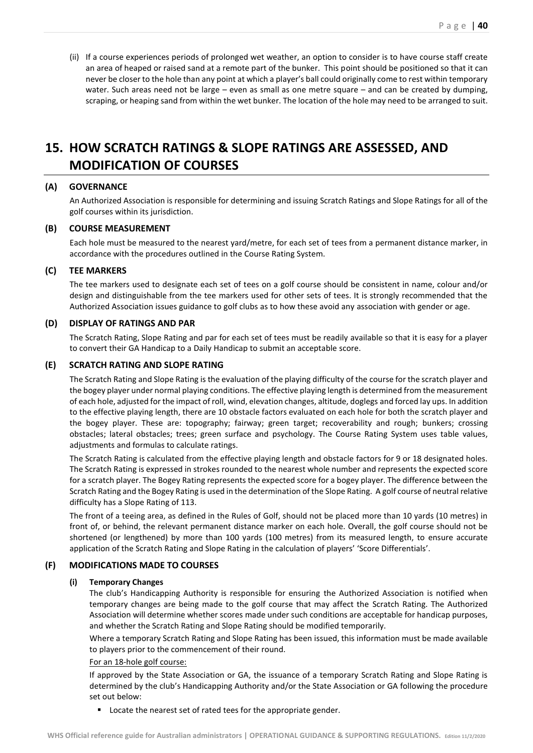(ii) If a course experiences periods of prolonged wet weather, an option to consider is to have course staff create an area of heaped or raised sand at a remote part of the bunker. This point should be positioned so that it can never be closer to the hole than any point at which a player's ball could originally come to rest within temporary water. Such areas need not be large – even as small as one metre square – and can be created by dumping, scraping, or heaping sand from within the wet bunker. The location of the hole may need to be arranged to suit.

# 15. HOW SCRATCH RATINGS & SLOPE RATINGS ARE ASSESSED, AND MODIFICATION OF COURSES

### (A) GOVERNANCE

An Authorized Association is responsible for determining and issuing Scratch Ratings and Slope Ratings for all of the golf courses within its jurisdiction.

### (B) COURSE MEASUREMENT

Each hole must be measured to the nearest yard/metre, for each set of tees from a permanent distance marker, in accordance with the procedures outlined in the Course Rating System.

### (C) TEE MARKERS

The tee markers used to designate each set of tees on a golf course should be consistent in name, colour and/or design and distinguishable from the tee markers used for other sets of tees. It is strongly recommended that the Authorized Association issues guidance to golf clubs as to how these avoid any association with gender or age.

### (D) DISPLAY OF RATINGS AND PAR

The Scratch Rating, Slope Rating and par for each set of tees must be readily available so that it is easy for a player to convert their GA Handicap to a Daily Handicap to submit an acceptable score.

### (E) SCRATCH RATING AND SLOPE RATING

The Scratch Rating and Slope Rating is the evaluation of the playing difficulty of the course for the scratch player and the bogey player under normal playing conditions. The effective playing length is determined from the measurement of each hole, adjusted for the impact of roll, wind, elevation changes, altitude, doglegs and forced lay ups. In addition to the effective playing length, there are 10 obstacle factors evaluated on each hole for both the scratch player and the bogey player. These are: topography; fairway; green target; recoverability and rough; bunkers; crossing obstacles; lateral obstacles; trees; green surface and psychology. The Course Rating System uses table values, adjustments and formulas to calculate ratings.

The Scratch Rating is calculated from the effective playing length and obstacle factors for 9 or 18 designated holes. The Scratch Rating is expressed in strokes rounded to the nearest whole number and represents the expected score for a scratch player. The Bogey Rating represents the expected score for a bogey player. The difference between the Scratch Rating and the Bogey Rating is used in the determination of the Slope Rating. A golf course of neutral relative difficulty has a Slope Rating of 113.

The front of a teeing area, as defined in the Rules of Golf, should not be placed more than 10 yards (10 metres) in front of, or behind, the relevant permanent distance marker on each hole. Overall, the golf course should not be shortened (or lengthened) by more than 100 yards (100 metres) from its measured length, to ensure accurate application of the Scratch Rating and Slope Rating in the calculation of players' 'Score Differentials'.

### (F) MODIFICATIONS MADE TO COURSES

#### (i) Temporary Changes

The club's Handicapping Authority is responsible for ensuring the Authorized Association is notified when temporary changes are being made to the golf course that may affect the Scratch Rating. The Authorized Association will determine whether scores made under such conditions are acceptable for handicap purposes, and whether the Scratch Rating and Slope Rating should be modified temporarily.

Where a temporary Scratch Rating and Slope Rating has been issued, this information must be made available to players prior to the commencement of their round.

<u>For an 18-hole golf course:</u>

If approved by the State Association or GA, the issuance of a temporary Scratch Rating and Slope Rating is determined by the club's Handicapping Authority and/or the State Association or GA following the procedure set out below:

- Locate the nearest set of rated tees for the appropriate gender.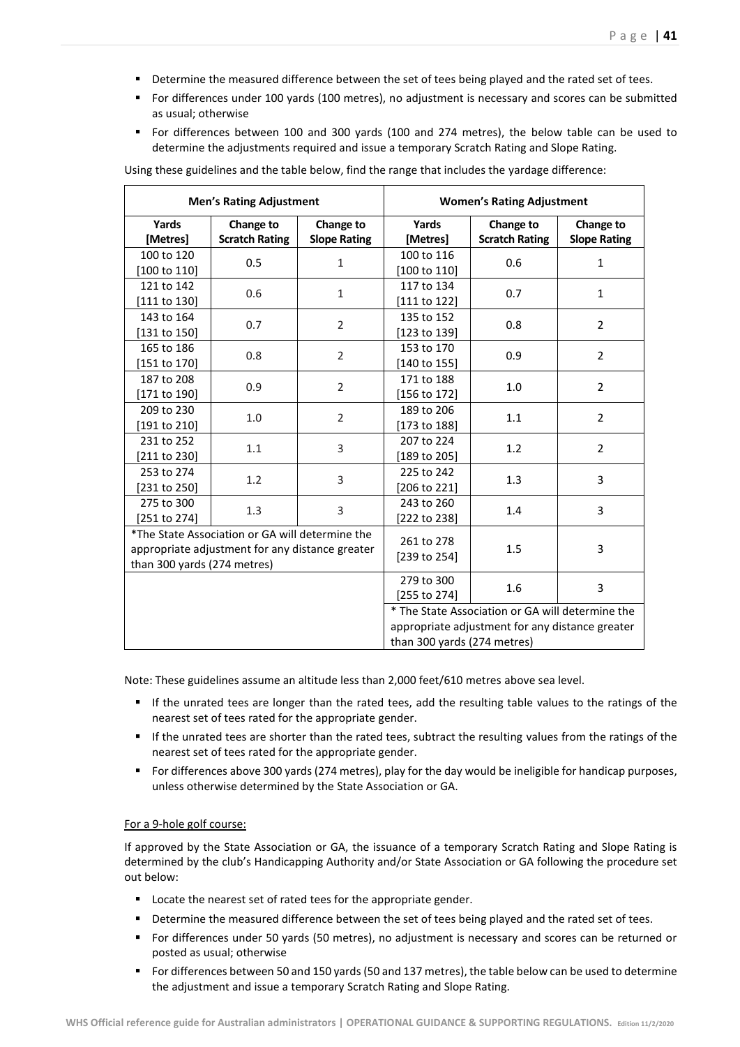- Determine the measured difference between the set of tees being played and the rated set of tees.
- For differences under 100 yards (100 metres), no adjustment is necessary and scores can be submitted as usual; otherwise
- For differences between 100 and 300 yards (100 and 274 metres), the below table can be used to determine the adjustments required and issue a temporary Scratch Rating and Slope Rating.

Using these guidelines and the table below, find the range that includes the yardage difference:

| Men's Rating Adjustment | | | Women's Rating Adjustment | | |
|---|---|---|---|---|---|
| Yards [Metres] | Change to Scratch Rating | Change to Slope Rating | Yards [Metres] | Change to Scratch Rating | Change to Slope Rating |
| 100 to 120 [100 to 110] | 0.5 | 1 | 100 to 116 [100 to 110] | 0.6 | 1 |
| 121 to 142 [111 to 130] | 0.6 | 1 | 117 to 134 [111 to 122] | 0.7 | 1 |
| 143 to 164 [131 to 150] | 0.7 | 2 | 135 to 152 [123 to 139] | 0.8 | 2 |
| 165 to 186 [151 to 170] | 0.8 | 2 | 153 to 170 [140 to 155] | 0.9 | 2 |
| 187 to 208 [171 to 190] | 0.9 | 2 | 171 to 188 [156 to 172] | 1.0 | 2 |
| 209 to 230 [191 to 210] | 1.0 | 2 | 189 to 206 [173 to 188] | 1.1 | 2 |
| 231 to 252 [211 to 230] | 1.1 | 3 | 207 to 224 [189 to 205] | 1.2 | 2 |
| 253 to 274 [231 to 250] | 1.2 | 3 | 225 to 242 [206 to 221] | 1.3 | 3 |
| 275 to 300 [251 to 274] | 1.3 | 3 | 243 to 260 [222 to 238] | 1.4 | 3 |
| *The State Association or GA will determine the appropriate adjustment for any distance greater than 300 yards (274 metres) | | | 261 to 278 [239 to 254] | 1.5 | 3 |
| | | | 279 to 300 [255 to 274] | 1.6 | 3 |
| | | | * The State Association or GA will determine the appropriate adjustment for any distance greater than 300 yards (274 metres) | | |

Note: These guidelines assume an altitude less than 2,000 feet/610 metres above sea level.

- If the unrated tees are longer than the rated tees, add the resulting table values to the ratings of the nearest set of tees rated for the appropriate gender.
- If the unrated tees are shorter than the rated tees, subtract the resulting values from the ratings of the nearest set of tees rated for the appropriate gender.
- For differences above 300 yards (274 metres), play for the day would be ineligible for handicap purposes, unless otherwise determined by the State Association or GA.

For a 9-hole golf course:

If approved by the State Association or GA, the issuance of a temporary Scratch Rating and Slope Rating is determined by the club's Handicapping Authority and/or State Association or GA following the procedure set out below:

- Locate the nearest set of rated tees for the appropriate gender.
- Determine the measured difference between the set of tees being played and the rated set of tees.
- For differences under 50 yards (50 metres), no adjustment is necessary and scores can be returned or posted as usual; otherwise
- For differences between 50 and 150 yards (50 and 137 metres), the table below can be used to determine the adjustment and issue a temporary Scratch Rating and Slope Rating.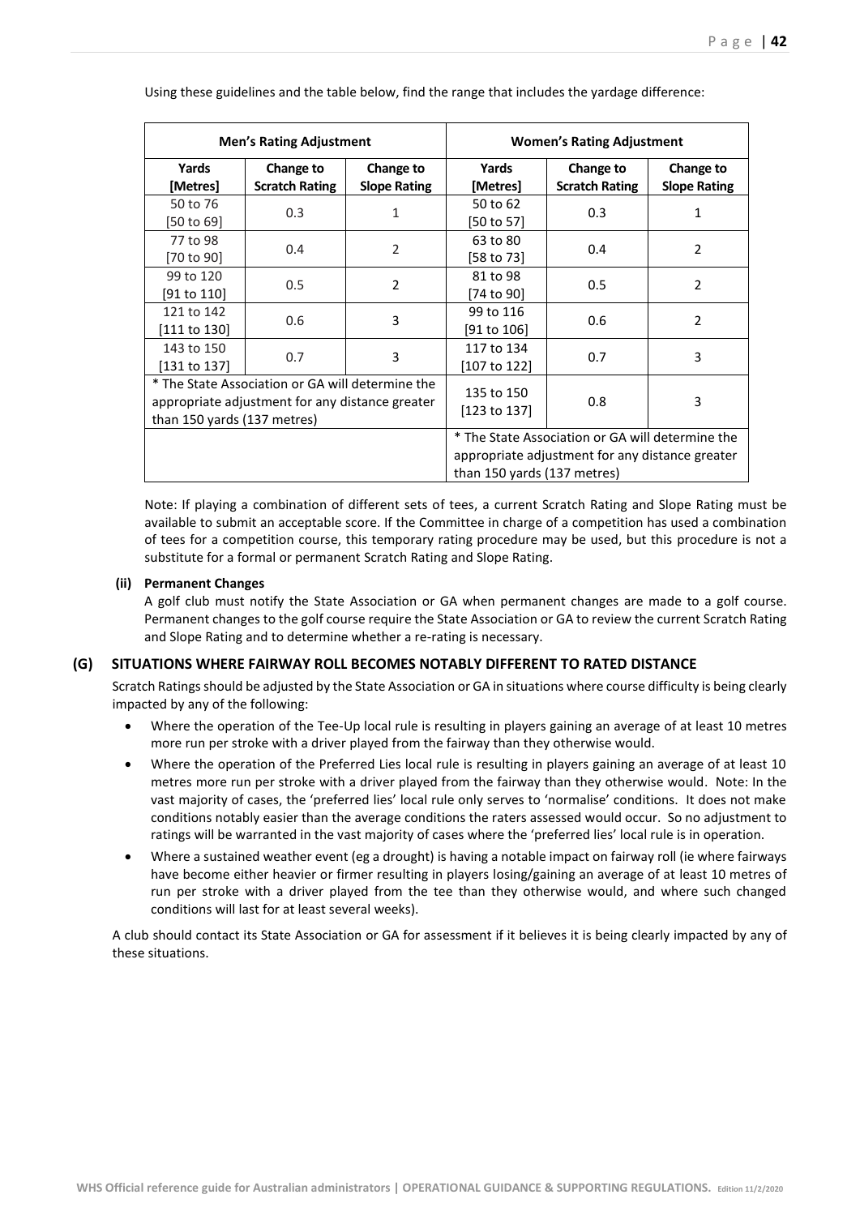Using these guidelines and the table below, find the range that includes the yardage difference:

| Men's Rating Adjustment | | | Women's Rating Adjustment | | |
|---|---|---|---|---|---|
| Yards [Metres] | Change to Scratch Rating | Change to Slope Rating | Yards [Metres] | Change to Scratch Rating | Change to Slope Rating |
| 50 to 76 [50 to 69] | 0.3 | 1 | 50 to 62 [50 to 57] | 0.3 | 1 |
| 77 to 98 [70 to 90] | 0.4 | 2 | 63 to 80 [58 to 73] | 0.4 | 2 |
| 99 to 120 [91 to 110] | 0.5 | 2 | 81 to 98 [74 to 90] | 0.5 | 2 |
| 121 to 142 [111 to 130] | 0.6 | 3 | 99 to 116 [91 to 106] | 0.6 | 2 |
| 143 to 150 [131 to 137] | 0.7 | 3 | 117 to 134 [107 to 122] | 0.7 | 3 |
| * The State Association or GA will determine the appropriate adjustment for any distance greater than 150 yards (137 metres) | | | 135 to 150 [123 to 137] | 0.8 | 3 |
| | | | * The State Association or GA will determine the appropriate adjustment for any distance greater than 150 yards (137 metres) | | |

Note: If playing a combination of different sets of tees, a current Scratch Rating and Slope Rating must be available to submit an acceptable score. If the Committee in charge of a competition has used a combination of tees for a competition course, this temporary rating procedure may be used, but this procedure is not a substitute for a formal or permanent Scratch Rating and Slope Rating.

**(ii) Permanent Changes**

A golf club must notify the State Association or GA when permanent changes are made to a golf course. Permanent changes to the golf course require the State Association or GA to review the current Scratch Rating and Slope Rating and to determine whether a re-rating is necessary.

## (G) SITUATIONS WHERE FAIRWAY ROLL BECOMES NOTABLY DIFFERENT TO RATED DISTANCE

Scratch Ratings should be adjusted by the State Association or GA in situations where course difficulty is being clearly impacted by any of the following:

- Where the operation of the Tee-Up local rule is resulting in players gaining an average of at least 10 metres more run per stroke with a driver played from the fairway than they otherwise would.
- Where the operation of the Preferred Lies local rule is resulting in players gaining an average of at least 10 metres more run per stroke with a driver played from the fairway than they otherwise would. Note: In the vast majority of cases, the 'preferred lies' local rule only serves to 'normalise' conditions. It does not make conditions notably easier than the average conditions the raters assessed would occur. So no adjustment to ratings will be warranted in the vast majority of cases where the 'preferred lies' local rule is in operation.
- Where a sustained weather event (eg a drought) is having a notable impact on fairway roll (ie where fairways have become either heavier or firmer resulting in players losing/gaining an average of at least 10 metres of run per stroke with a driver played from the tee than they otherwise would, and where such changed conditions will last for at least several weeks).

A club should contact its State Association or GA for assessment if it believes it is being clearly impacted by any of these situations.